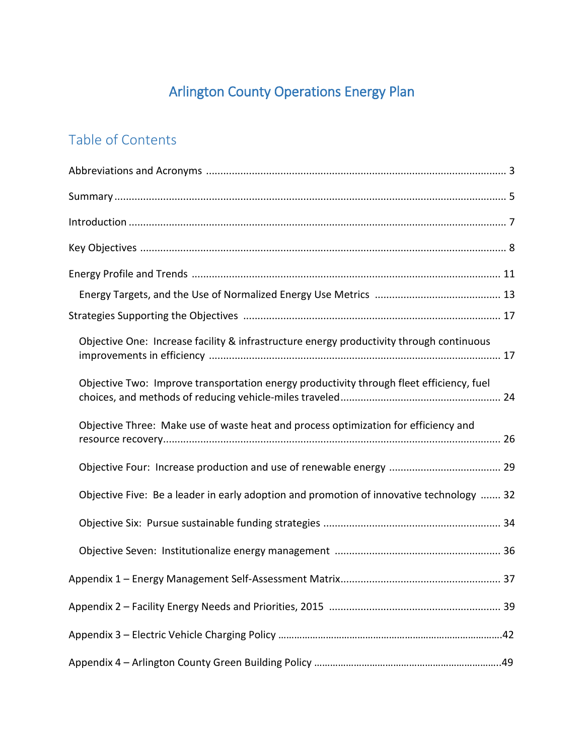# Arlington County Operations Energy Plan

## Table of Contents

Abbreviations and Acronyms ........................................................ 3

Summary ........................................................ 5

Introduction ........................................................ 7

Key Objectives ........................................................ 8

Energy Profile and Trends ........................................................ 11

- Energy Targets, and the Use of Normalized Energy Use Metrics ........................................................ 13

Strategies Supporting the Objectives ........................................................ 17

- Objective One: Increase facility & infrastructure energy productivity through continuous improvements in efficiency ........................................................ 17
- Objective Two: Improve transportation energy productivity through fleet efficiency, fuel choices, and methods of reducing vehicle-miles traveled ........................................................ 24
- Objective Three: Make use of waste heat and process optimization for efficiency and resource recovery ........................................................ 26
- Objective Four: Increase production and use of renewable energy ........................................................ 29
- Objective Five: Be a leader in early adoption and promotion of innovative technology ........ 32
- Objective Six: Pursue sustainable funding strategies ........................................................ 34
- Objective Seven: Institutionalize energy management ........................................................ 36

Appendix 1 – Energy Management Self-Assessment Matrix ........................................................ 37

Appendix 2 – Facility Energy Needs and Priorities, 2015 ........................................................ 39

Appendix 3 – Electric Vehicle Charging Policy ........................................................ 42

Appendix 4 – Arlington County Green Building Policy ........................................................ 49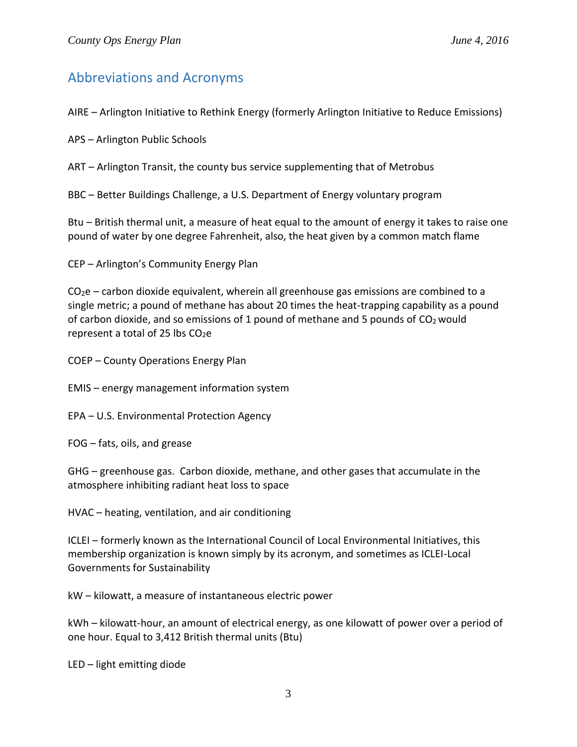## Abbreviations and Acronyms

AIRE – Arlington Initiative to Rethink Energy (formerly Arlington Initiative to Reduce Emissions)

APS – Arlington Public Schools

ART – Arlington Transit, the county bus service supplementing that of Metrobus

BBC – Better Buildings Challenge, a U.S. Department of Energy voluntary program

Btu – British thermal unit, a measure of heat equal to the amount of energy it takes to raise one pound of water by one degree Fahrenheit, also, the heat given by a common match flame

CEP – Arlington's Community Energy Plan

$CO_2e$ – carbon dioxide equivalent, wherein all greenhouse gas emissions are combined to a single metric; a pound of methane has about 20 times the heat-trapping capability as a pound of carbon dioxide, and so emissions of 1 pound of methane and 5 pounds of $CO_2$ would represent a total of 25 lbs $CO_2e$

COEP – County Operations Energy Plan

EMIS – energy management information system

EPA – U.S. Environmental Protection Agency

FOG – fats, oils, and grease

GHG – greenhouse gas. Carbon dioxide, methane, and other gases that accumulate in the atmosphere inhibiting radiant heat loss to space

HVAC – heating, ventilation, and air conditioning

ICLEI – formerly known as the International Council of Local Environmental Initiatives, this membership organization is known simply by its acronym, and sometimes as ICLEI-Local Governments for Sustainability

kW – kilowatt, a measure of instantaneous electric power

kWh – kilowatt-hour, an amount of electrical energy, as one kilowatt of power over a period of one hour. Equal to 3,412 British thermal units (Btu)

LED – light emitting diode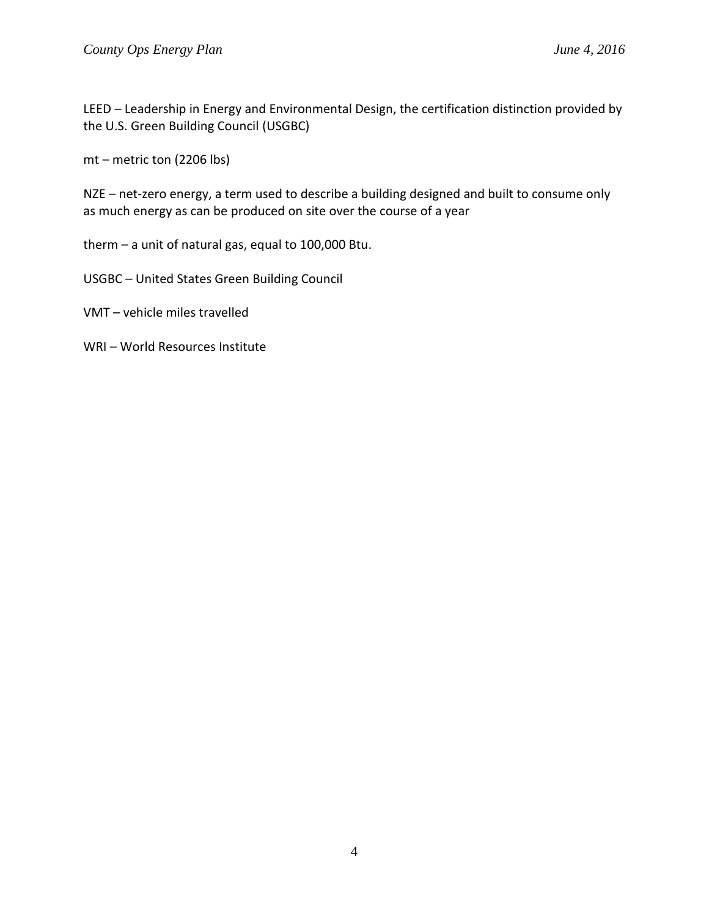LEED – Leadership in Energy and Environmental Design, the certification distinction provided by the U.S. Green Building Council (USGBC)

mt – metric ton (2206 lbs)

NZE – net-zero energy, a term used to describe a building designed and built to consume only as much energy as can be produced on site over the course of a year

therm – a unit of natural gas, equal to 100,000 Btu.

USGBC – United States Green Building Council

VMT – vehicle miles travelled

WRI – World Resources Institute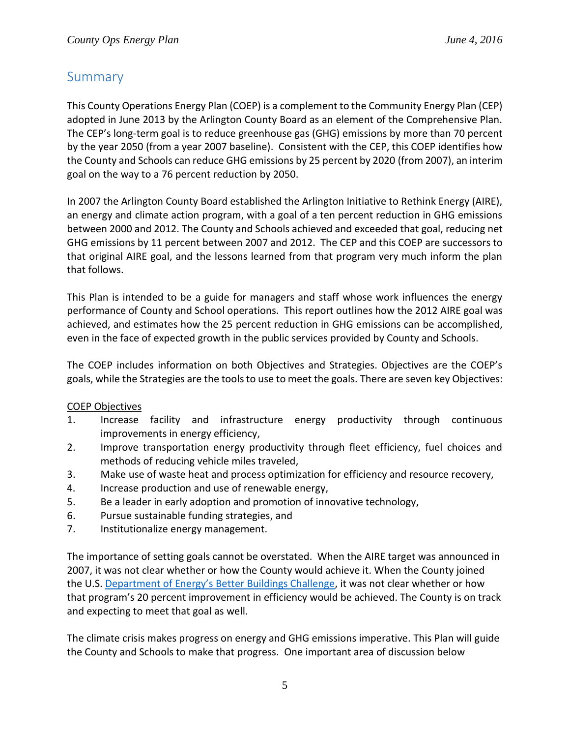## Summary

This County Operations Energy Plan (COEP) is a complement to the Community Energy Plan (CEP) adopted in June 2013 by the Arlington County Board as an element of the Comprehensive Plan. The CEP's long-term goal is to reduce greenhouse gas (GHG) emissions by more than 70 percent by the year 2050 (from a year 2007 baseline). Consistent with the CEP, this COEP identifies how the County and Schools can reduce GHG emissions by 25 percent by 2020 (from 2007), an interim goal on the way to a 76 percent reduction by 2050.

In 2007 the Arlington County Board established the Arlington Initiative to Rethink Energy (AIRE), an energy and climate action program, with a goal of a ten percent reduction in GHG emissions between 2000 and 2012. The County and Schools achieved and exceeded that goal, reducing net GHG emissions by 11 percent between 2007 and 2012. The CEP and this COEP are successors to that original AIRE goal, and the lessons learned from that program very much inform the plan that follows.

This Plan is intended to be a guide for managers and staff whose work influences the energy performance of County and School operations. This report outlines how the 2012 AIRE goal was achieved, and estimates how the 25 percent reduction in GHG emissions can be accomplished, even in the face of expected growth in the public services provided by County and Schools.

The COEP includes information on both Objectives and Strategies. Objectives are the COEP's goals, while the Strategies are the tools to use to meet the goals. There are seven key Objectives:

COEP Objectives

1. Increase facility and infrastructure energy productivity through continuous improvements in energy efficiency,
2. Improve transportation energy productivity through fleet efficiency, fuel choices and methods of reducing vehicle miles traveled,
3. Make use of waste heat and process optimization for efficiency and resource recovery,
4. Increase production and use of renewable energy,
5. Be a leader in early adoption and promotion of innovative technology,
6. Pursue sustainable funding strategies, and
7. Institutionalize energy management.

The importance of setting goals cannot be overstated. When the AIRE target was announced in 2007, it was not clear whether or how the County would achieve it. When the County joined the U.S. Department of Energy's Better Buildings Challenge, it was not clear whether or how that program's 20 percent improvement in efficiency would be achieved. The County is on track and expecting to meet that goal as well.

The climate crisis makes progress on energy and GHG emissions imperative. This Plan will guide the County and Schools to make that progress. One important area of discussion below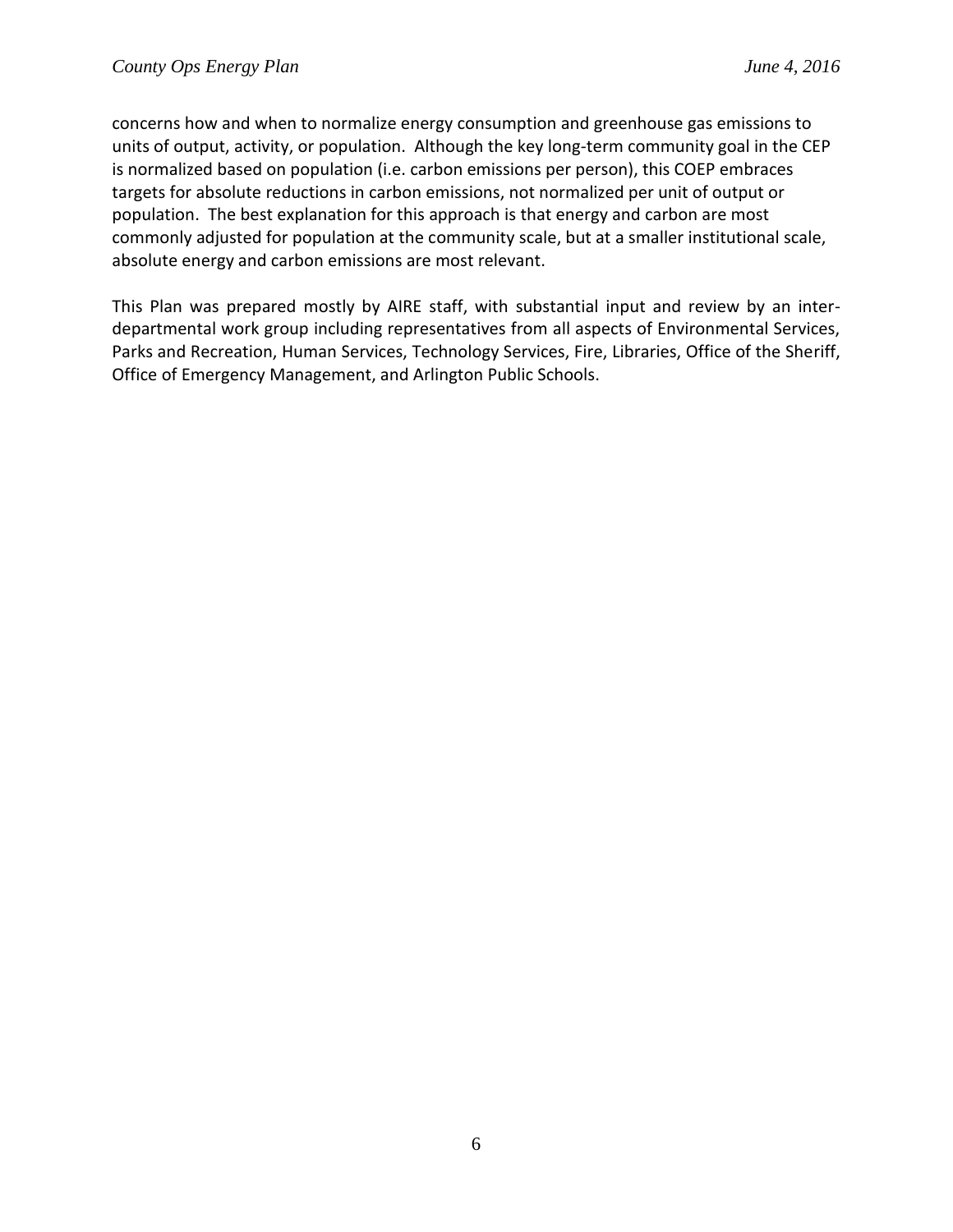concerns how and when to normalize energy consumption and greenhouse gas emissions to units of output, activity, or population. Although the key long-term community goal in the CEP is normalized based on population (i.e. carbon emissions per person), this COEP embraces targets for absolute reductions in carbon emissions, not normalized per unit of output or population. The best explanation for this approach is that energy and carbon are most commonly adjusted for population at the community scale, but at a smaller institutional scale, absolute energy and carbon emissions are most relevant.

This Plan was prepared mostly by AIRE staff, with substantial input and review by an inter-departmental work group including representatives from all aspects of Environmental Services, Parks and Recreation, Human Services, Technology Services, Fire, Libraries, Office of the Sheriff, Office of Emergency Management, and Arlington Public Schools.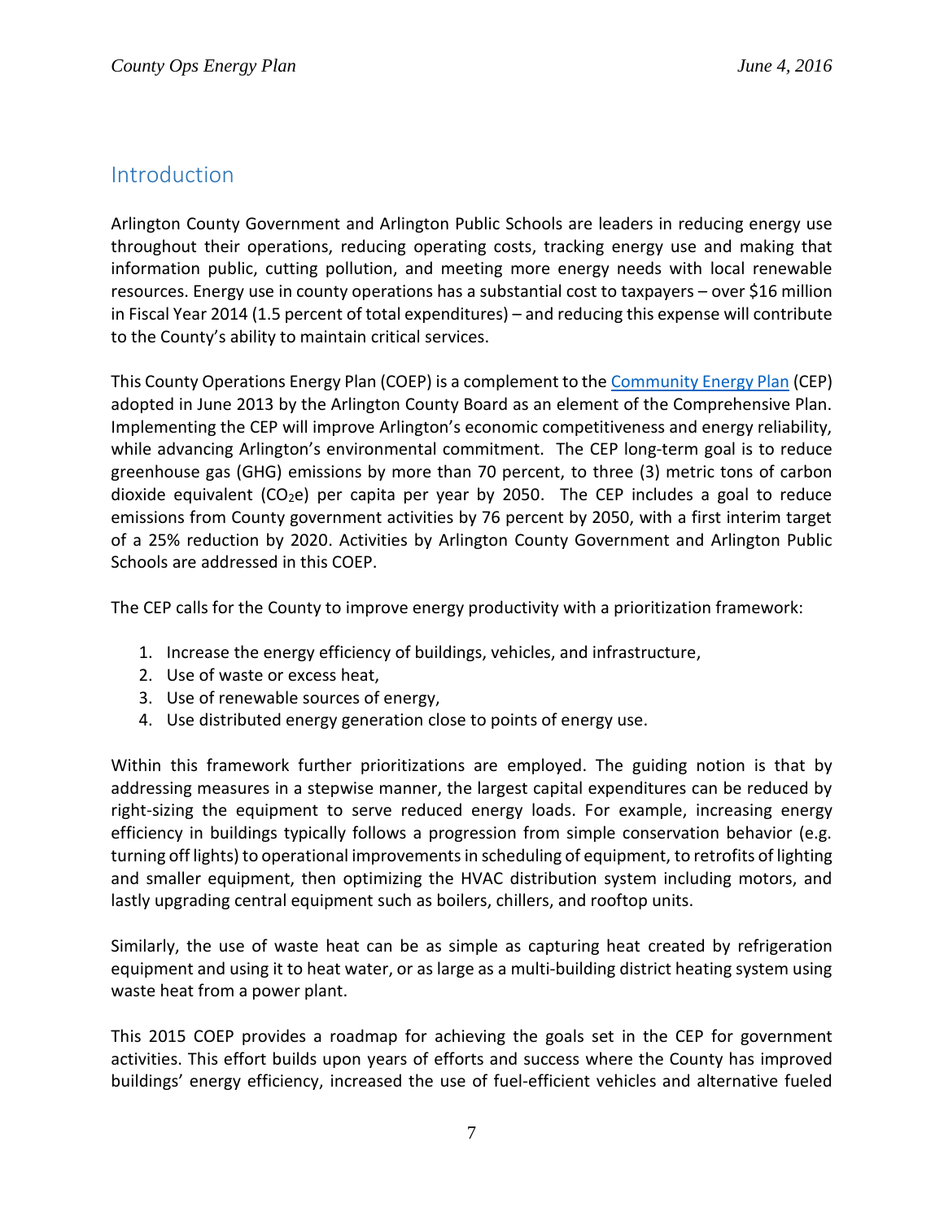## Introduction

Arlington County Government and Arlington Public Schools are leaders in reducing energy use throughout their operations, reducing operating costs, tracking energy use and making that information public, cutting pollution, and meeting more energy needs with local renewable resources. Energy use in county operations has a substantial cost to taxpayers – over $16 million in Fiscal Year 2014 (1.5 percent of total expenditures) – and reducing this expense will contribute to the County's ability to maintain critical services.

This County Operations Energy Plan (COEP) is a complement to the [Community Energy Plan](https://www.arlingtonva.us) (CEP) adopted in June 2013 by the Arlington County Board as an element of the Comprehensive Plan. Implementing the CEP will improve Arlington's economic competitiveness and energy reliability, while advancing Arlington's environmental commitment. The CEP long-term goal is to reduce greenhouse gas (GHG) emissions by more than 70 percent, to three (3) metric tons of carbon dioxide equivalent ($CO_2e$) per capita per year by 2050. The CEP includes a goal to reduce emissions from County government activities by 76 percent by 2050, with a first interim target of a 25% reduction by 2020. Activities by Arlington County Government and Arlington Public Schools are addressed in this COEP.

The CEP calls for the County to improve energy productivity with a prioritization framework:

1. Increase the energy efficiency of buildings, vehicles, and infrastructure,
2. Use of waste or excess heat,
3. Use of renewable sources of energy,
4. Use distributed energy generation close to points of energy use.

Within this framework further prioritizations are employed. The guiding notion is that by addressing measures in a stepwise manner, the largest capital expenditures can be reduced by right-sizing the equipment to serve reduced energy loads. For example, increasing energy efficiency in buildings typically follows a progression from simple conservation behavior (e.g. turning off lights) to operational improvements in scheduling of equipment, to retrofits of lighting and smaller equipment, then optimizing the HVAC distribution system including motors, and lastly upgrading central equipment such as boilers, chillers, and rooftop units.

Similarly, the use of waste heat can be as simple as capturing heat created by refrigeration equipment and using it to heat water, or as large as a multi-building district heating system using waste heat from a power plant.

This 2015 COEP provides a roadmap for achieving the goals set in the CEP for government activities. This effort builds upon years of efforts and success where the County has improved buildings' energy efficiency, increased the use of fuel-efficient vehicles and alternative fueled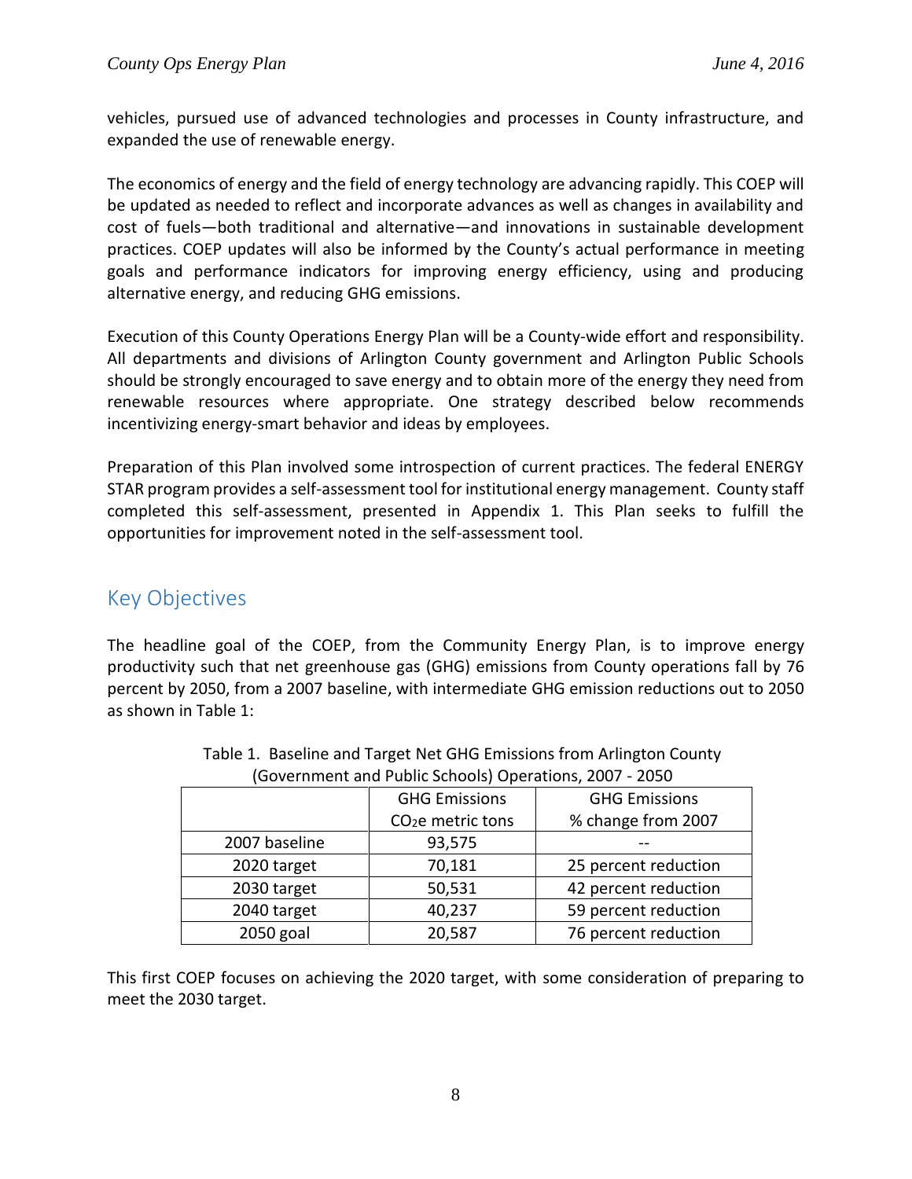vehicles, pursued use of advanced technologies and processes in County infrastructure, and expanded the use of renewable energy.

The economics of energy and the field of energy technology are advancing rapidly. This COEP will be updated as needed to reflect and incorporate advances as well as changes in availability and cost of fuels—both traditional and alternative—and innovations in sustainable development practices. COEP updates will also be informed by the County's actual performance in meeting goals and performance indicators for improving energy efficiency, using and producing alternative energy, and reducing GHG emissions.

Execution of this County Operations Energy Plan will be a County-wide effort and responsibility. All departments and divisions of Arlington County government and Arlington Public Schools should be strongly encouraged to save energy and to obtain more of the energy they need from renewable resources where appropriate. One strategy described below recommends incentivizing energy-smart behavior and ideas by employees.

Preparation of this Plan involved some introspection of current practices. The federal ENERGY STAR program provides a self-assessment tool for institutional energy management. County staff completed this self-assessment, presented in Appendix 1. This Plan seeks to fulfill the opportunities for improvement noted in the self-assessment tool.

## Key Objectives

The headline goal of the COEP, from the Community Energy Plan, is to improve energy productivity such that net greenhouse gas (GHG) emissions from County operations fall by 76 percent by 2050, from a 2007 baseline, with intermediate GHG emission reductions out to 2050 as shown in Table 1:

Table 1. Baseline and Target Net GHG Emissions from Arlington County (Government and Public Schools) Operations, 2007 - 2050

| | GHG Emissions $CO_2$e metric tons | GHG Emissions % change from 2007 |
|---|---|---|
| 2007 baseline | 93,575 | -- |
| 2020 target | 70,181 | 25 percent reduction |
| 2030 target | 50,531 | 42 percent reduction |
| 2040 target | 40,237 | 59 percent reduction |
| 2050 goal | 20,587 | 76 percent reduction |

This first COEP focuses on achieving the 2020 target, with some consideration of preparing to meet the 2030 target.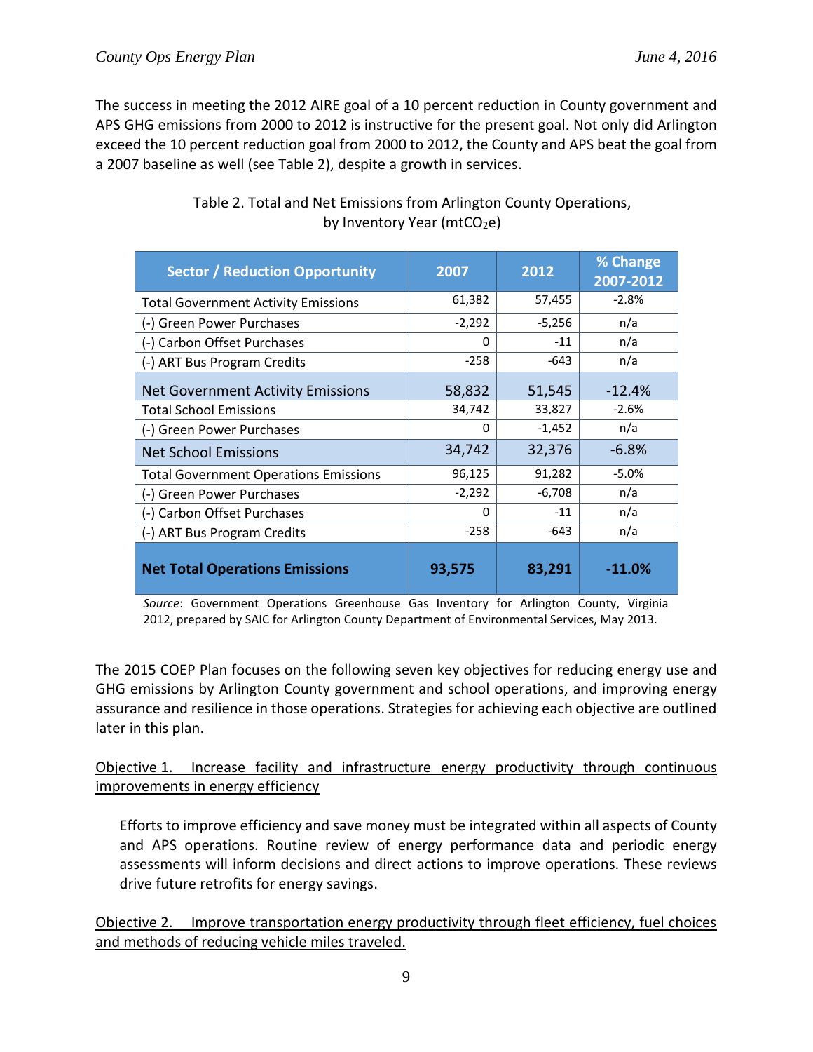The success in meeting the 2012 AIRE goal of a 10 percent reduction in County government and APS GHG emissions from 2000 to 2012 is instructive for the present goal. Not only did Arlington exceed the 10 percent reduction goal from 2000 to 2012, the County and APS beat the goal from a 2007 baseline as well (see Table 2), despite a growth in services.

Table 2. Total and Net Emissions from Arlington County Operations, by Inventory Year ($mtCO_2e$)

| Sector / Reduction Opportunity | 2007 | 2012 | % Change 2007-2012 |
|---|---|---|---|
| Total Government Activity Emissions | 61,382 | 57,455 | -2.8% |
| (-) Green Power Purchases | -2,292 | -5,256 | n/a |
| (-) Carbon Offset Purchases | 0 | -11 | n/a |
| (-) ART Bus Program Credits | -258 | -643 | n/a |
| Net Government Activity Emissions | 58,832 | 51,545 | -12.4% |
| Total School Emissions | 34,742 | 33,827 | -2.6% |
| (-) Green Power Purchases | 0 | -1,452 | n/a |
| Net School Emissions | 34,742 | 32,376 | -6.8% |
| Total Government Operations Emissions | 96,125 | 91,282 | -5.0% |
| (-) Green Power Purchases | -2,292 | -6,708 | n/a |
| (-) Carbon Offset Purchases | 0 | -11 | n/a |
| (-) ART Bus Program Credits | -258 | -643 | n/a |
| **Net Total Operations Emissions** | **93,575** | **83,291** | **-11.0%** |

*Source*: Government Operations Greenhouse Gas Inventory for Arlington County, Virginia 2012, prepared by SAIC for Arlington County Department of Environmental Services, May 2013.

The 2015 COEP Plan focuses on the following seven key objectives for reducing energy use and GHG emissions by Arlington County government and school operations, and improving energy assurance and resilience in those operations. Strategies for achieving each objective are outlined later in this plan.

Objective 1. Increase facility and infrastructure energy productivity through continuous improvements in energy efficiency

Efforts to improve efficiency and save money must be integrated within all aspects of County and APS operations. Routine review of energy performance data and periodic energy assessments will inform decisions and direct actions to improve operations. These reviews drive future retrofits for energy savings.

Objective 2. Improve transportation energy productivity through fleet efficiency, fuel choices and methods of reducing vehicle miles traveled.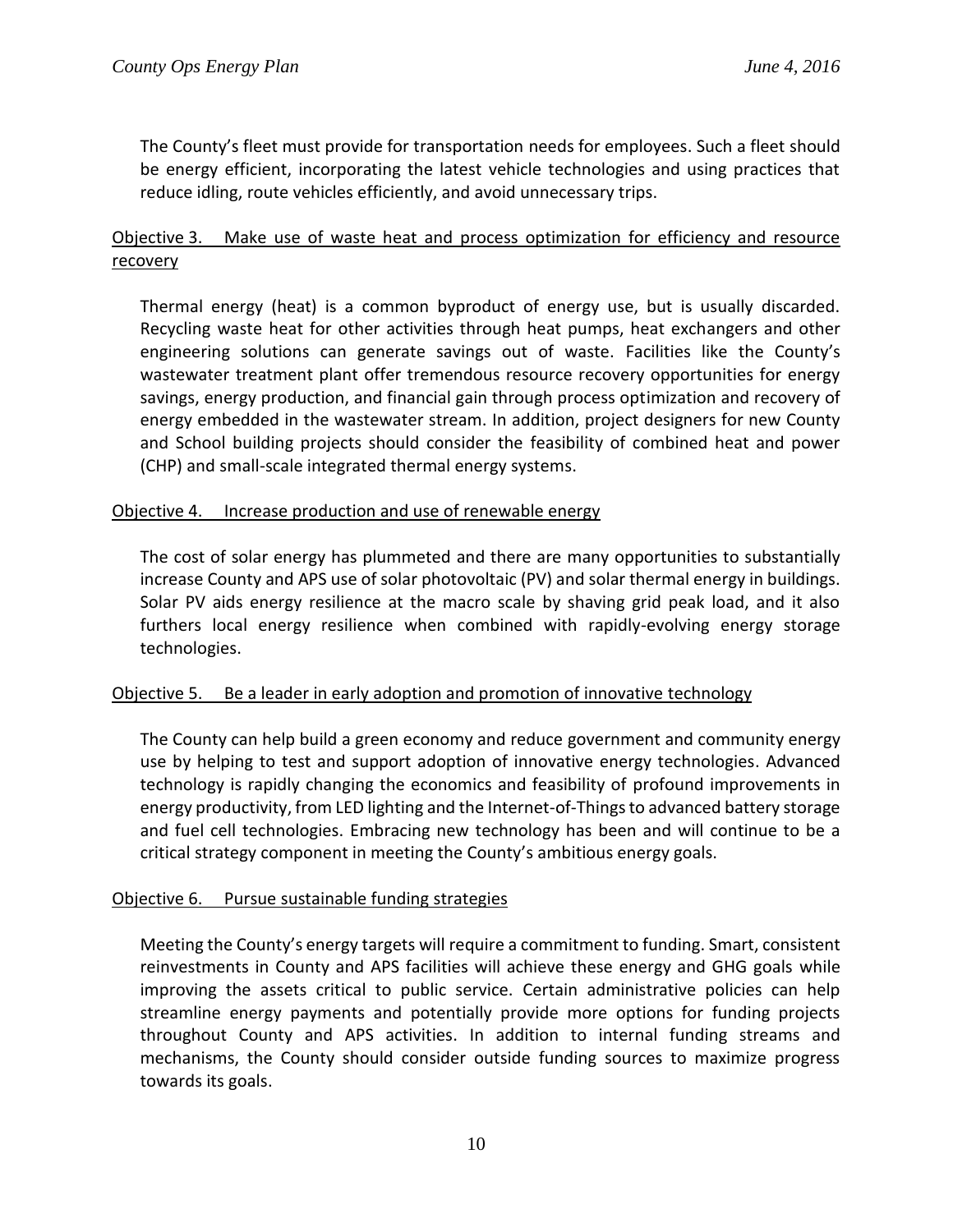The County's fleet must provide for transportation needs for employees. Such a fleet should be energy efficient, incorporating the latest vehicle technologies and using practices that reduce idling, route vehicles efficiently, and avoid unnecessary trips.

### Objective 3. Make use of waste heat and process optimization for efficiency and resource recovery

Thermal energy (heat) is a common byproduct of energy use, but is usually discarded. Recycling waste heat for other activities through heat pumps, heat exchangers and other engineering solutions can generate savings out of waste. Facilities like the County's wastewater treatment plant offer tremendous resource recovery opportunities for energy savings, energy production, and financial gain through process optimization and recovery of energy embedded in the wastewater stream. In addition, project designers for new County and School building projects should consider the feasibility of combined heat and power (CHP) and small-scale integrated thermal energy systems.

### Objective 4. Increase production and use of renewable energy

The cost of solar energy has plummeted and there are many opportunities to substantially increase County and APS use of solar photovoltaic (PV) and solar thermal energy in buildings. Solar PV aids energy resilience at the macro scale by shaving grid peak load, and it also furthers local energy resilience when combined with rapidly-evolving energy storage technologies.

### Objective 5. Be a leader in early adoption and promotion of innovative technology

The County can help build a green economy and reduce government and community energy use by helping to test and support adoption of innovative energy technologies. Advanced technology is rapidly changing the economics and feasibility of profound improvements in energy productivity, from LED lighting and the Internet-of-Things to advanced battery storage and fuel cell technologies. Embracing new technology has been and will continue to be a critical strategy component in meeting the County's ambitious energy goals.

### Objective 6. Pursue sustainable funding strategies

Meeting the County's energy targets will require a commitment to funding. Smart, consistent reinvestments in County and APS facilities will achieve these energy and GHG goals while improving the assets critical to public service. Certain administrative policies can help streamline energy payments and potentially provide more options for funding projects throughout County and APS activities. In addition to internal funding streams and mechanisms, the County should consider outside funding sources to maximize progress towards its goals.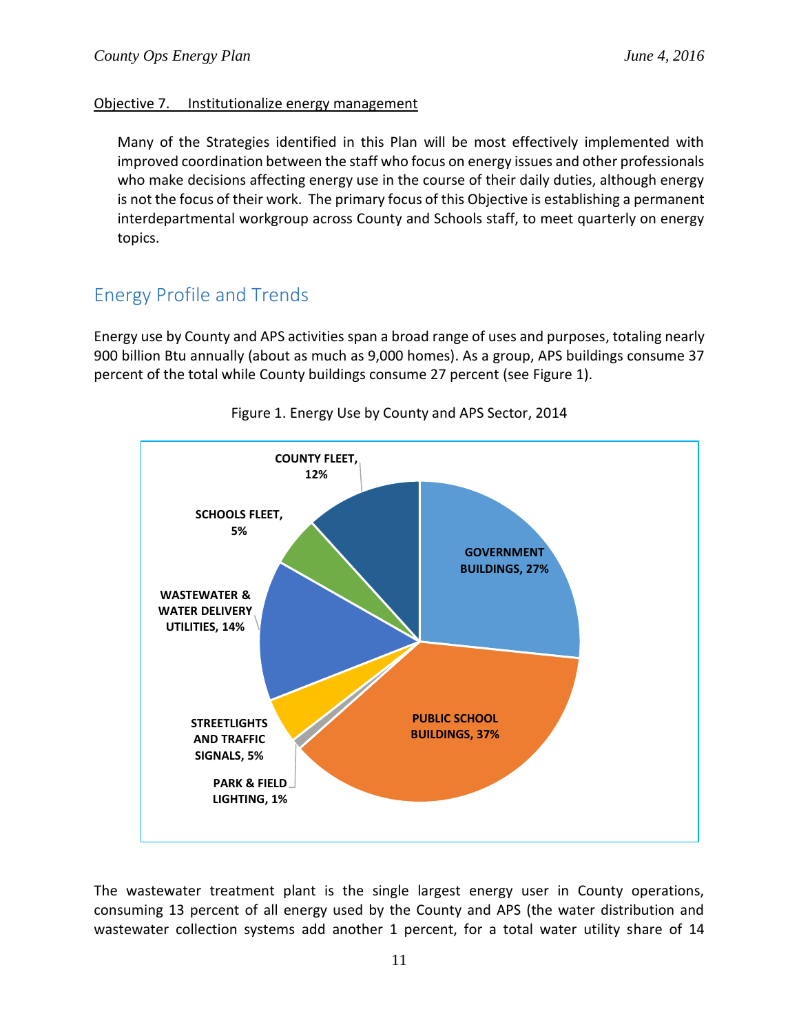Objective 7. Institutionalize energy management

Many of the Strategies identified in this Plan will be most effectively implemented with improved coordination between the staff who focus on energy issues and other professionals who make decisions affecting energy use in the course of their daily duties, although energy is not the focus of their work. The primary focus of this Objective is establishing a permanent interdepartmental workgroup across County and Schools staff, to meet quarterly on energy topics.

## Energy Profile and Trends

Energy use by County and APS activities span a broad range of uses and purposes, totaling nearly 900 billion Btu annually (about as much as 9,000 homes). As a group, APS buildings consume 37 percent of the total while County buildings consume 27 percent (see Figure 1).

Figure 1. Energy Use by County and APS Sector, 2014

| Sector | Share |
|---|---|
| Government Buildings | 27% |
| Public School Buildings | 37% |
| Park & Field Lighting | 1% |
| Streetlights and Traffic Signals | 5% |
| Wastewater & Water Delivery Utilities | 14% |
| Schools Fleet | 5% |
| County Fleet | 12% |

The wastewater treatment plant is the single largest energy user in County operations, consuming 13 percent of all energy used by the County and APS (the water distribution and wastewater collection systems add another 1 percent, for a total water utility share of 14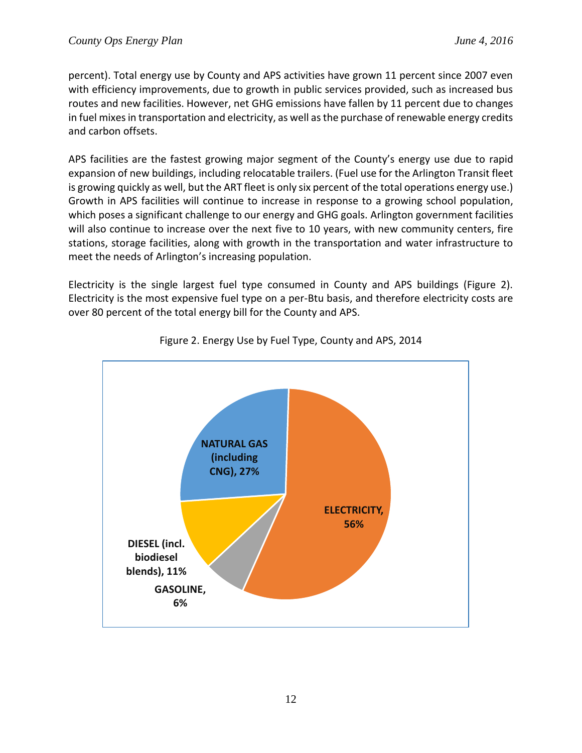percent). Total energy use by County and APS activities have grown 11 percent since 2007 even with efficiency improvements, due to growth in public services provided, such as increased bus routes and new facilities. However, net GHG emissions have fallen by 11 percent due to changes in fuel mixes in transportation and electricity, as well as the purchase of renewable energy credits and carbon offsets.

APS facilities are the fastest growing major segment of the County's energy use due to rapid expansion of new buildings, including relocatable trailers. (Fuel use for the Arlington Transit fleet is growing quickly as well, but the ART fleet is only six percent of the total operations energy use.) Growth in APS facilities will continue to increase in response to a growing school population, which poses a significant challenge to our energy and GHG goals. Arlington government facilities will also continue to increase over the next five to 10 years, with new community centers, fire stations, storage facilities, along with growth in the transportation and water infrastructure to meet the needs of Arlington's increasing population.

Electricity is the single largest fuel type consumed in County and APS buildings (Figure 2). Electricity is the most expensive fuel type on a per-Btu basis, and therefore electricity costs are over 80 percent of the total energy bill for the County and APS.

Figure 2. Energy Use by Fuel Type, County and APS, 2014

| Fuel Type | Share |
|---|---|
| ELECTRICITY | 56% |
| NATURAL GAS (including CNG) | 27% |
| DIESEL (incl. biodiesel blends) | 11% |
| GASOLINE | 6% |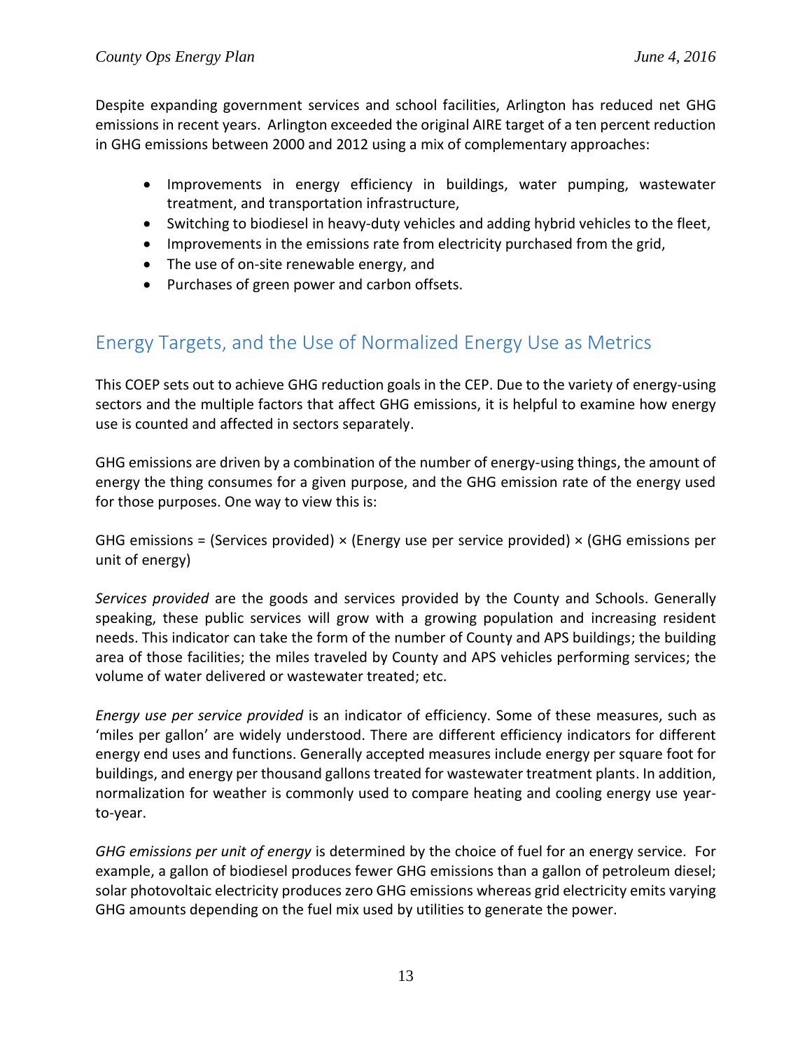Despite expanding government services and school facilities, Arlington has reduced net GHG emissions in recent years. Arlington exceeded the original AIRE target of a ten percent reduction in GHG emissions between 2000 and 2012 using a mix of complementary approaches:

- Improvements in energy efficiency in buildings, water pumping, wastewater treatment, and transportation infrastructure,
- Switching to biodiesel in heavy-duty vehicles and adding hybrid vehicles to the fleet,
- Improvements in the emissions rate from electricity purchased from the grid,
- The use of on-site renewable energy, and
- Purchases of green power and carbon offsets.

## Energy Targets, and the Use of Normalized Energy Use as Metrics

This COEP sets out to achieve GHG reduction goals in the CEP. Due to the variety of energy-using sectors and the multiple factors that affect GHG emissions, it is helpful to examine how energy use is counted and affected in sectors separately.

GHG emissions are driven by a combination of the number of energy-using things, the amount of energy the thing consumes for a given purpose, and the GHG emission rate of the energy used for those purposes. One way to view this is:

GHG emissions = (Services provided) × (Energy use per service provided) × (GHG emissions per unit of energy)

*Services provided* are the goods and services provided by the County and Schools. Generally speaking, these public services will grow with a growing population and increasing resident needs. This indicator can take the form of the number of County and APS buildings; the building area of those facilities; the miles traveled by County and APS vehicles performing services; the volume of water delivered or wastewater treated; etc.

*Energy use per service provided* is an indicator of efficiency. Some of these measures, such as 'miles per gallon' are widely understood. There are different efficiency indicators for different energy end uses and functions. Generally accepted measures include energy per square foot for buildings, and energy per thousand gallons treated for wastewater treatment plants. In addition, normalization for weather is commonly used to compare heating and cooling energy use year-to-year.

*GHG emissions per unit of energy* is determined by the choice of fuel for an energy service. For example, a gallon of biodiesel produces fewer GHG emissions than a gallon of petroleum diesel; solar photovoltaic electricity produces zero GHG emissions whereas grid electricity emits varying GHG amounts depending on the fuel mix used by utilities to generate the power.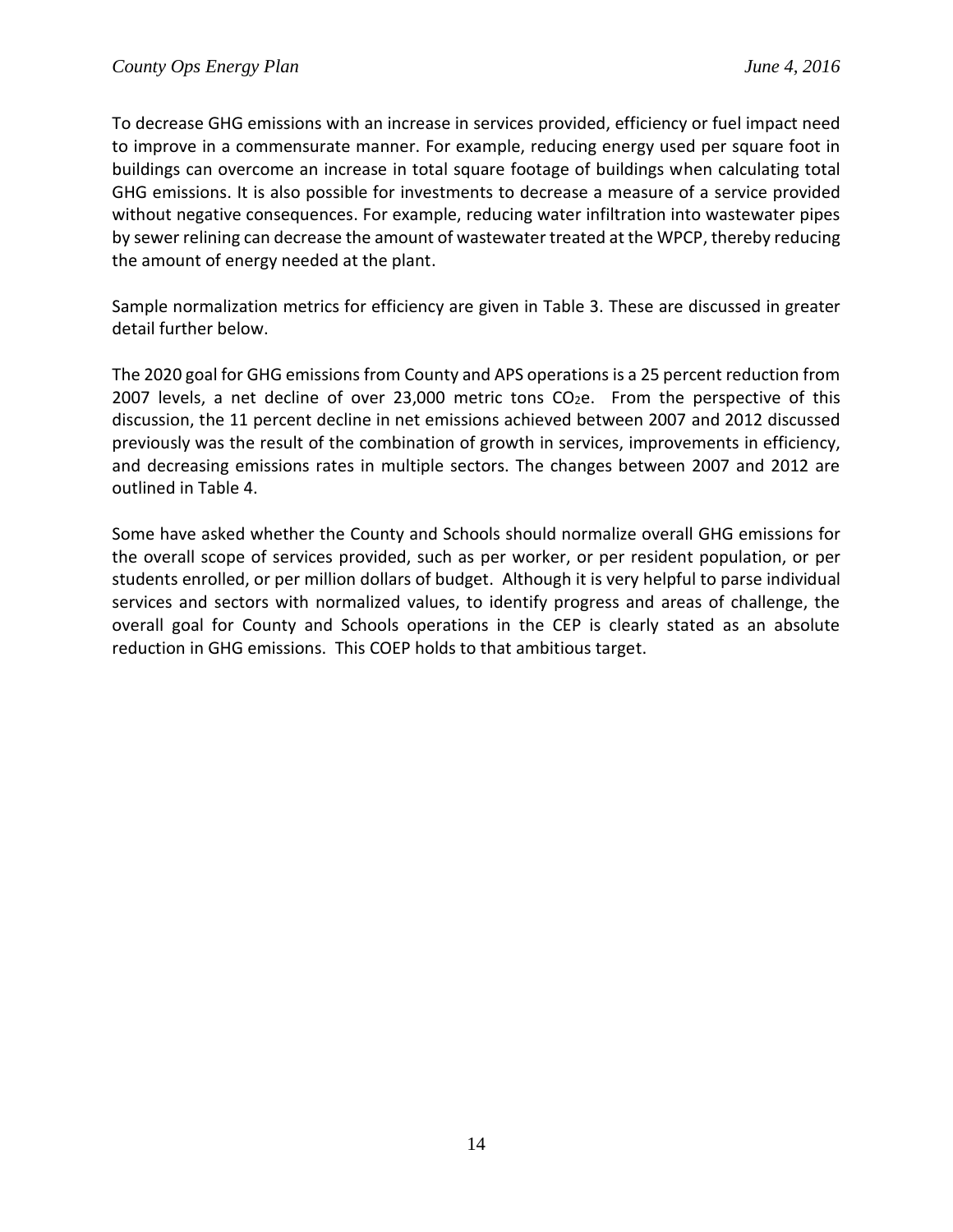To decrease GHG emissions with an increase in services provided, efficiency or fuel impact need to improve in a commensurate manner. For example, reducing energy used per square foot in buildings can overcome an increase in total square footage of buildings when calculating total GHG emissions. It is also possible for investments to decrease a measure of a service provided without negative consequences. For example, reducing water infiltration into wastewater pipes by sewer relining can decrease the amount of wastewater treated at the WPCP, thereby reducing the amount of energy needed at the plant.

Sample normalization metrics for efficiency are given in Table 3. These are discussed in greater detail further below.

The 2020 goal for GHG emissions from County and APS operations is a 25 percent reduction from 2007 levels, a net decline of over 23,000 metric tons $CO_2e$. From the perspective of this discussion, the 11 percent decline in net emissions achieved between 2007 and 2012 discussed previously was the result of the combination of growth in services, improvements in efficiency, and decreasing emissions rates in multiple sectors. The changes between 2007 and 2012 are outlined in Table 4.

Some have asked whether the County and Schools should normalize overall GHG emissions for the overall scope of services provided, such as per worker, or per resident population, or per students enrolled, or per million dollars of budget. Although it is very helpful to parse individual services and sectors with normalized values, to identify progress and areas of challenge, the overall goal for County and Schools operations in the CEP is clearly stated as an absolute reduction in GHG emissions. This COEP holds to that ambitious target.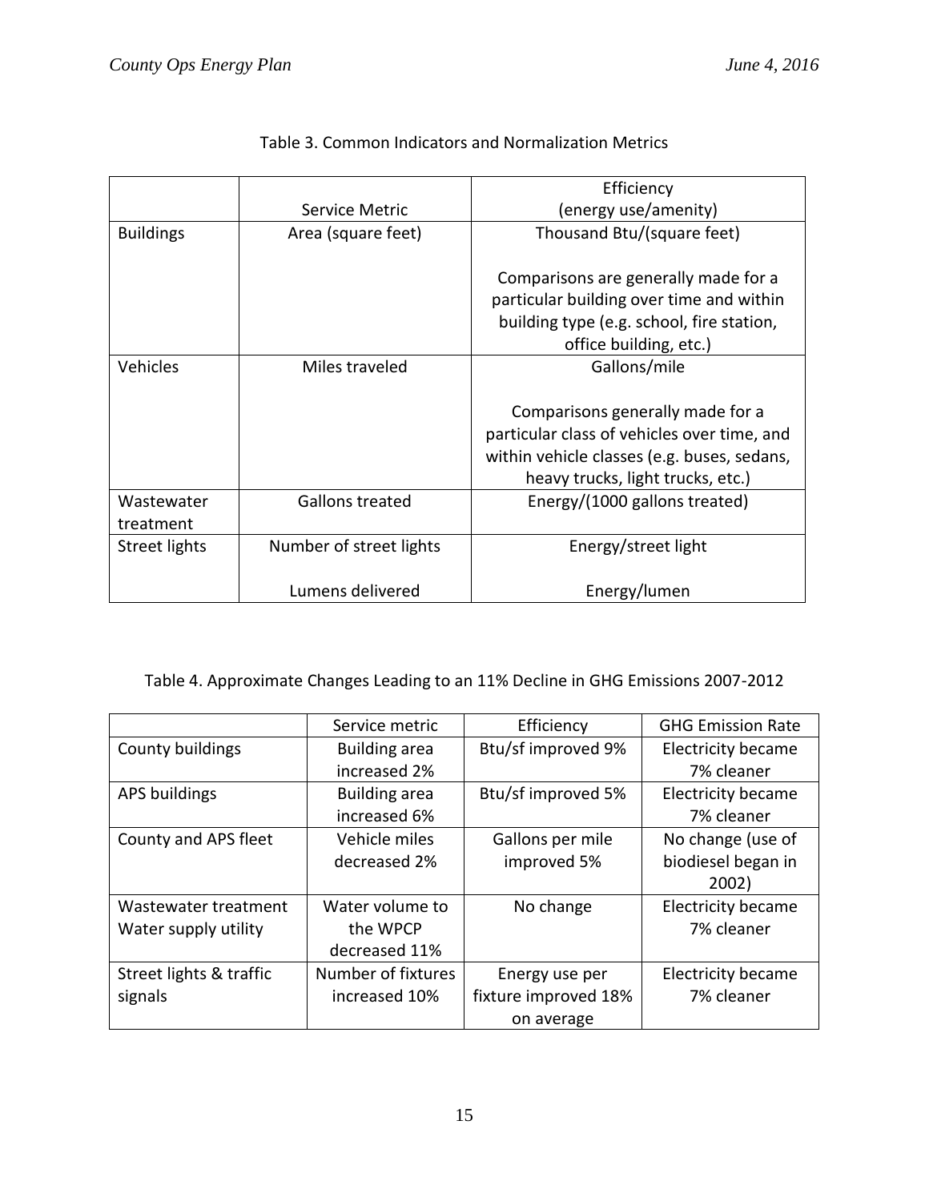Table 3. Common Indicators and Normalization Metrics

| | Service Metric | Efficiency (energy use/amenity) |
|---|---|---|
| Buildings | Area (square feet) | Thousand Btu/(square feet)<br><br>Comparisons are generally made for a particular building over time and within building type (e.g. school, fire station, office building, etc.) |
| Vehicles | Miles traveled | Gallons/mile<br><br>Comparisons generally made for a particular class of vehicles over time, and within vehicle classes (e.g. buses, sedans, heavy trucks, light trucks, etc.) |
| Wastewater treatment | Gallons treated | Energy/(1000 gallons treated) |
| Street lights | Number of street lights<br><br>Lumens delivered | Energy/street light<br><br>Energy/lumen |

Table 4. Approximate Changes Leading to an 11% Decline in GHG Emissions 2007-2012

| | Service metric | Efficiency | GHG Emission Rate |
|---|---|---|---|
| County buildings | Building area increased 2% | Btu/sf improved 9% | Electricity became 7% cleaner |
| APS buildings | Building area increased 6% | Btu/sf improved 5% | Electricity became 7% cleaner |
| County and APS fleet | Vehicle miles decreased 2% | Gallons per mile improved 5% | No change (use of biodiesel began in 2002) |
| Wastewater treatment Water supply utility | Water volume to the WPCP decreased 11% | No change | Electricity became 7% cleaner |
| Street lights & traffic signals | Number of fixtures increased 10% | Energy use per fixture improved 18% on average | Electricity became 7% cleaner |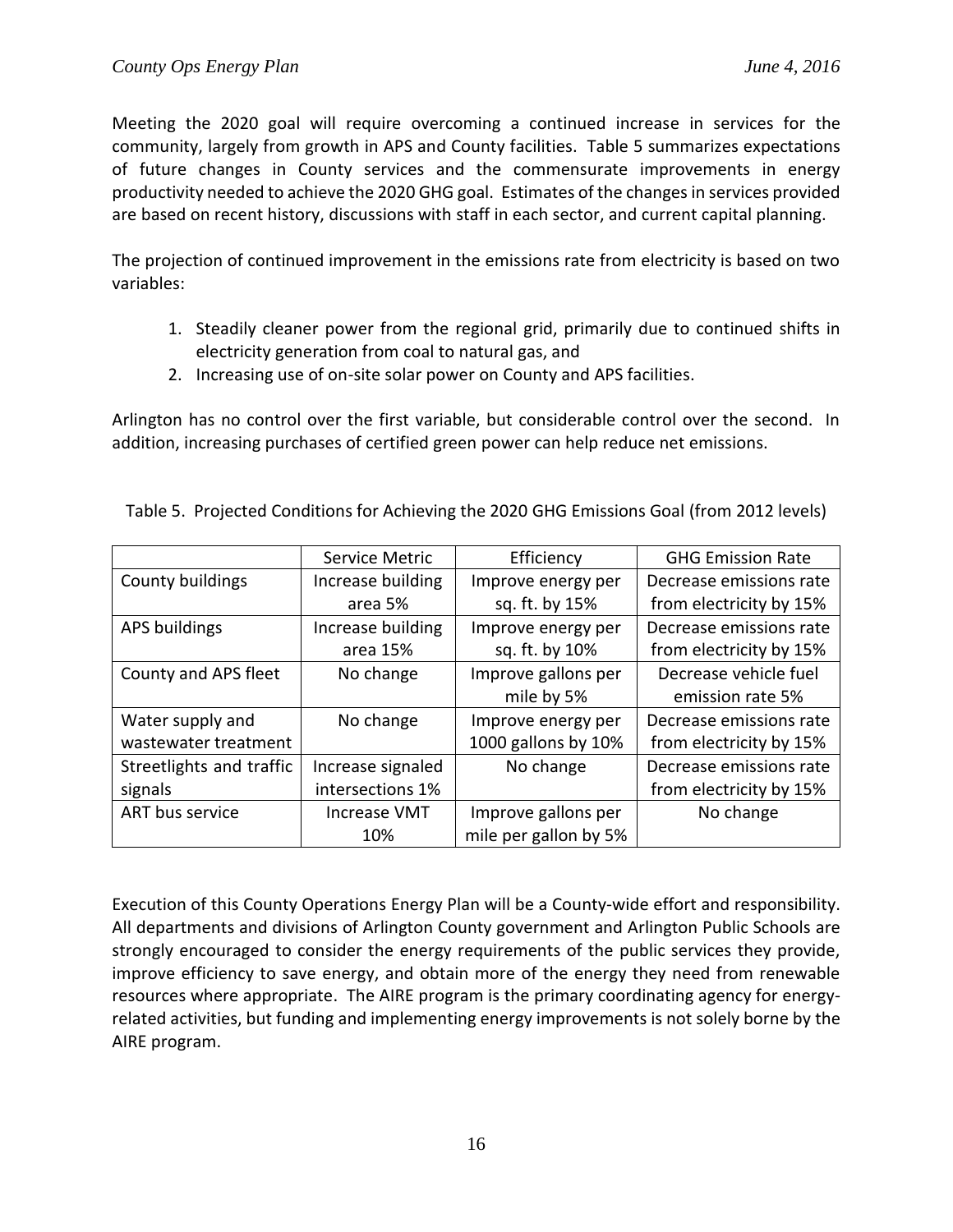Meeting the 2020 goal will require overcoming a continued increase in services for the community, largely from growth in APS and County facilities. Table 5 summarizes expectations of future changes in County services and the commensurate improvements in energy productivity needed to achieve the 2020 GHG goal. Estimates of the changes in services provided are based on recent history, discussions with staff in each sector, and current capital planning.

The projection of continued improvement in the emissions rate from electricity is based on two variables:

1. Steadily cleaner power from the regional grid, primarily due to continued shifts in electricity generation from coal to natural gas, and
2. Increasing use of on-site solar power on County and APS facilities.

Arlington has no control over the first variable, but considerable control over the second. In addition, increasing purchases of certified green power can help reduce net emissions.

Table 5. Projected Conditions for Achieving the 2020 GHG Emissions Goal (from 2012 levels)

| | Service Metric | Efficiency | GHG Emission Rate |
|---|---|---|---|
| County buildings | Increase building area 5% | Improve energy per sq. ft. by 15% | Decrease emissions rate from electricity by 15% |
| APS buildings | Increase building area 15% | Improve energy per sq. ft. by 10% | Decrease emissions rate from electricity by 15% |
| County and APS fleet | No change | Improve gallons per mile by 5% | Decrease vehicle fuel emission rate 5% |
| Water supply and wastewater treatment | No change | Improve energy per 1000 gallons by 10% | Decrease emissions rate from electricity by 15% |
| Streetlights and traffic signals | Increase signaled intersections 1% | No change | Decrease emissions rate from electricity by 15% |
| ART bus service | Increase VMT 10% | Improve gallons per mile per gallon by 5% | No change |

Execution of this County Operations Energy Plan will be a County-wide effort and responsibility. All departments and divisions of Arlington County government and Arlington Public Schools are strongly encouraged to consider the energy requirements of the public services they provide, improve efficiency to save energy, and obtain more of the energy they need from renewable resources where appropriate. The AIRE program is the primary coordinating agency for energy-related activities, but funding and implementing energy improvements is not solely borne by the AIRE program.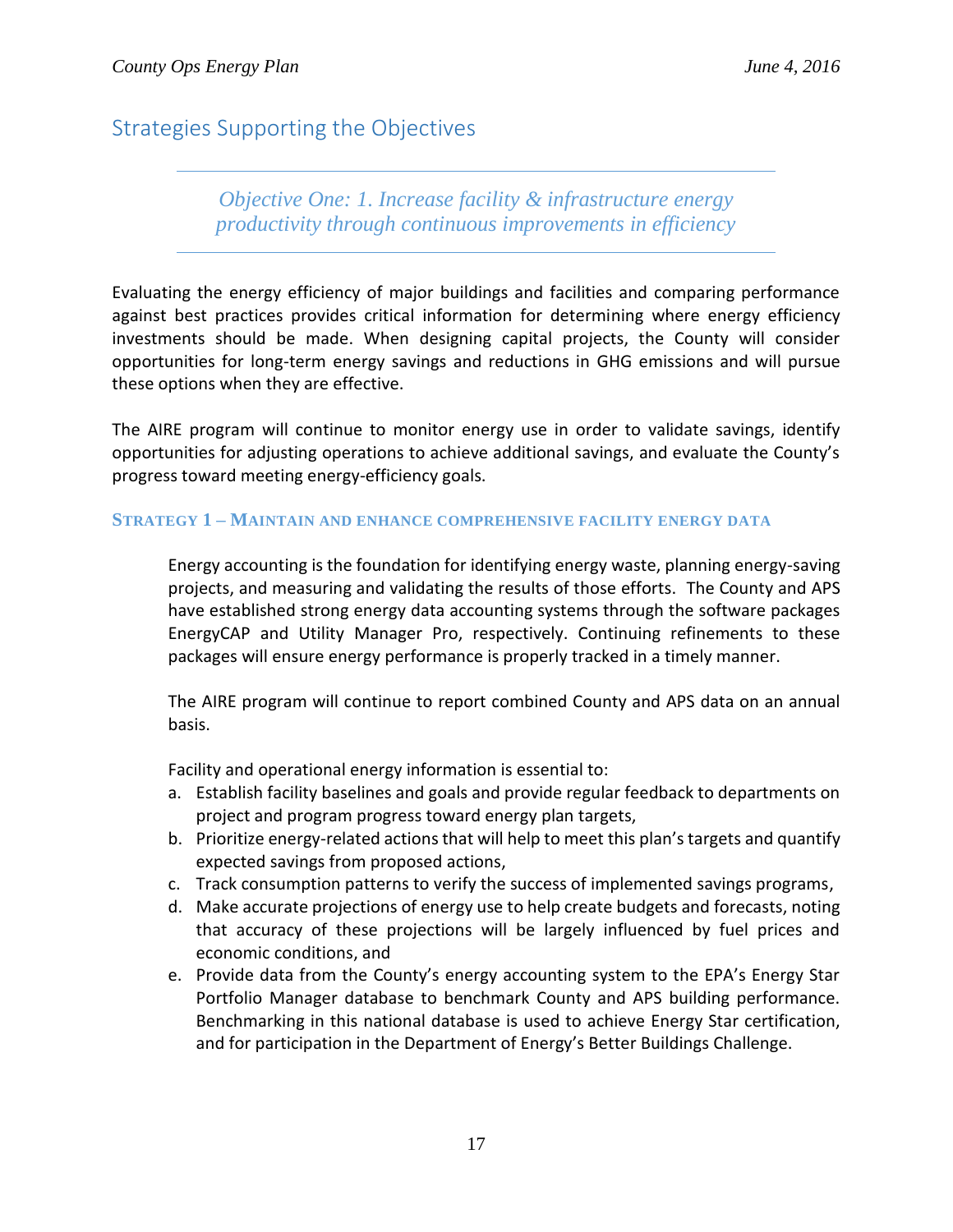## Strategies Supporting the Objectives

*Objective One: 1. Increase facility & infrastructure energy productivity through continuous improvements in efficiency*

Evaluating the energy efficiency of major buildings and facilities and comparing performance against best practices provides critical information for determining where energy efficiency investments should be made. When designing capital projects, the County will consider opportunities for long-term energy savings and reductions in GHG emissions and will pursue these options when they are effective.

The AIRE program will continue to monitor energy use in order to validate savings, identify opportunities for adjusting operations to achieve additional savings, and evaluate the County's progress toward meeting energy-efficiency goals.

### Strategy 1 – Maintain and enhance comprehensive facility energy data

Energy accounting is the foundation for identifying energy waste, planning energy-saving projects, and measuring and validating the results of those efforts. The County and APS have established strong energy data accounting systems through the software packages EnergyCAP and Utility Manager Pro, respectively. Continuing refinements to these packages will ensure energy performance is properly tracked in a timely manner.

The AIRE program will continue to report combined County and APS data on an annual basis.

Facility and operational energy information is essential to:

a. Establish facility baselines and goals and provide regular feedback to departments on project and program progress toward energy plan targets,
b. Prioritize energy-related actions that will help to meet this plan's targets and quantify expected savings from proposed actions,
c. Track consumption patterns to verify the success of implemented savings programs,
d. Make accurate projections of energy use to help create budgets and forecasts, noting that accuracy of these projections will be largely influenced by fuel prices and economic conditions, and
e. Provide data from the County's energy accounting system to the EPA's Energy Star Portfolio Manager database to benchmark County and APS building performance. Benchmarking in this national database is used to achieve Energy Star certification, and for participation in the Department of Energy's Better Buildings Challenge.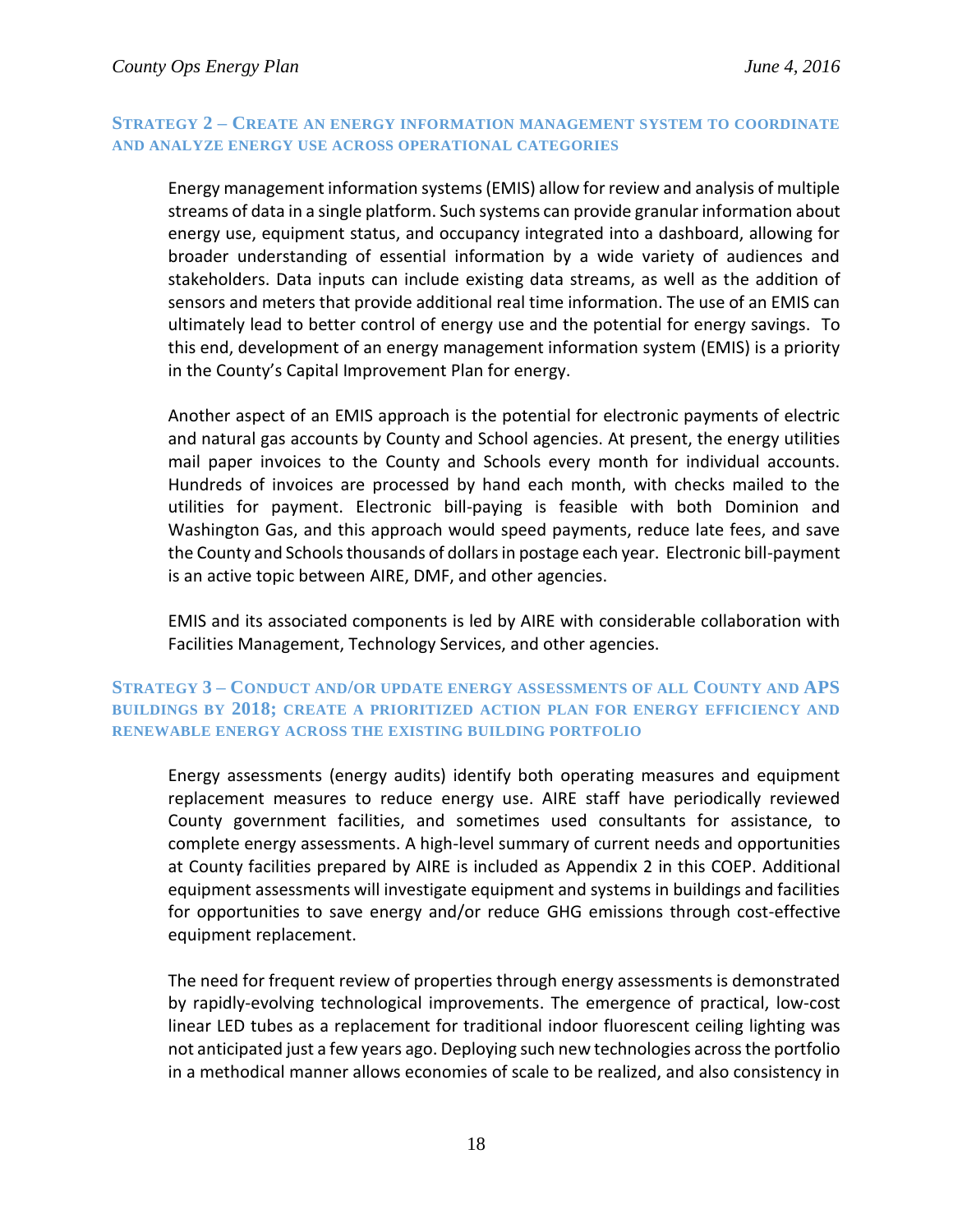### Strategy 2 – Create an energy information management system to coordinate and analyze energy use across operational categories

Energy management information systems (EMIS) allow for review and analysis of multiple streams of data in a single platform. Such systems can provide granular information about energy use, equipment status, and occupancy integrated into a dashboard, allowing for broader understanding of essential information by a wide variety of audiences and stakeholders. Data inputs can include existing data streams, as well as the addition of sensors and meters that provide additional real time information. The use of an EMIS can ultimately lead to better control of energy use and the potential for energy savings. To this end, development of an energy management information system (EMIS) is a priority in the County's Capital Improvement Plan for energy.

Another aspect of an EMIS approach is the potential for electronic payments of electric and natural gas accounts by County and School agencies. At present, the energy utilities mail paper invoices to the County and Schools every month for individual accounts. Hundreds of invoices are processed by hand each month, with checks mailed to the utilities for payment. Electronic bill-paying is feasible with both Dominion and Washington Gas, and this approach would speed payments, reduce late fees, and save the County and Schools thousands of dollars in postage each year. Electronic bill-payment is an active topic between AIRE, DMF, and other agencies.

EMIS and its associated components is led by AIRE with considerable collaboration with Facilities Management, Technology Services, and other agencies.

### Strategy 3 – Conduct and/or update energy assessments of all County and APS buildings by 2018; create a prioritized action plan for energy efficiency and renewable energy across the existing building portfolio

Energy assessments (energy audits) identify both operating measures and equipment replacement measures to reduce energy use. AIRE staff have periodically reviewed County government facilities, and sometimes used consultants for assistance, to complete energy assessments. A high-level summary of current needs and opportunities at County facilities prepared by AIRE is included as Appendix 2 in this COEP. Additional equipment assessments will investigate equipment and systems in buildings and facilities for opportunities to save energy and/or reduce GHG emissions through cost-effective equipment replacement.

The need for frequent review of properties through energy assessments is demonstrated by rapidly-evolving technological improvements. The emergence of practical, low-cost linear LED tubes as a replacement for traditional indoor fluorescent ceiling lighting was not anticipated just a few years ago. Deploying such new technologies across the portfolio in a methodical manner allows economies of scale to be realized, and also consistency in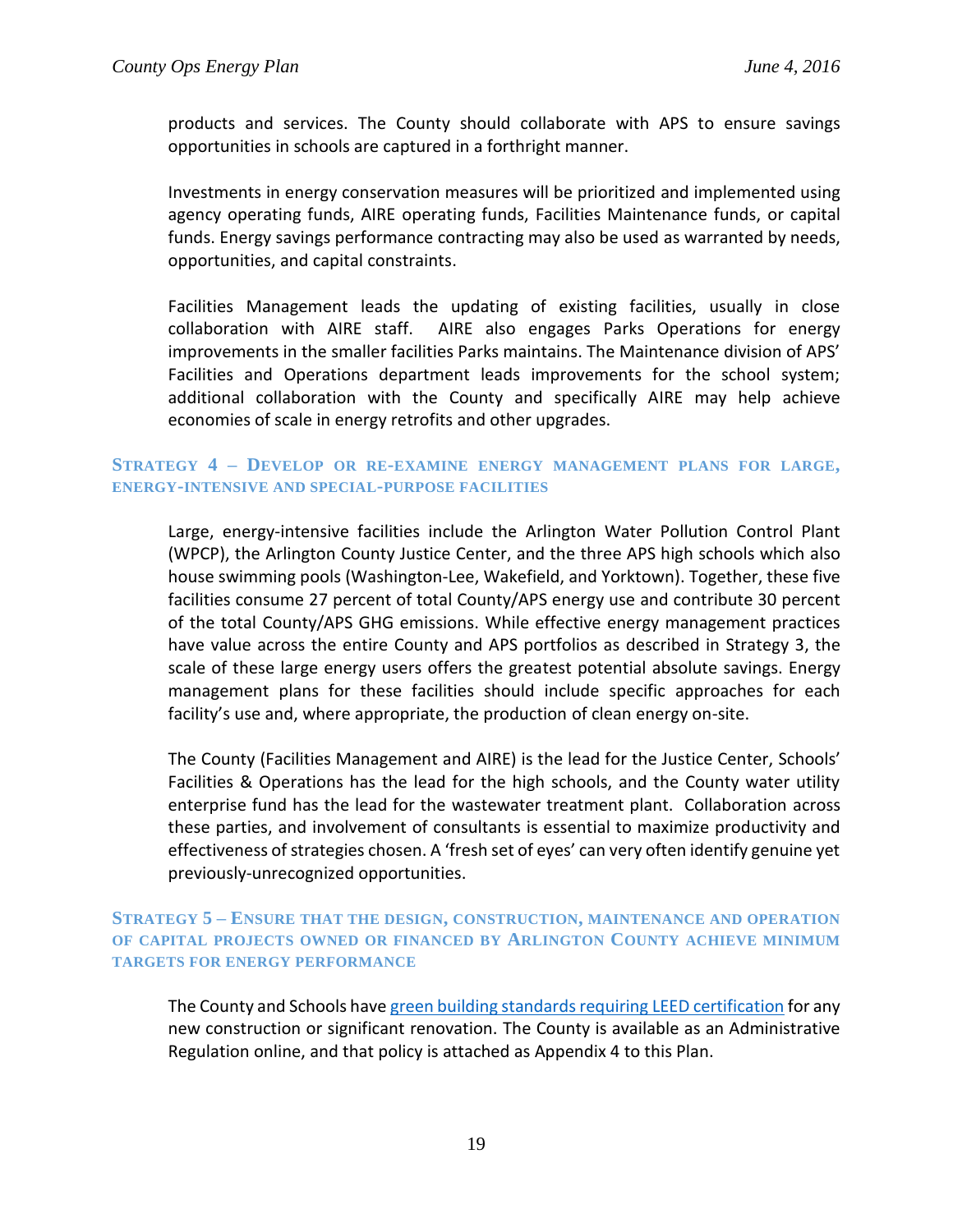products and services. The County should collaborate with APS to ensure savings opportunities in schools are captured in a forthright manner.

Investments in energy conservation measures will be prioritized and implemented using agency operating funds, AIRE operating funds, Facilities Maintenance funds, or capital funds. Energy savings performance contracting may also be used as warranted by needs, opportunities, and capital constraints.

Facilities Management leads the updating of existing facilities, usually in close collaboration with AIRE staff. AIRE also engages Parks Operations for energy improvements in the smaller facilities Parks maintains. The Maintenance division of APS' Facilities and Operations department leads improvements for the school system; additional collaboration with the County and specifically AIRE may help achieve economies of scale in energy retrofits and other upgrades.

### Strategy 4 – Develop or re-examine energy management plans for large, energy-intensive and special-purpose facilities

Large, energy-intensive facilities include the Arlington Water Pollution Control Plant (WPCP), the Arlington County Justice Center, and the three APS high schools which also house swimming pools (Washington-Lee, Wakefield, and Yorktown). Together, these five facilities consume 27 percent of total County/APS energy use and contribute 30 percent of the total County/APS GHG emissions. While effective energy management practices have value across the entire County and APS portfolios as described in Strategy 3, the scale of these large energy users offers the greatest potential absolute savings. Energy management plans for these facilities should include specific approaches for each facility's use and, where appropriate, the production of clean energy on-site.

The County (Facilities Management and AIRE) is the lead for the Justice Center, Schools' Facilities & Operations has the lead for the high schools, and the County water utility enterprise fund has the lead for the wastewater treatment plant. Collaboration across these parties, and involvement of consultants is essential to maximize productivity and effectiveness of strategies chosen. A 'fresh set of eyes' can very often identify genuine yet previously-unrecognized opportunities.

### Strategy 5 – Ensure that the design, construction, maintenance and operation of capital projects owned or financed by Arlington County achieve minimum targets for energy performance

The County and Schools have green building standards requiring LEED certification for any new construction or significant renovation. The County is available as an Administrative Regulation online, and that policy is attached as Appendix 4 to this Plan.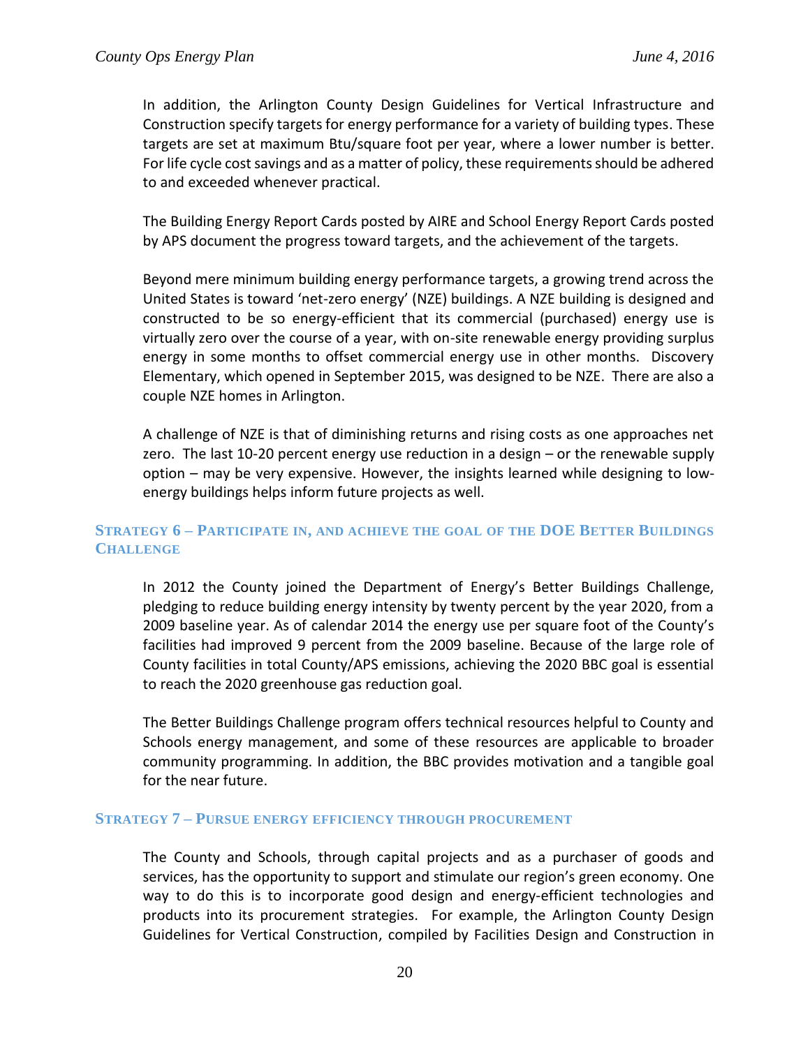In addition, the Arlington County Design Guidelines for Vertical Infrastructure and Construction specify targets for energy performance for a variety of building types. These targets are set at maximum Btu/square foot per year, where a lower number is better. For life cycle cost savings and as a matter of policy, these requirements should be adhered to and exceeded whenever practical.

The Building Energy Report Cards posted by AIRE and School Energy Report Cards posted by APS document the progress toward targets, and the achievement of the targets.

Beyond mere minimum building energy performance targets, a growing trend across the United States is toward 'net-zero energy' (NZE) buildings. A NZE building is designed and constructed to be so energy-efficient that its commercial (purchased) energy use is virtually zero over the course of a year, with on-site renewable energy providing surplus energy in some months to offset commercial energy use in other months. Discovery Elementary, which opened in September 2015, was designed to be NZE. There are also a couple NZE homes in Arlington.

A challenge of NZE is that of diminishing returns and rising costs as one approaches net zero. The last 10-20 percent energy use reduction in a design – or the renewable supply option – may be very expensive. However, the insights learned while designing to low-energy buildings helps inform future projects as well.

### Strategy 6 – Participate in, and achieve the goal of the DOE Better Buildings Challenge

In 2012 the County joined the Department of Energy's Better Buildings Challenge, pledging to reduce building energy intensity by twenty percent by the year 2020, from a 2009 baseline year. As of calendar 2014 the energy use per square foot of the County's facilities had improved 9 percent from the 2009 baseline. Because of the large role of County facilities in total County/APS emissions, achieving the 2020 BBC goal is essential to reach the 2020 greenhouse gas reduction goal.

The Better Buildings Challenge program offers technical resources helpful to County and Schools energy management, and some of these resources are applicable to broader community programming. In addition, the BBC provides motivation and a tangible goal for the near future.

### Strategy 7 – Pursue energy efficiency through procurement

The County and Schools, through capital projects and as a purchaser of goods and services, has the opportunity to support and stimulate our region's green economy. One way to do this is to incorporate good design and energy-efficient technologies and products into its procurement strategies. For example, the Arlington County Design Guidelines for Vertical Construction, compiled by Facilities Design and Construction in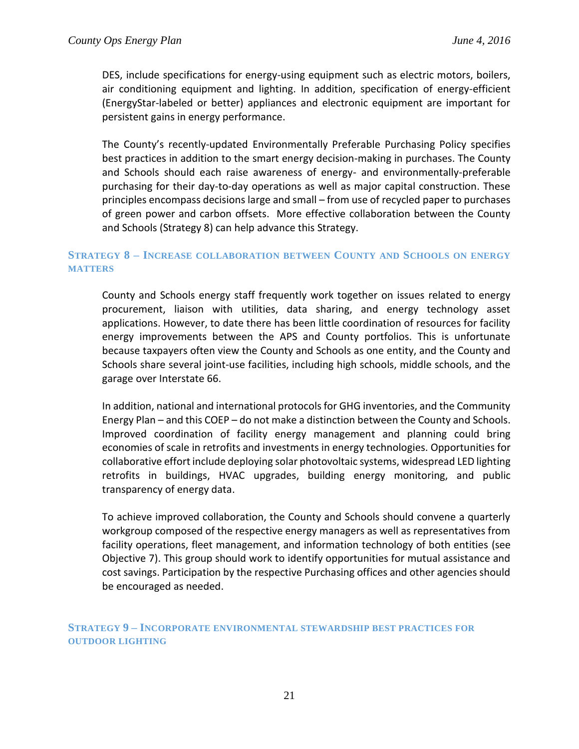DES, include specifications for energy-using equipment such as electric motors, boilers, air conditioning equipment and lighting. In addition, specification of energy-efficient (EnergyStar-labeled or better) appliances and electronic equipment are important for persistent gains in energy performance.

The County's recently-updated Environmentally Preferable Purchasing Policy specifies best practices in addition to the smart energy decision-making in purchases. The County and Schools should each raise awareness of energy- and environmentally-preferable purchasing for their day-to-day operations as well as major capital construction. These principles encompass decisions large and small – from use of recycled paper to purchases of green power and carbon offsets. More effective collaboration between the County and Schools (Strategy 8) can help advance this Strategy.

### Strategy 8 – Increase collaboration between County and Schools on energy matters

County and Schools energy staff frequently work together on issues related to energy procurement, liaison with utilities, data sharing, and energy technology asset applications. However, to date there has been little coordination of resources for facility energy improvements between the APS and County portfolios. This is unfortunate because taxpayers often view the County and Schools as one entity, and the County and Schools share several joint-use facilities, including high schools, middle schools, and the garage over Interstate 66.

In addition, national and international protocols for GHG inventories, and the Community Energy Plan – and this COEP – do not make a distinction between the County and Schools. Improved coordination of facility energy management and planning could bring economies of scale in retrofits and investments in energy technologies. Opportunities for collaborative effort include deploying solar photovoltaic systems, widespread LED lighting retrofits in buildings, HVAC upgrades, building energy monitoring, and public transparency of energy data.

To achieve improved collaboration, the County and Schools should convene a quarterly workgroup composed of the respective energy managers as well as representatives from facility operations, fleet management, and information technology of both entities (see Objective 7). This group should work to identify opportunities for mutual assistance and cost savings. Participation by the respective Purchasing offices and other agencies should be encouraged as needed.

### Strategy 9 – Incorporate environmental stewardship best practices for outdoor lighting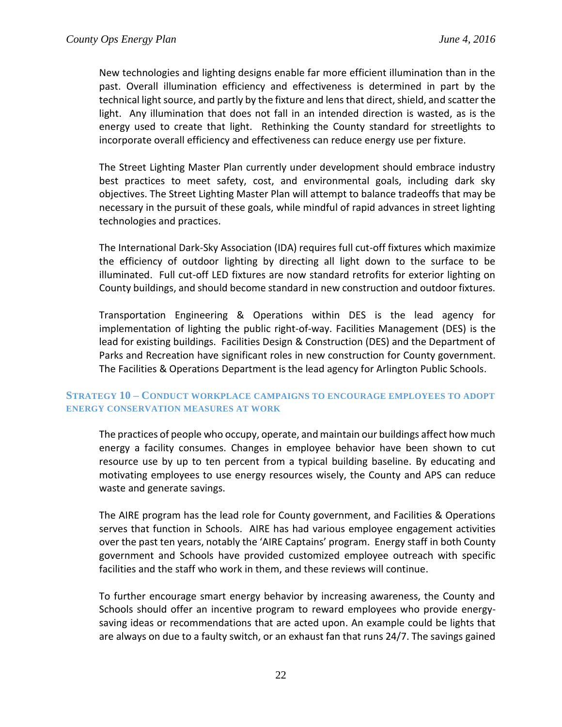New technologies and lighting designs enable far more efficient illumination than in the past. Overall illumination efficiency and effectiveness is determined in part by the technical light source, and partly by the fixture and lens that direct, shield, and scatter the light. Any illumination that does not fall in an intended direction is wasted, as is the energy used to create that light. Rethinking the County standard for streetlights to incorporate overall efficiency and effectiveness can reduce energy use per fixture.

The Street Lighting Master Plan currently under development should embrace industry best practices to meet safety, cost, and environmental goals, including dark sky objectives. The Street Lighting Master Plan will attempt to balance tradeoffs that may be necessary in the pursuit of these goals, while mindful of rapid advances in street lighting technologies and practices.

The International Dark-Sky Association (IDA) requires full cut-off fixtures which maximize the efficiency of outdoor lighting by directing all light down to the surface to be illuminated. Full cut-off LED fixtures are now standard retrofits for exterior lighting on County buildings, and should become standard in new construction and outdoor fixtures.

Transportation Engineering & Operations within DES is the lead agency for implementation of lighting the public right-of-way. Facilities Management (DES) is the lead for existing buildings. Facilities Design & Construction (DES) and the Department of Parks and Recreation have significant roles in new construction for County government. The Facilities & Operations Department is the lead agency for Arlington Public Schools.

### Strategy 10 – Conduct workplace campaigns to encourage employees to adopt energy conservation measures at work

The practices of people who occupy, operate, and maintain our buildings affect how much energy a facility consumes. Changes in employee behavior have been shown to cut resource use by up to ten percent from a typical building baseline. By educating and motivating employees to use energy resources wisely, the County and APS can reduce waste and generate savings.

The AIRE program has the lead role for County government, and Facilities & Operations serves that function in Schools. AIRE has had various employee engagement activities over the past ten years, notably the 'AIRE Captains' program. Energy staff in both County government and Schools have provided customized employee outreach with specific facilities and the staff who work in them, and these reviews will continue.

To further encourage smart energy behavior by increasing awareness, the County and Schools should offer an incentive program to reward employees who provide energy-saving ideas or recommendations that are acted upon. An example could be lights that are always on due to a faulty switch, or an exhaust fan that runs 24/7. The savings gained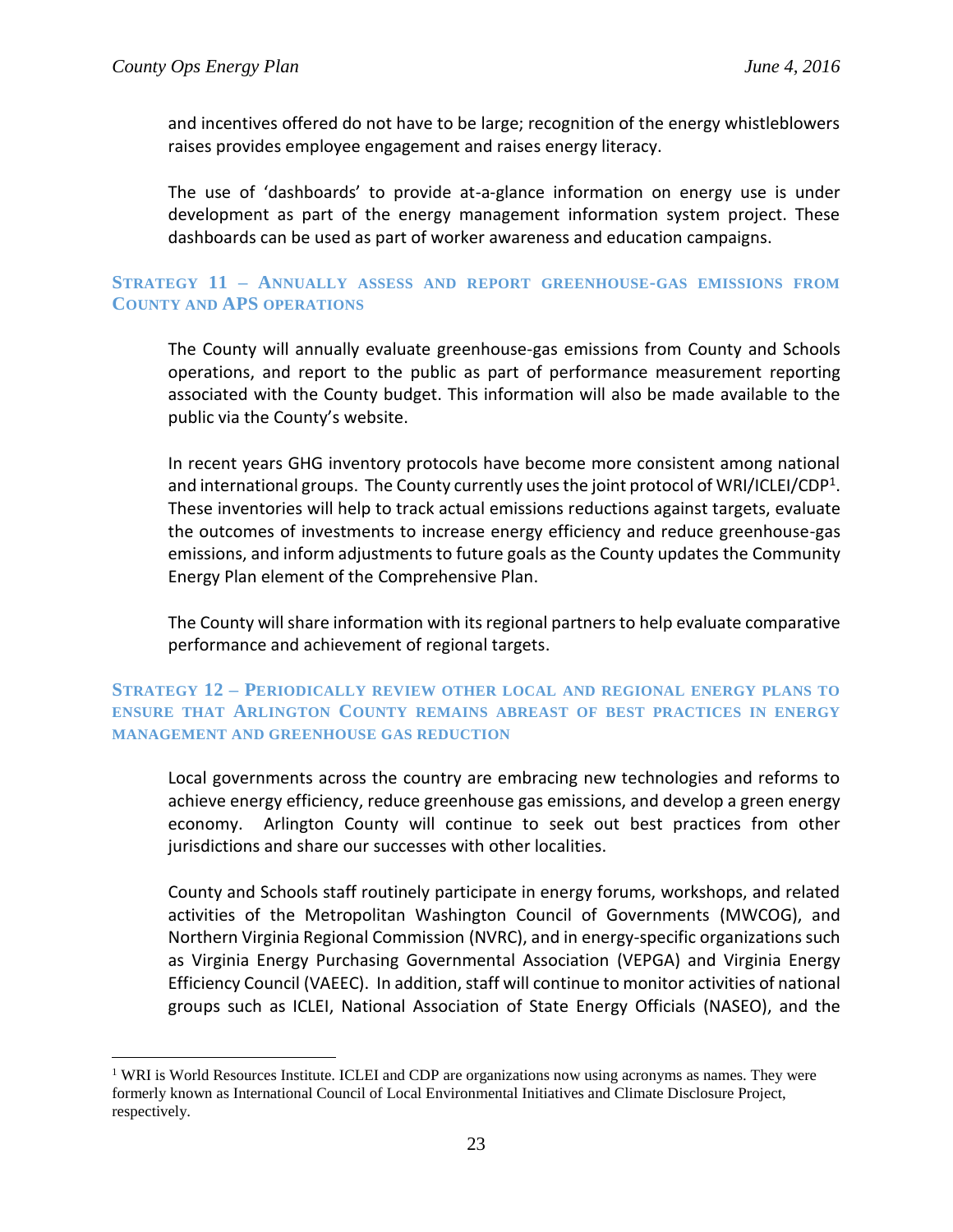and incentives offered do not have to be large; recognition of the energy whistleblowers raises provides employee engagement and raises energy literacy.

The use of 'dashboards' to provide at-a-glance information on energy use is under development as part of the energy management information system project. These dashboards can be used as part of worker awareness and education campaigns.

### Strategy 11 – Annually assess and report greenhouse-gas emissions from County and APS operations

The County will annually evaluate greenhouse-gas emissions from County and Schools operations, and report to the public as part of performance measurement reporting associated with the County budget. This information will also be made available to the public via the County's website.

In recent years GHG inventory protocols have become more consistent among national and international groups. The County currently uses the joint protocol of WRI/ICLEI/CDP[1]. These inventories will help to track actual emissions reductions against targets, evaluate the outcomes of investments to increase energy efficiency and reduce greenhouse-gas emissions, and inform adjustments to future goals as the County updates the Community Energy Plan element of the Comprehensive Plan.

The County will share information with its regional partners to help evaluate comparative performance and achievement of regional targets.

### Strategy 12 – Periodically review other local and regional energy plans to ensure that Arlington County remains abreast of best practices in energy management and greenhouse gas reduction

Local governments across the country are embracing new technologies and reforms to achieve energy efficiency, reduce greenhouse gas emissions, and develop a green energy economy. Arlington County will continue to seek out best practices from other jurisdictions and share our successes with other localities.

County and Schools staff routinely participate in energy forums, workshops, and related activities of the Metropolitan Washington Council of Governments (MWCOG), and Northern Virginia Regional Commission (NVRC), and in energy-specific organizations such as Virginia Energy Purchasing Governmental Association (VEPGA) and Virginia Energy Efficiency Council (VAEEC). In addition, staff will continue to monitor activities of national groups such as ICLEI, National Association of State Energy Officials (NASEO), and the

---

[1] WRI is World Resources Institute. ICLEI and CDP are organizations now using acronyms as names. They were formerly known as International Council of Local Environmental Initiatives and Climate Disclosure Project, respectively.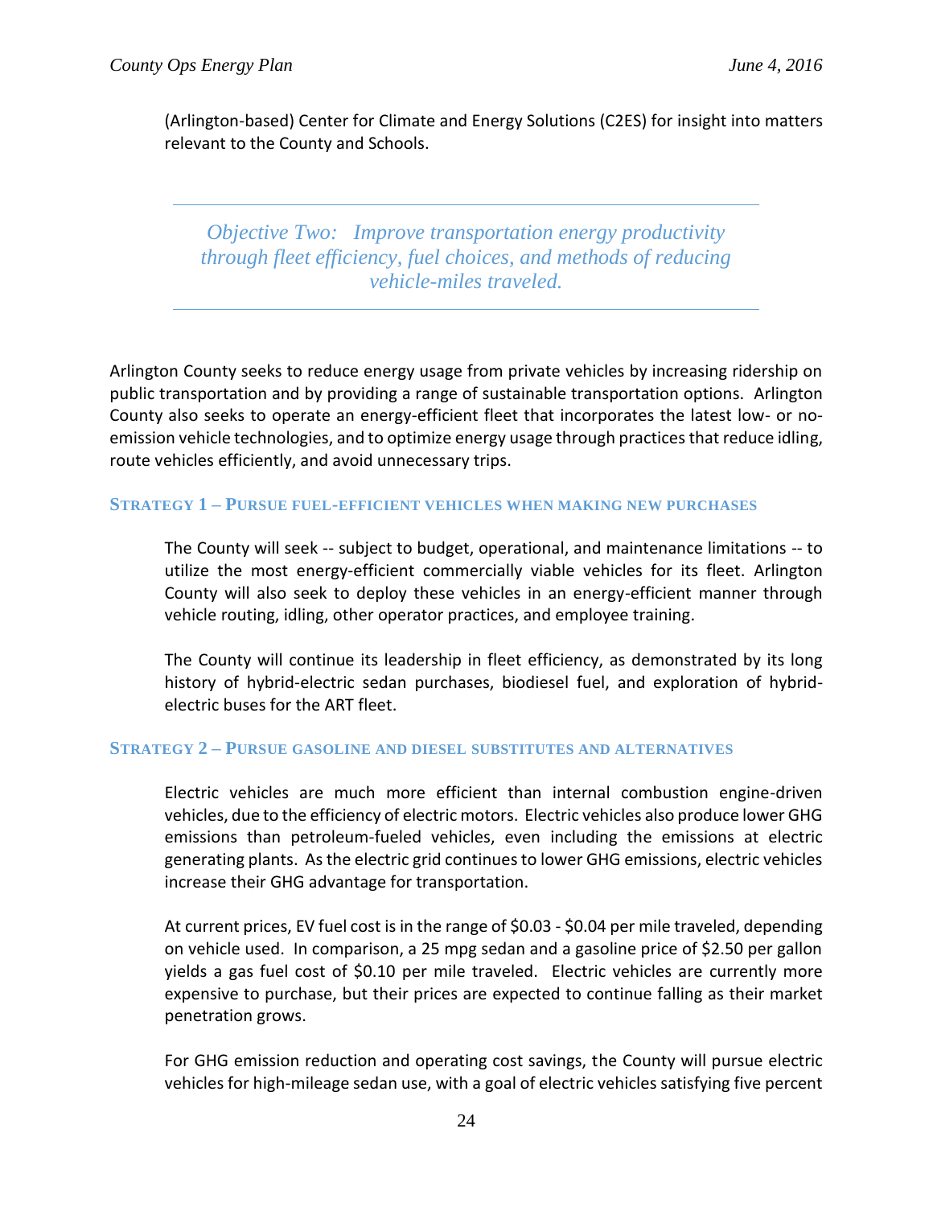(Arlington-based) Center for Climate and Energy Solutions (C2ES) for insight into matters relevant to the County and Schools.

## *Objective Two: Improve transportation energy productivity through fleet efficiency, fuel choices, and methods of reducing vehicle-miles traveled.*

Arlington County seeks to reduce energy usage from private vehicles by increasing ridership on public transportation and by providing a range of sustainable transportation options. Arlington County also seeks to operate an energy-efficient fleet that incorporates the latest low- or no-emission vehicle technologies, and to optimize energy usage through practices that reduce idling, route vehicles efficiently, and avoid unnecessary trips.

### Strategy 1 – Pursue fuel-efficient vehicles when making new purchases

The County will seek -- subject to budget, operational, and maintenance limitations -- to utilize the most energy-efficient commercially viable vehicles for its fleet. Arlington County will also seek to deploy these vehicles in an energy-efficient manner through vehicle routing, idling, other operator practices, and employee training.

The County will continue its leadership in fleet efficiency, as demonstrated by its long history of hybrid-electric sedan purchases, biodiesel fuel, and exploration of hybrid-electric buses for the ART fleet.

### Strategy 2 – Pursue gasoline and diesel substitutes and alternatives

Electric vehicles are much more efficient than internal combustion engine-driven vehicles, due to the efficiency of electric motors. Electric vehicles also produce lower GHG emissions than petroleum-fueled vehicles, even including the emissions at electric generating plants. As the electric grid continues to lower GHG emissions, electric vehicles increase their GHG advantage for transportation.

At current prices, EV fuel cost is in the range of $0.03 - $0.04 per mile traveled, depending on vehicle used. In comparison, a 25 mpg sedan and a gasoline price of $2.50 per gallon yields a gas fuel cost of $0.10 per mile traveled. Electric vehicles are currently more expensive to purchase, but their prices are expected to continue falling as their market penetration grows.

For GHG emission reduction and operating cost savings, the County will pursue electric vehicles for high-mileage sedan use, with a goal of electric vehicles satisfying five percent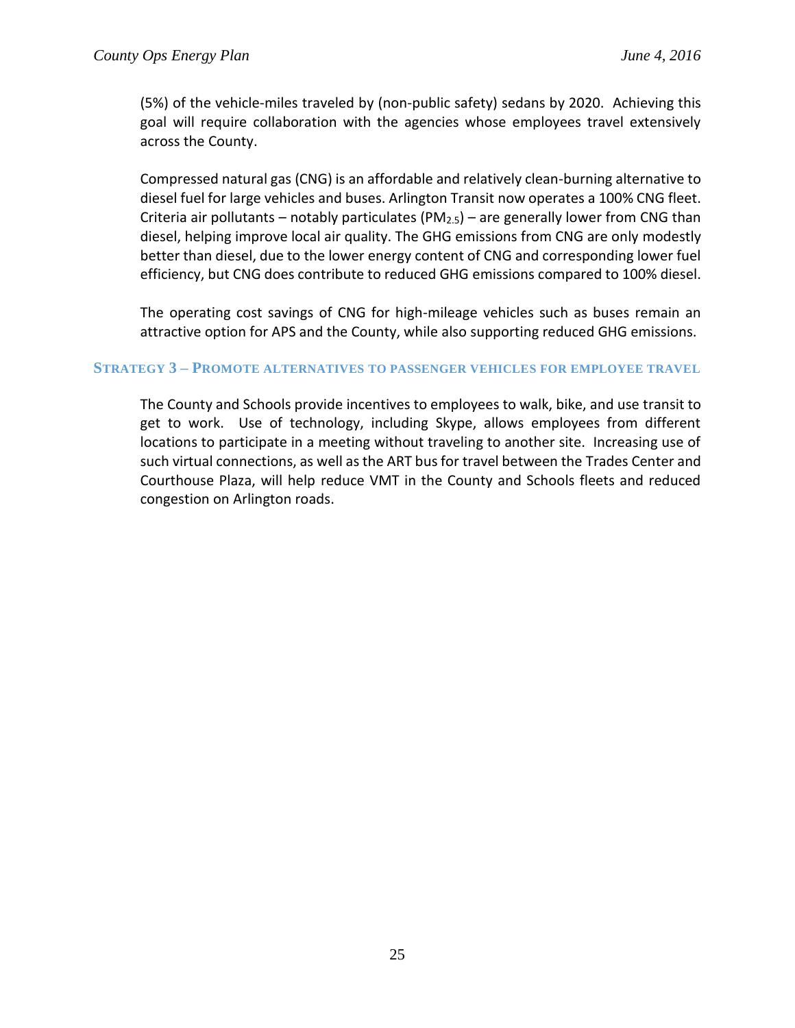(5%) of the vehicle-miles traveled by (non-public safety) sedans by 2020. Achieving this goal will require collaboration with the agencies whose employees travel extensively across the County.

Compressed natural gas (CNG) is an affordable and relatively clean-burning alternative to diesel fuel for large vehicles and buses. Arlington Transit now operates a 100% CNG fleet. Criteria air pollutants – notably particulates ($PM_{2.5}$) – are generally lower from CNG than diesel, helping improve local air quality. The GHG emissions from CNG are only modestly better than diesel, due to the lower energy content of CNG and corresponding lower fuel efficiency, but CNG does contribute to reduced GHG emissions compared to 100% diesel.

The operating cost savings of CNG for high-mileage vehicles such as buses remain an attractive option for APS and the County, while also supporting reduced GHG emissions.

### STRATEGY 3 – PROMOTE ALTERNATIVES TO PASSENGER VEHICLES FOR EMPLOYEE TRAVEL

The County and Schools provide incentives to employees to walk, bike, and use transit to get to work. Use of technology, including Skype, allows employees from different locations to participate in a meeting without traveling to another site. Increasing use of such virtual connections, as well as the ART bus for travel between the Trades Center and Courthouse Plaza, will help reduce VMT in the County and Schools fleets and reduced congestion on Arlington roads.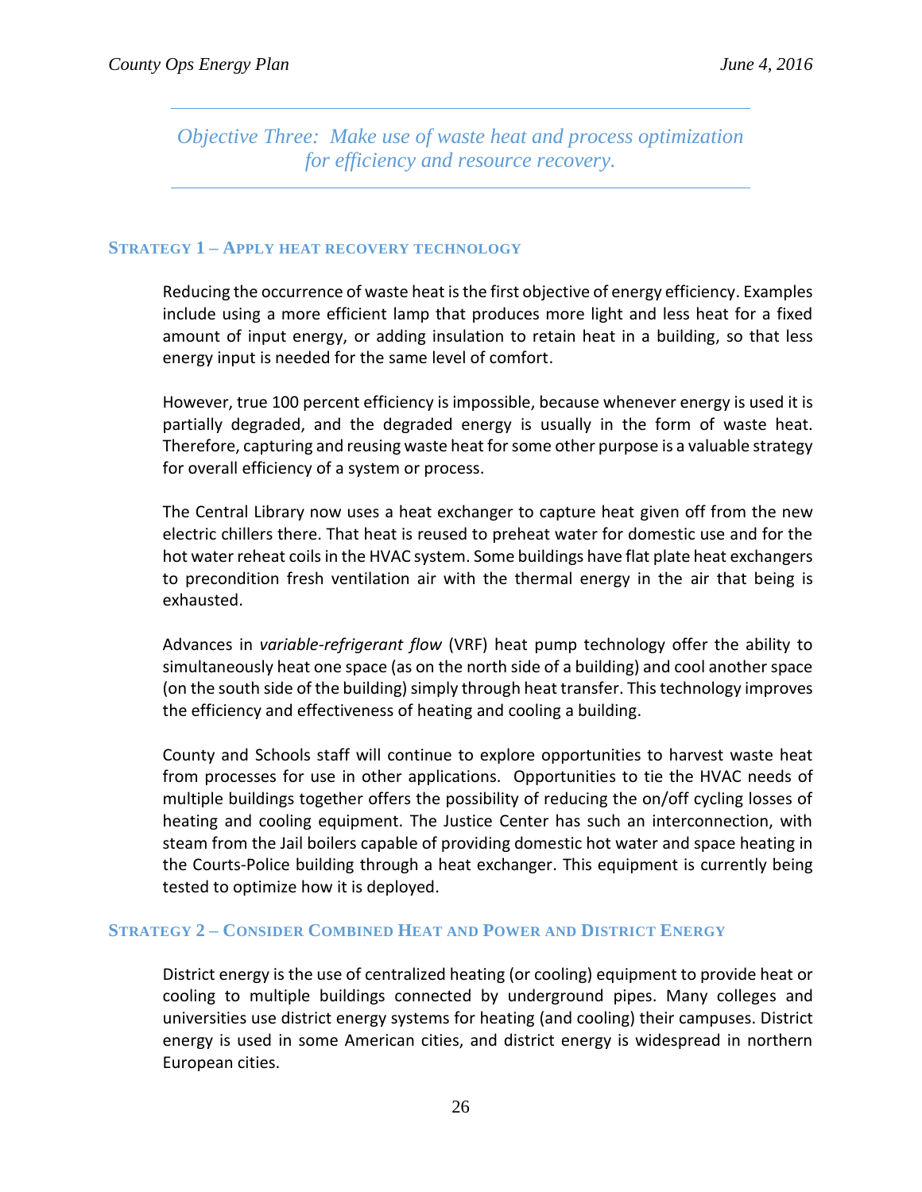## *Objective Three: Make use of waste heat and process optimization for efficiency and resource recovery.*

### Strategy 1 – Apply heat recovery technology

Reducing the occurrence of waste heat is the first objective of energy efficiency. Examples include using a more efficient lamp that produces more light and less heat for a fixed amount of input energy, or adding insulation to retain heat in a building, so that less energy input is needed for the same level of comfort.

However, true 100 percent efficiency is impossible, because whenever energy is used it is partially degraded, and the degraded energy is usually in the form of waste heat. Therefore, capturing and reusing waste heat for some other purpose is a valuable strategy for overall efficiency of a system or process.

The Central Library now uses a heat exchanger to capture heat given off from the new electric chillers there. That heat is reused to preheat water for domestic use and for the hot water reheat coils in the HVAC system. Some buildings have flat plate heat exchangers to precondition fresh ventilation air with the thermal energy in the air that being is exhausted.

Advances in *variable-refrigerant flow* (VRF) heat pump technology offer the ability to simultaneously heat one space (as on the north side of a building) and cool another space (on the south side of the building) simply through heat transfer. This technology improves the efficiency and effectiveness of heating and cooling a building.

County and Schools staff will continue to explore opportunities to harvest waste heat from processes for use in other applications. Opportunities to tie the HVAC needs of multiple buildings together offers the possibility of reducing the on/off cycling losses of heating and cooling equipment. The Justice Center has such an interconnection, with steam from the Jail boilers capable of providing domestic hot water and space heating in the Courts-Police building through a heat exchanger. This equipment is currently being tested to optimize how it is deployed.

### Strategy 2 – Consider Combined Heat and Power and District Energy

District energy is the use of centralized heating (or cooling) equipment to provide heat or cooling to multiple buildings connected by underground pipes. Many colleges and universities use district energy systems for heating (and cooling) their campuses. District energy is used in some American cities, and district energy is widespread in northern European cities.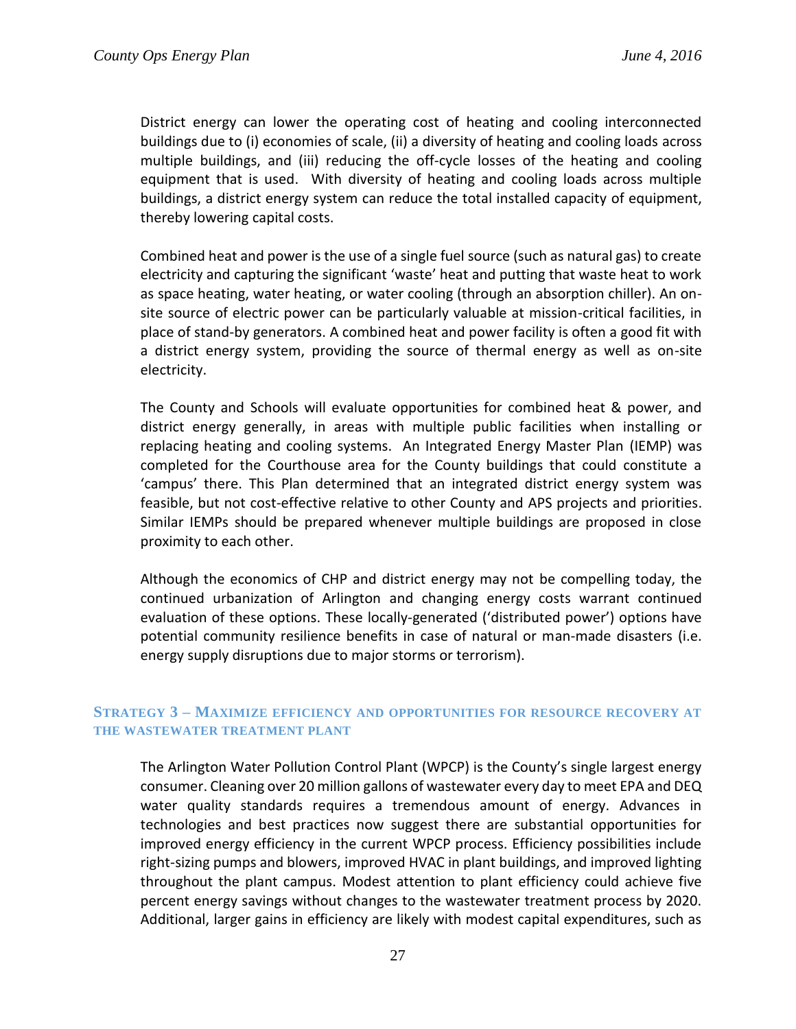District energy can lower the operating cost of heating and cooling interconnected buildings due to (i) economies of scale, (ii) a diversity of heating and cooling loads across multiple buildings, and (iii) reducing the off-cycle losses of the heating and cooling equipment that is used. With diversity of heating and cooling loads across multiple buildings, a district energy system can reduce the total installed capacity of equipment, thereby lowering capital costs.

Combined heat and power is the use of a single fuel source (such as natural gas) to create electricity and capturing the significant 'waste' heat and putting that waste heat to work as space heating, water heating, or water cooling (through an absorption chiller). An on-site source of electric power can be particularly valuable at mission-critical facilities, in place of stand-by generators. A combined heat and power facility is often a good fit with a district energy system, providing the source of thermal energy as well as on-site electricity.

The County and Schools will evaluate opportunities for combined heat & power, and district energy generally, in areas with multiple public facilities when installing or replacing heating and cooling systems. An Integrated Energy Master Plan (IEMP) was completed for the Courthouse area for the County buildings that could constitute a 'campus' there. This Plan determined that an integrated district energy system was feasible, but not cost-effective relative to other County and APS projects and priorities. Similar IEMPs should be prepared whenever multiple buildings are proposed in close proximity to each other.

Although the economics of CHP and district energy may not be compelling today, the continued urbanization of Arlington and changing energy costs warrant continued evaluation of these options. These locally-generated ('distributed power') options have potential community resilience benefits in case of natural or man-made disasters (i.e. energy supply disruptions due to major storms or terrorism).

### Strategy 3 – Maximize efficiency and opportunities for resource recovery at the wastewater treatment plant

The Arlington Water Pollution Control Plant (WPCP) is the County's single largest energy consumer. Cleaning over 20 million gallons of wastewater every day to meet EPA and DEQ water quality standards requires a tremendous amount of energy. Advances in technologies and best practices now suggest there are substantial opportunities for improved energy efficiency in the current WPCP process. Efficiency possibilities include right-sizing pumps and blowers, improved HVAC in plant buildings, and improved lighting throughout the plant campus. Modest attention to plant efficiency could achieve five percent energy savings without changes to the wastewater treatment process by 2020. Additional, larger gains in efficiency are likely with modest capital expenditures, such as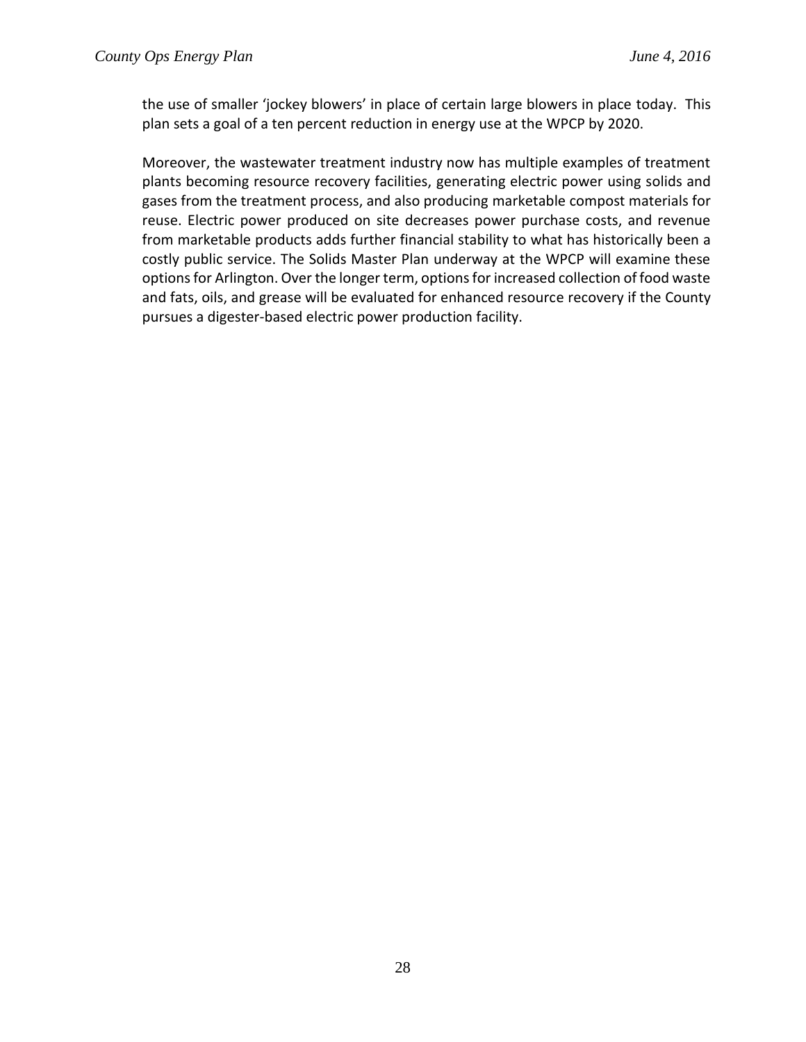the use of smaller 'jockey blowers' in place of certain large blowers in place today. This plan sets a goal of a ten percent reduction in energy use at the WPCP by 2020.

Moreover, the wastewater treatment industry now has multiple examples of treatment plants becoming resource recovery facilities, generating electric power using solids and gases from the treatment process, and also producing marketable compost materials for reuse. Electric power produced on site decreases power purchase costs, and revenue from marketable products adds further financial stability to what has historically been a costly public service. The Solids Master Plan underway at the WPCP will examine these options for Arlington. Over the longer term, options for increased collection of food waste and fats, oils, and grease will be evaluated for enhanced resource recovery if the County pursues a digester-based electric power production facility.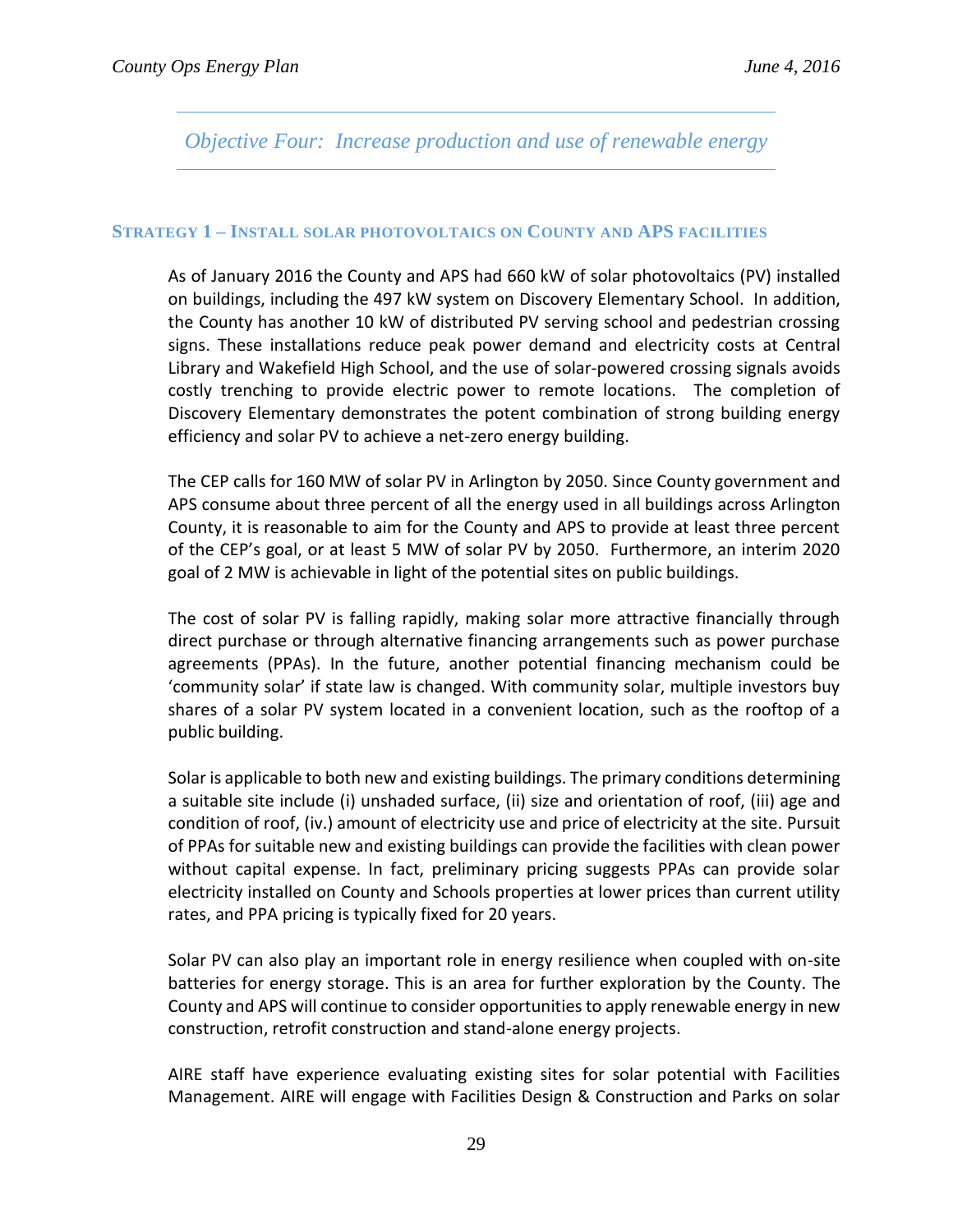## *Objective Four: Increase production and use of renewable energy*

### Strategy 1 – Install solar photovoltaics on County and APS facilities

As of January 2016 the County and APS had 660 kW of solar photovoltaics (PV) installed on buildings, including the 497 kW system on Discovery Elementary School. In addition, the County has another 10 kW of distributed PV serving school and pedestrian crossing signs. These installations reduce peak power demand and electricity costs at Central Library and Wakefield High School, and the use of solar-powered crossing signals avoids costly trenching to provide electric power to remote locations. The completion of Discovery Elementary demonstrates the potent combination of strong building energy efficiency and solar PV to achieve a net-zero energy building.

The CEP calls for 160 MW of solar PV in Arlington by 2050. Since County government and APS consume about three percent of all the energy used in all buildings across Arlington County, it is reasonable to aim for the County and APS to provide at least three percent of the CEP's goal, or at least 5 MW of solar PV by 2050. Furthermore, an interim 2020 goal of 2 MW is achievable in light of the potential sites on public buildings.

The cost of solar PV is falling rapidly, making solar more attractive financially through direct purchase or through alternative financing arrangements such as power purchase agreements (PPAs). In the future, another potential financing mechanism could be 'community solar' if state law is changed. With community solar, multiple investors buy shares of a solar PV system located in a convenient location, such as the rooftop of a public building.

Solar is applicable to both new and existing buildings. The primary conditions determining a suitable site include (i) unshaded surface, (ii) size and orientation of roof, (iii) age and condition of roof, (iv.) amount of electricity use and price of electricity at the site. Pursuit of PPAs for suitable new and existing buildings can provide the facilities with clean power without capital expense. In fact, preliminary pricing suggests PPAs can provide solar electricity installed on County and Schools properties at lower prices than current utility rates, and PPA pricing is typically fixed for 20 years.

Solar PV can also play an important role in energy resilience when coupled with on-site batteries for energy storage. This is an area for further exploration by the County. The County and APS will continue to consider opportunities to apply renewable energy in new construction, retrofit construction and stand-alone energy projects.

AIRE staff have experience evaluating existing sites for solar potential with Facilities Management. AIRE will engage with Facilities Design & Construction and Parks on solar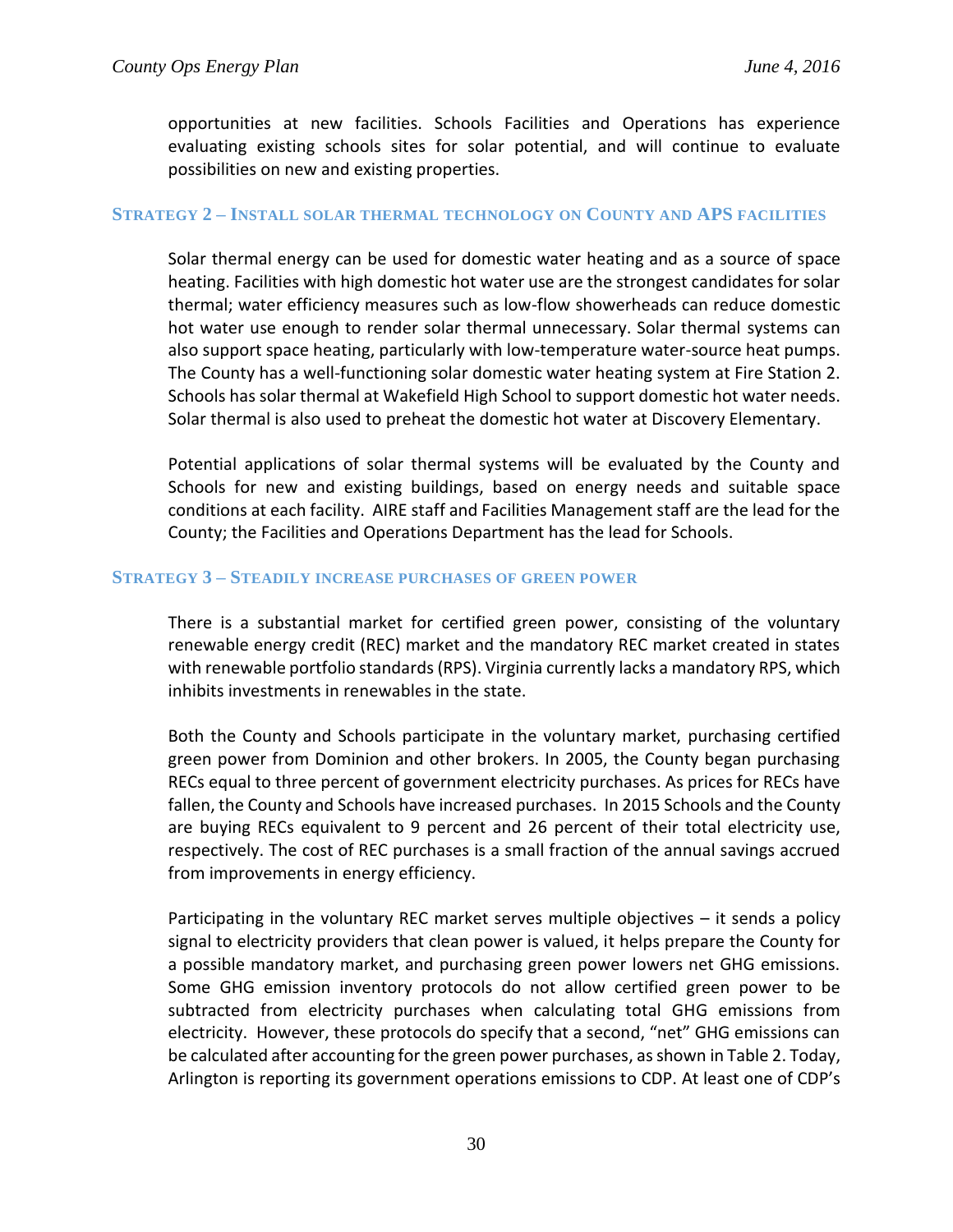opportunities at new facilities. Schools Facilities and Operations has experience evaluating existing schools sites for solar potential, and will continue to evaluate possibilities on new and existing properties.

### Strategy 2 – Install solar thermal technology on County and APS facilities

Solar thermal energy can be used for domestic water heating and as a source of space heating. Facilities with high domestic hot water use are the strongest candidates for solar thermal; water efficiency measures such as low-flow showerheads can reduce domestic hot water use enough to render solar thermal unnecessary. Solar thermal systems can also support space heating, particularly with low-temperature water-source heat pumps. The County has a well-functioning solar domestic water heating system at Fire Station 2. Schools has solar thermal at Wakefield High School to support domestic hot water needs. Solar thermal is also used to preheat the domestic hot water at Discovery Elementary.

Potential applications of solar thermal systems will be evaluated by the County and Schools for new and existing buildings, based on energy needs and suitable space conditions at each facility. AIRE staff and Facilities Management staff are the lead for the County; the Facilities and Operations Department has the lead for Schools.

### Strategy 3 – Steadily increase purchases of green power

There is a substantial market for certified green power, consisting of the voluntary renewable energy credit (REC) market and the mandatory REC market created in states with renewable portfolio standards (RPS). Virginia currently lacks a mandatory RPS, which inhibits investments in renewables in the state.

Both the County and Schools participate in the voluntary market, purchasing certified green power from Dominion and other brokers. In 2005, the County began purchasing RECs equal to three percent of government electricity purchases. As prices for RECs have fallen, the County and Schools have increased purchases. In 2015 Schools and the County are buying RECs equivalent to 9 percent and 26 percent of their total electricity use, respectively. The cost of REC purchases is a small fraction of the annual savings accrued from improvements in energy efficiency.

Participating in the voluntary REC market serves multiple objectives – it sends a policy signal to electricity providers that clean power is valued, it helps prepare the County for a possible mandatory market, and purchasing green power lowers net GHG emissions. Some GHG emission inventory protocols do not allow certified green power to be subtracted from electricity purchases when calculating total GHG emissions from electricity. However, these protocols do specify that a second, "net" GHG emissions can be calculated after accounting for the green power purchases, as shown in Table 2. Today, Arlington is reporting its government operations emissions to CDP. At least one of CDP's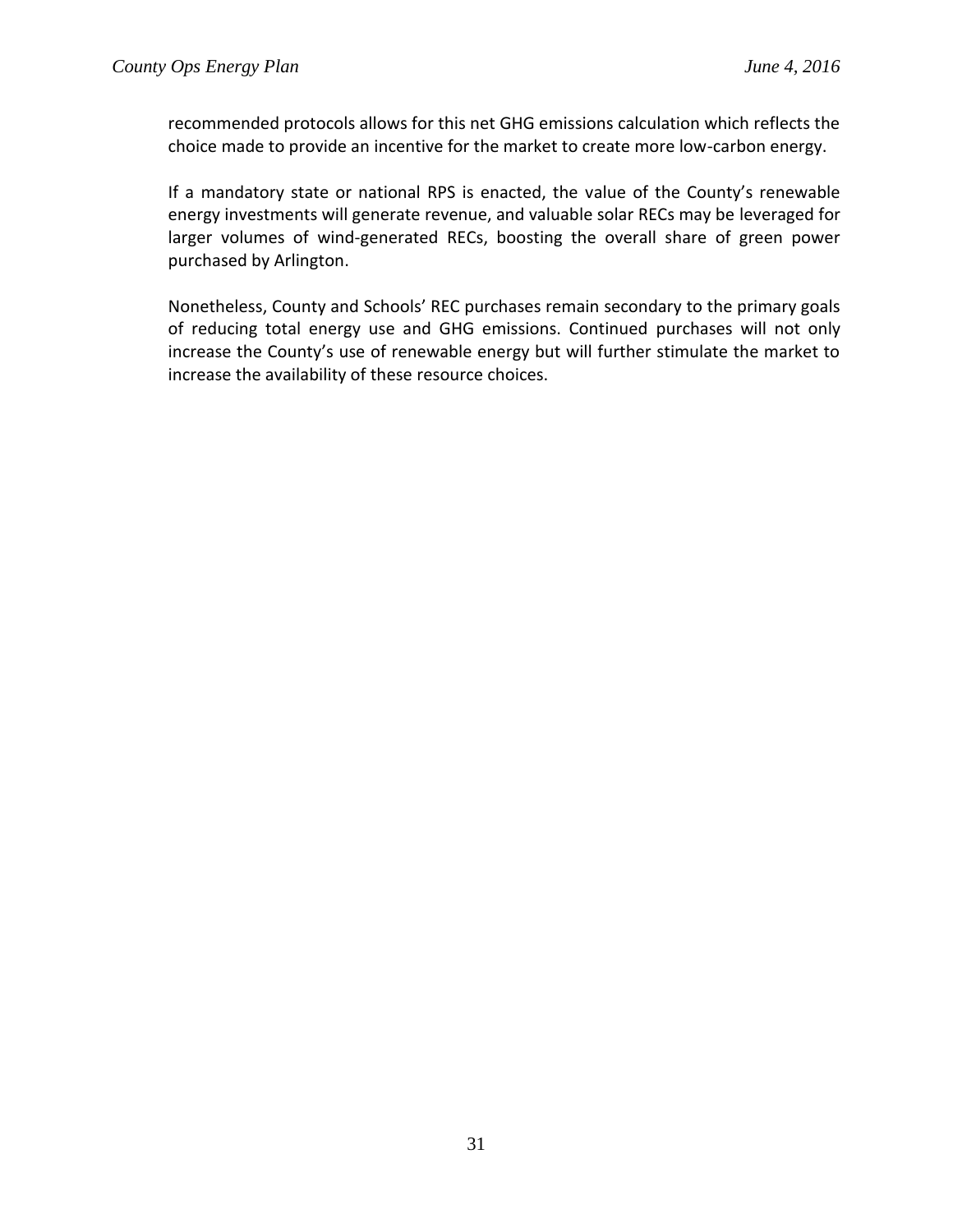recommended protocols allows for this net GHG emissions calculation which reflects the choice made to provide an incentive for the market to create more low-carbon energy.

If a mandatory state or national RPS is enacted, the value of the County's renewable energy investments will generate revenue, and valuable solar RECs may be leveraged for larger volumes of wind-generated RECs, boosting the overall share of green power purchased by Arlington.

Nonetheless, County and Schools' REC purchases remain secondary to the primary goals of reducing total energy use and GHG emissions. Continued purchases will not only increase the County's use of renewable energy but will further stimulate the market to increase the availability of these resource choices.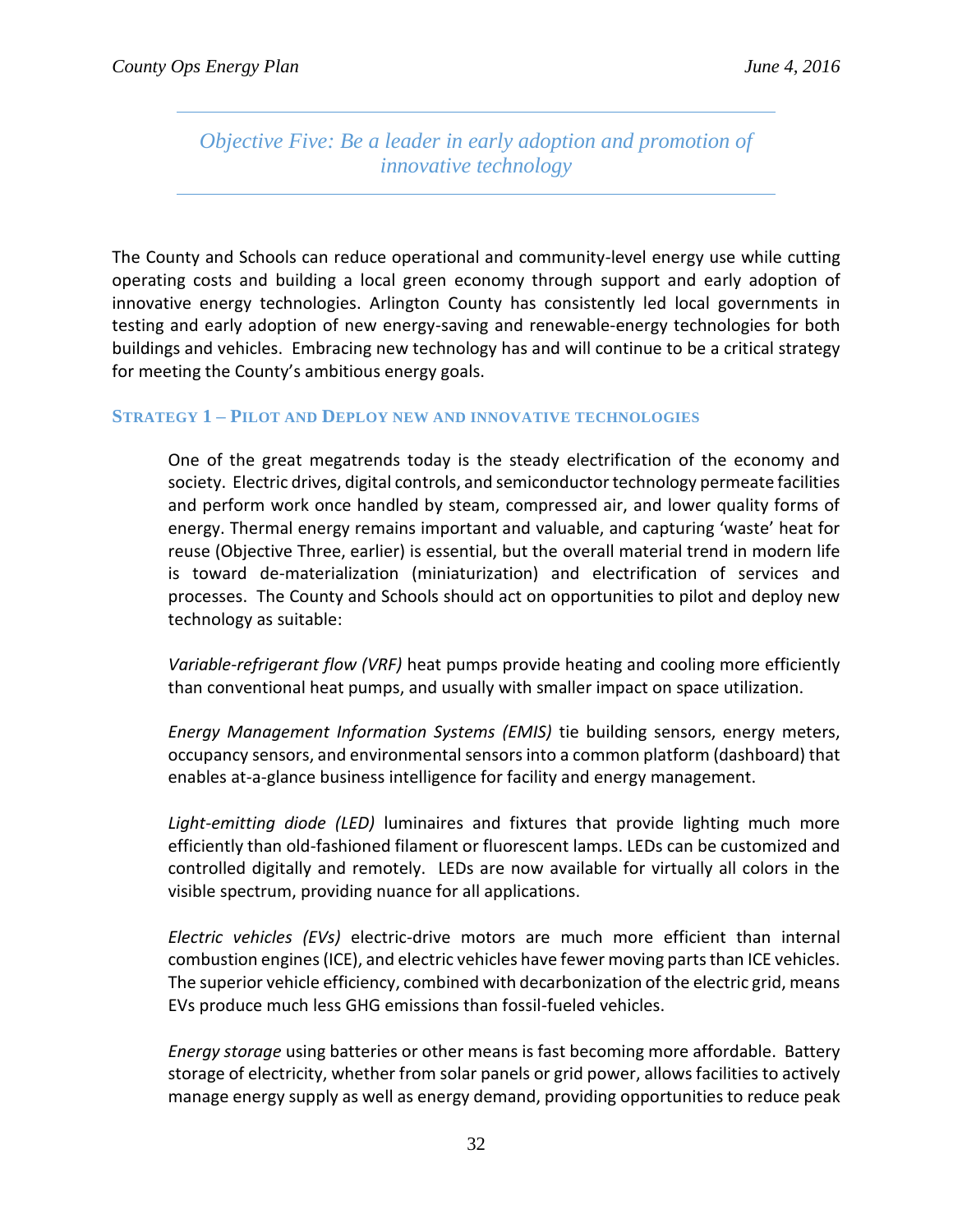## *Objective Five: Be a leader in early adoption and promotion of innovative technology*

The County and Schools can reduce operational and community-level energy use while cutting operating costs and building a local green economy through support and early adoption of innovative energy technologies. Arlington County has consistently led local governments in testing and early adoption of new energy-saving and renewable-energy technologies for both buildings and vehicles. Embracing new technology has and will continue to be a critical strategy for meeting the County's ambitious energy goals.

### STRATEGY 1 – PILOT AND DEPLOY NEW AND INNOVATIVE TECHNOLOGIES

One of the great megatrends today is the steady electrification of the economy and society. Electric drives, digital controls, and semiconductor technology permeate facilities and perform work once handled by steam, compressed air, and lower quality forms of energy. Thermal energy remains important and valuable, and capturing 'waste' heat for reuse (Objective Three, earlier) is essential, but the overall material trend in modern life is toward de-materialization (miniaturization) and electrification of services and processes. The County and Schools should act on opportunities to pilot and deploy new technology as suitable:

*Variable-refrigerant flow (VRF)* heat pumps provide heating and cooling more efficiently than conventional heat pumps, and usually with smaller impact on space utilization.

*Energy Management Information Systems (EMIS)* tie building sensors, energy meters, occupancy sensors, and environmental sensors into a common platform (dashboard) that enables at-a-glance business intelligence for facility and energy management.

*Light-emitting diode (LED)* luminaires and fixtures that provide lighting much more efficiently than old-fashioned filament or fluorescent lamps. LEDs can be customized and controlled digitally and remotely. LEDs are now available for virtually all colors in the visible spectrum, providing nuance for all applications.

*Electric vehicles (EVs)* electric-drive motors are much more efficient than internal combustion engines (ICE), and electric vehicles have fewer moving parts than ICE vehicles. The superior vehicle efficiency, combined with decarbonization of the electric grid, means EVs produce much less GHG emissions than fossil-fueled vehicles.

*Energy storage* using batteries or other means is fast becoming more affordable. Battery storage of electricity, whether from solar panels or grid power, allows facilities to actively manage energy supply as well as energy demand, providing opportunities to reduce peak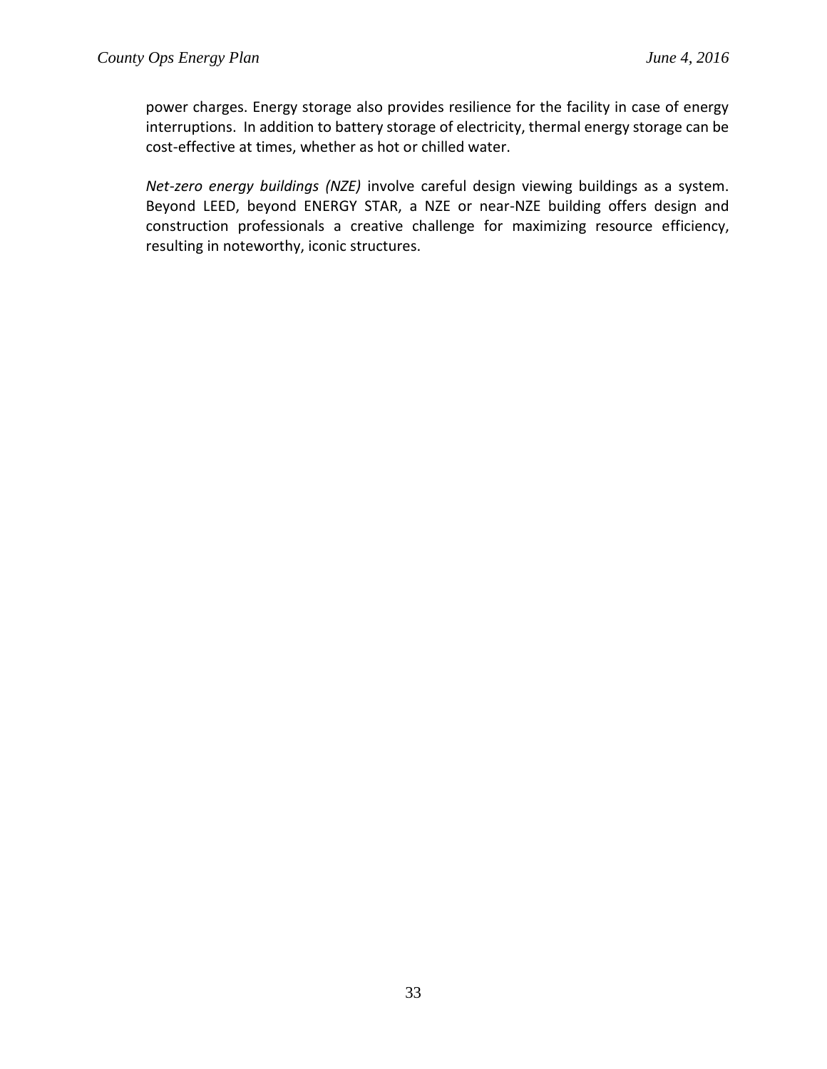power charges. Energy storage also provides resilience for the facility in case of energy interruptions. In addition to battery storage of electricity, thermal energy storage can be cost-effective at times, whether as hot or chilled water.

*Net-zero energy buildings (NZE)* involve careful design viewing buildings as a system. Beyond LEED, beyond ENERGY STAR, a NZE or near-NZE building offers design and construction professionals a creative challenge for maximizing resource efficiency, resulting in noteworthy, iconic structures.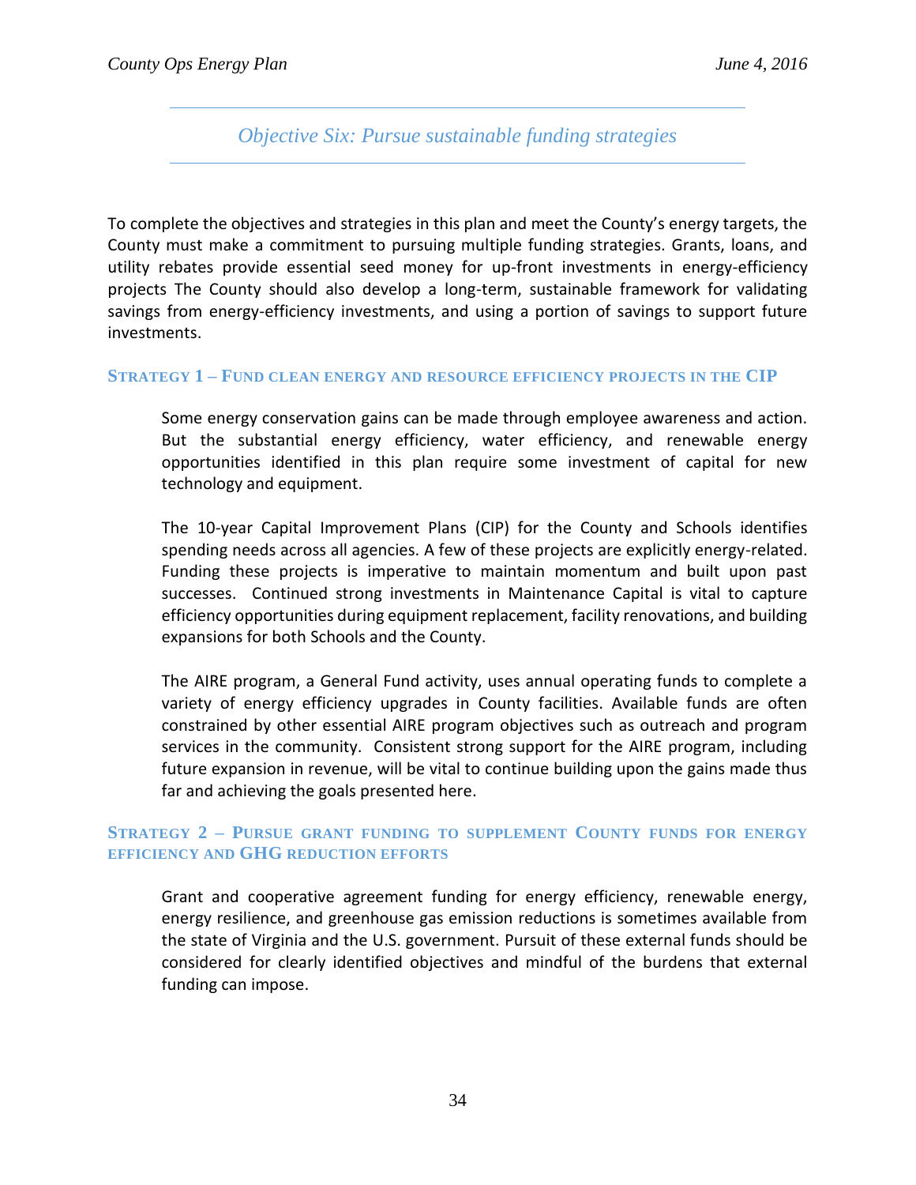## *Objective Six: Pursue sustainable funding strategies*

To complete the objectives and strategies in this plan and meet the County's energy targets, the County must make a commitment to pursuing multiple funding strategies. Grants, loans, and utility rebates provide essential seed money for up-front investments in energy-efficiency projects The County should also develop a long-term, sustainable framework for validating savings from energy-efficiency investments, and using a portion of savings to support future investments.

### Strategy 1 – Fund clean energy and resource efficiency projects in the CIP

Some energy conservation gains can be made through employee awareness and action. But the substantial energy efficiency, water efficiency, and renewable energy opportunities identified in this plan require some investment of capital for new technology and equipment.

The 10-year Capital Improvement Plans (CIP) for the County and Schools identifies spending needs across all agencies. A few of these projects are explicitly energy-related. Funding these projects is imperative to maintain momentum and built upon past successes. Continued strong investments in Maintenance Capital is vital to capture efficiency opportunities during equipment replacement, facility renovations, and building expansions for both Schools and the County.

The AIRE program, a General Fund activity, uses annual operating funds to complete a variety of energy efficiency upgrades in County facilities. Available funds are often constrained by other essential AIRE program objectives such as outreach and program services in the community. Consistent strong support for the AIRE program, including future expansion in revenue, will be vital to continue building upon the gains made thus far and achieving the goals presented here.

### Strategy 2 – Pursue grant funding to supplement County funds for energy efficiency and GHG reduction efforts

Grant and cooperative agreement funding for energy efficiency, renewable energy, energy resilience, and greenhouse gas emission reductions is sometimes available from the state of Virginia and the U.S. government. Pursuit of these external funds should be considered for clearly identified objectives and mindful of the burdens that external funding can impose.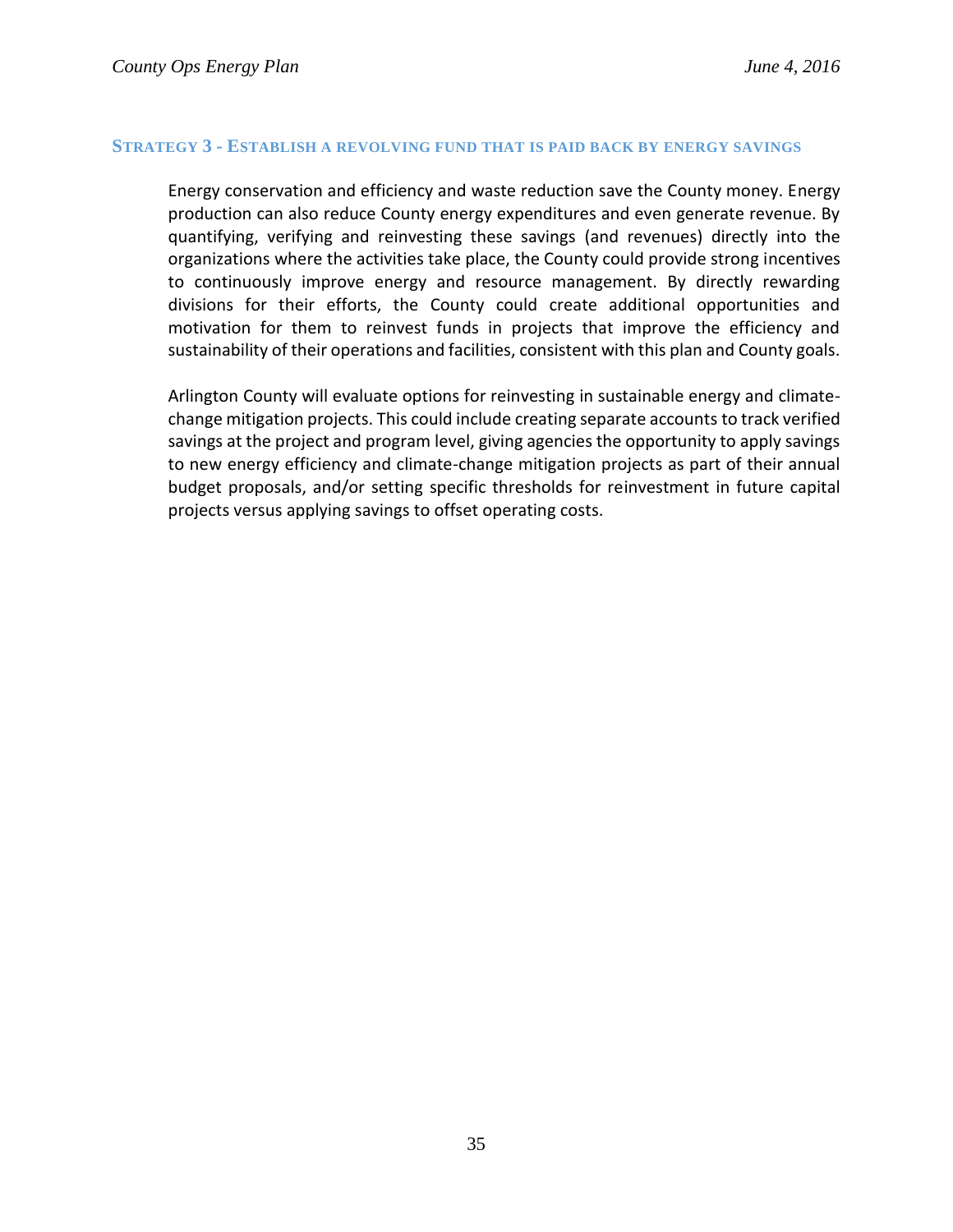### Strategy 3 - Establish a revolving fund that is paid back by energy savings

Energy conservation and efficiency and waste reduction save the County money. Energy production can also reduce County energy expenditures and even generate revenue. By quantifying, verifying and reinvesting these savings (and revenues) directly into the organizations where the activities take place, the County could provide strong incentives to continuously improve energy and resource management. By directly rewarding divisions for their efforts, the County could create additional opportunities and motivation for them to reinvest funds in projects that improve the efficiency and sustainability of their operations and facilities, consistent with this plan and County goals.

Arlington County will evaluate options for reinvesting in sustainable energy and climate-change mitigation projects. This could include creating separate accounts to track verified savings at the project and program level, giving agencies the opportunity to apply savings to new energy efficiency and climate-change mitigation projects as part of their annual budget proposals, and/or setting specific thresholds for reinvestment in future capital projects versus applying savings to offset operating costs.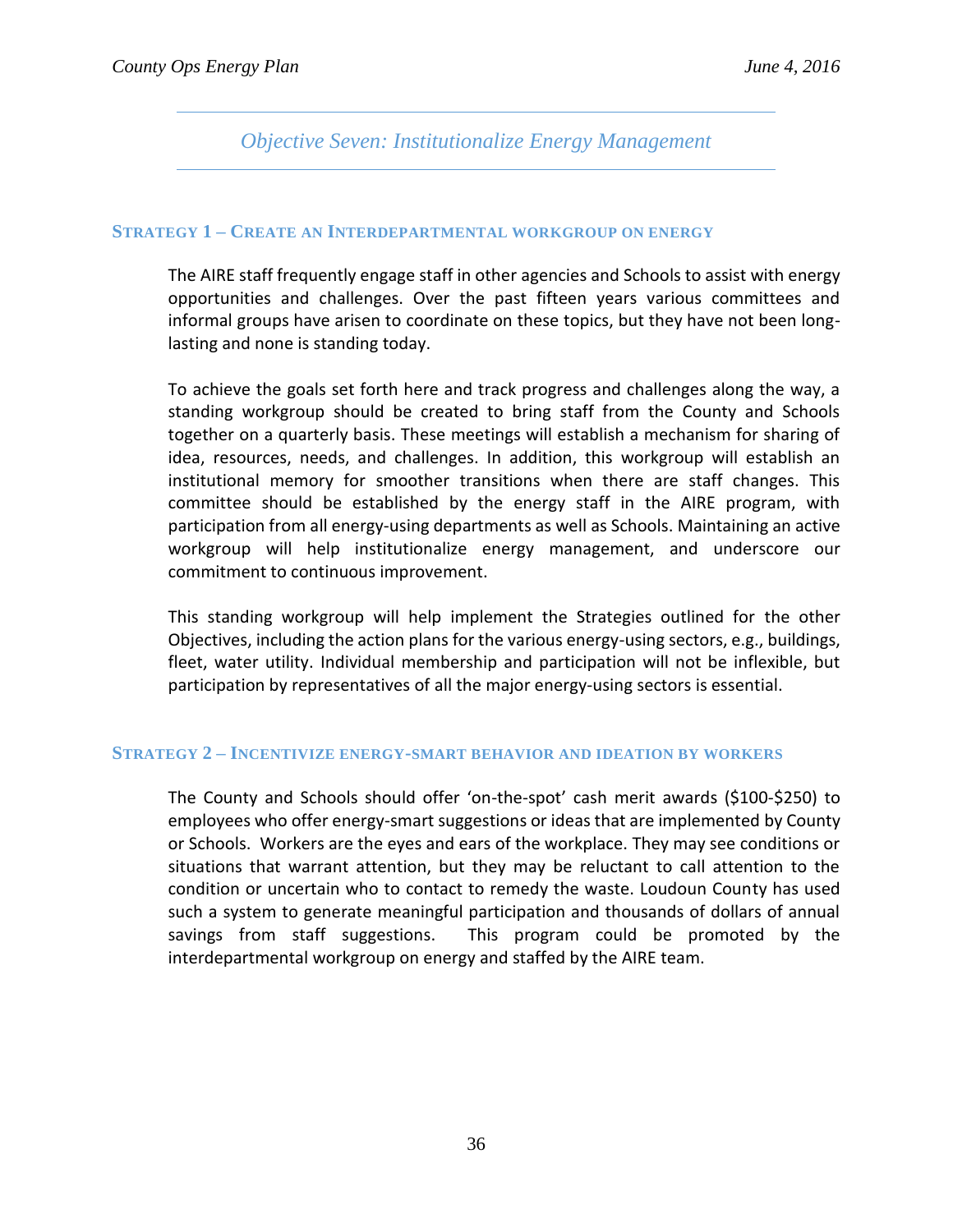## *Objective Seven: Institutionalize Energy Management*

### STRATEGY 1 – CREATE AN INTERDEPARTMENTAL WORKGROUP ON ENERGY

The AIRE staff frequently engage staff in other agencies and Schools to assist with energy opportunities and challenges. Over the past fifteen years various committees and informal groups have arisen to coordinate on these topics, but they have not been long-lasting and none is standing today.

To achieve the goals set forth here and track progress and challenges along the way, a standing workgroup should be created to bring staff from the County and Schools together on a quarterly basis. These meetings will establish a mechanism for sharing of idea, resources, needs, and challenges. In addition, this workgroup will establish an institutional memory for smoother transitions when there are staff changes. This committee should be established by the energy staff in the AIRE program, with participation from all energy-using departments as well as Schools. Maintaining an active workgroup will help institutionalize energy management, and underscore our commitment to continuous improvement.

This standing workgroup will help implement the Strategies outlined for the other Objectives, including the action plans for the various energy-using sectors, e.g., buildings, fleet, water utility. Individual membership and participation will not be inflexible, but participation by representatives of all the major energy-using sectors is essential.

### STRATEGY 2 – INCENTIVIZE ENERGY-SMART BEHAVIOR AND IDEATION BY WORKERS

The County and Schools should offer 'on-the-spot' cash merit awards ($100-$250) to employees who offer energy-smart suggestions or ideas that are implemented by County or Schools. Workers are the eyes and ears of the workplace. They may see conditions or situations that warrant attention, but they may be reluctant to call attention to the condition or uncertain who to contact to remedy the waste. Loudoun County has used such a system to generate meaningful participation and thousands of dollars of annual savings from staff suggestions. This program could be promoted by the interdepartmental workgroup on energy and staffed by the AIRE team.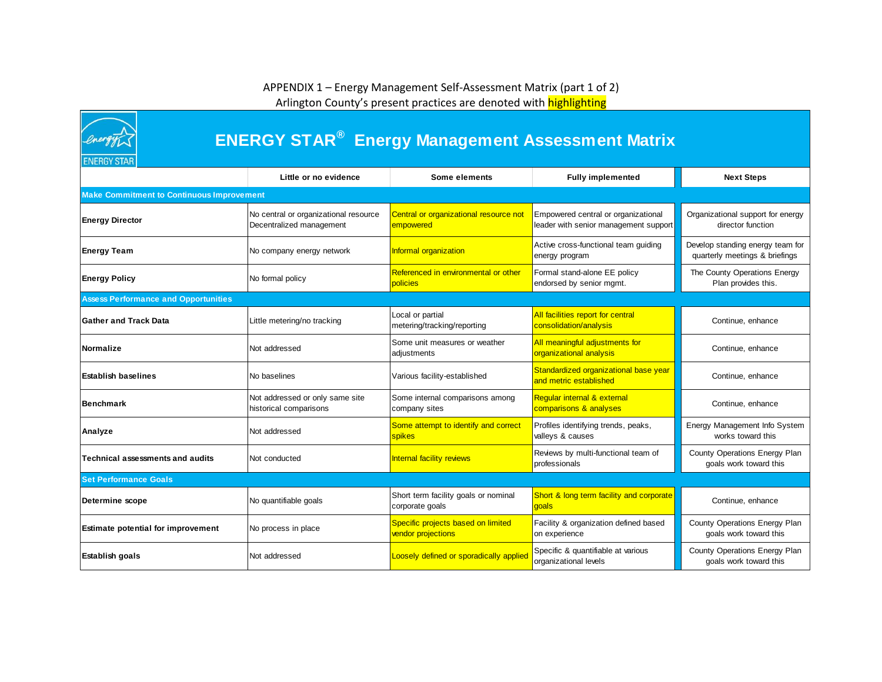APPENDIX 1 – Energy Management Self-Assessment Matrix (part 1 of 2)

Arlington County's present practices are denoted with highlighting

# ENERGY STAR® Energy Management Assessment Matrix

| | Little or no evidence | Some elements | Fully implemented | Next Steps |
|---|---|---|---|---|
| **Make Commitment to Continuous Improvement** | | | | |
| **Energy Director** | No central or organizational resource Decentralized management | Central or organizational resource not empowered | Empowered central or organizational leader with senior management support | Organizational support for energy director function |
| **Energy Team** | No company energy network | Informal organization | Active cross-functional team guiding energy program | Develop standing energy team for quarterly meetings & briefings |
| **Energy Policy** | No formal policy | Referenced in environmental or other policies | Formal stand-alone EE policy endorsed by senior mgmt. | The County Operations Energy Plan provides this. |
| **Assess Performance and Opportunities** | | | | |
| **Gather and Track Data** | Little metering/no tracking | Local or partial metering/tracking/reporting | All facilities report for central consolidation/analysis | Continue, enhance |
| **Normalize** | Not addressed | Some unit measures or weather adjustments | All meaningful adjustments for organizational analysis | Continue, enhance |
| **Establish baselines** | No baselines | Various facility-established | Standardized organizational base year and metric established | Continue, enhance |
| **Benchmark** | Not addressed or only same site historical comparisons | Some internal comparisons among company sites | Regular internal & external comparisons & analyses | Continue, enhance |
| **Analyze** | Not addressed | Some attempt to identify and correct spikes | Profiles identifying trends, peaks, valleys & causes | Energy Management Info System works toward this |
| **Technical assessments and audits** | Not conducted | Internal facility reviews | Reviews by multi-functional team of professionals | County Operations Energy Plan goals work toward this |
| **Set Performance Goals** | | | | |
| **Determine scope** | No quantifiable goals | Short term facility goals or nominal corporate goals | Short & long term facility and corporate goals | Continue, enhance |
| **Estimate potential for improvement** | No process in place | Specific projects based on limited vendor projections | Facility & organization defined based on experience | County Operations Energy Plan goals work toward this |
| **Establish goals** | Not addressed | Loosely defined or sporadically applied | Specific & quantifiable at various organizational levels | County Operations Energy Plan goals work toward this |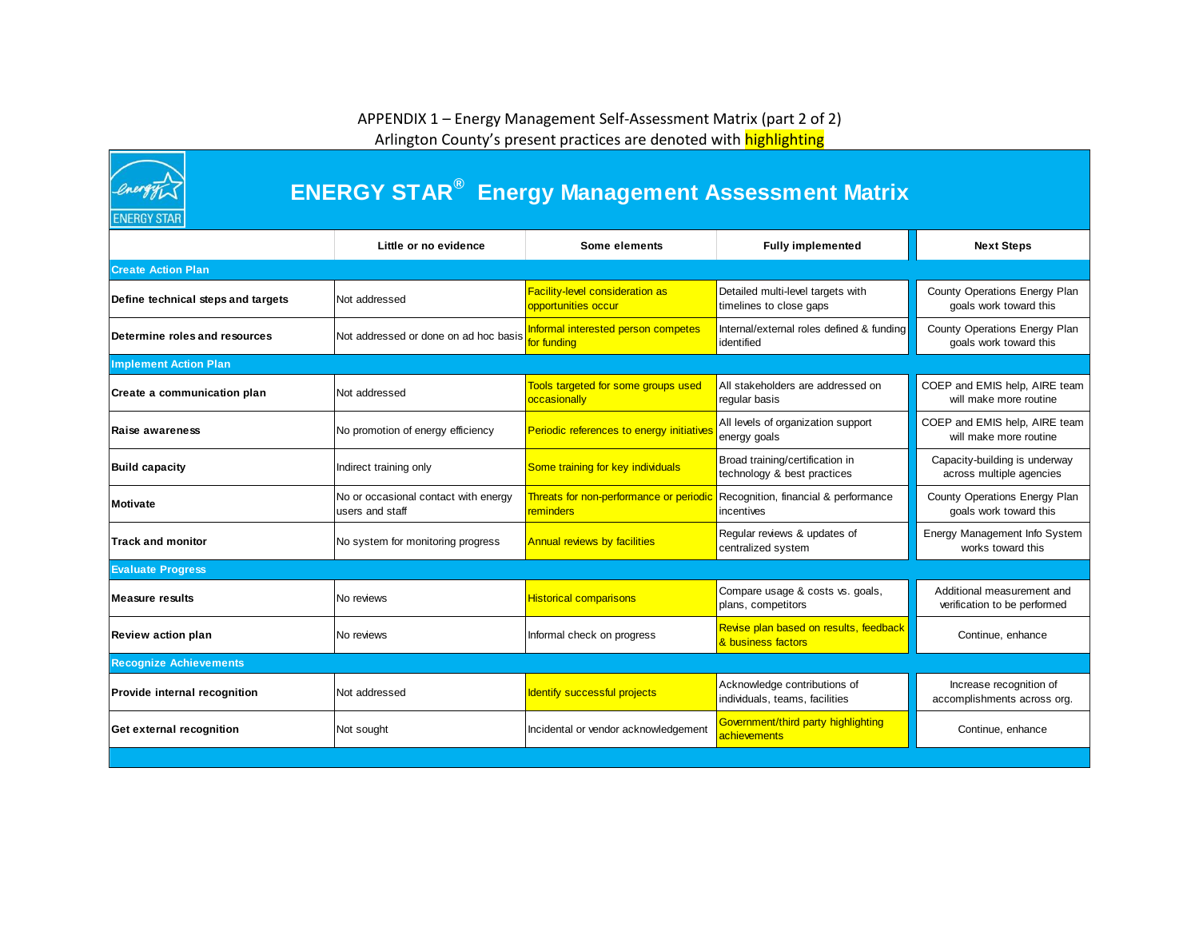APPENDIX 1 – Energy Management Self-Assessment Matrix (part 2 of 2)

Arlington County's present practices are denoted with highlighting

# ENERGY STAR® Energy Management Assessment Matrix

| | Little or no evidence | Some elements | Fully implemented | Next Steps |
|---|---|---|---|---|
| **Create Action Plan** | | | | |
| **Define technical steps and targets** | Not addressed | Facility-level consideration as opportunities occur | Detailed multi-level targets with timelines to close gaps | County Operations Energy Plan goals work toward this |
| **Determine roles and resources** | Not addressed or done on ad hoc basis | Informal interested person competes for funding | Internal/external roles defined & funding identified | County Operations Energy Plan goals work toward this |
| **Implement Action Plan** | | | | |
| **Create a communication plan** | Not addressed | Tools targeted for some groups used occasionally | All stakeholders are addressed on regular basis | COEP and EMIS help, AIRE team will make more routine |
| **Raise awareness** | No promotion of energy efficiency | Periodic references to energy initiatives | All levels of organization support energy goals | COEP and EMIS help, AIRE team will make more routine |
| **Build capacity** | Indirect training only | Some training for key individuals | Broad training/certification in technology & best practices | Capacity-building is underway across multiple agencies |
| **Motivate** | No or occasional contact with energy users and staff | Threats for non-performance or periodic reminders | Recognition, financial & performance incentives | County Operations Energy Plan goals work toward this |
| **Track and monitor** | No system for monitoring progress | Annual reviews by facilities | Regular reviews & updates of centralized system | Energy Management Info System works toward this |
| **Evaluate Progress** | | | | |
| **Measure results** | No reviews | Historical comparisons | Compare usage & costs vs. goals, plans, competitors | Additional measurement and verification to be performed |
| **Review action plan** | No reviews | Informal check on progress | Revise plan based on results, feedback & business factors | Continue, enhance |
| **Recognize Achievements** | | | | |
| **Provide internal recognition** | Not addressed | Identify successful projects | Acknowledge contributions of individuals, teams, facilities | Increase recognition of accomplishments across org. |
| **Get external recognition** | Not sought | Incidental or vendor acknowledgement | Government/third party highlighting achievements | Continue, enhance |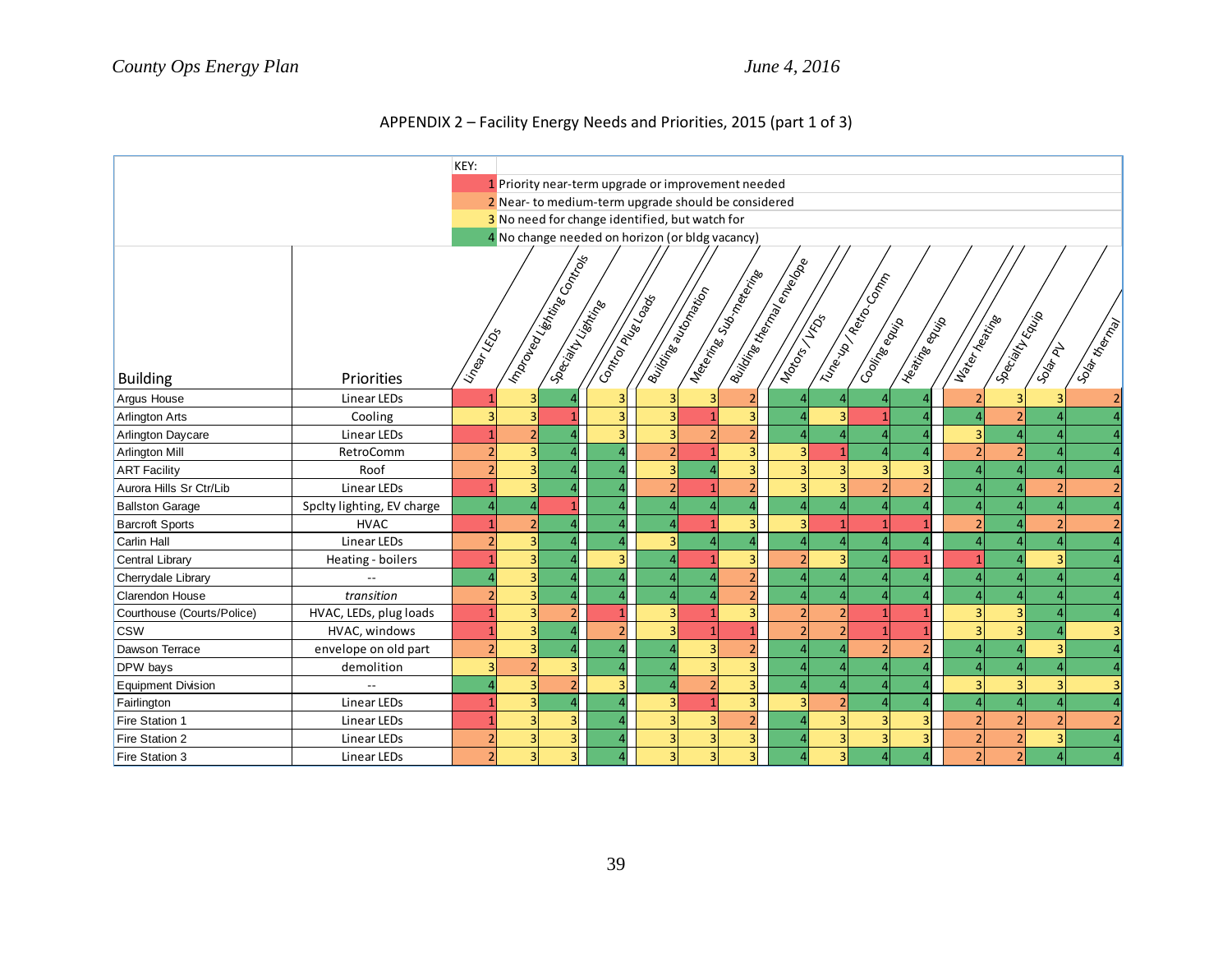APPENDIX 2 – Facility Energy Needs and Priorities, 2015 (part 1 of 3)

KEY:

- 1 Priority near-term upgrade or improvement needed
- 2 Near- to medium-term upgrade should be considered
- 3 No need for change identified, but watch for
- 4 No change needed on horizon (or bldg vacancy)

| Building | Priorities | Linear LEDs | Improved Lighting Controls | Specialty Lighting | Control Plug Loads | Building automation | Metering, Sub-metering | Building thermal envelope | Motors / VFDs | Tune-up / Retro-Comm | Cooling equip | Heating equip | Water heating | Specialty Equip | Solar PV | Solar thermal |
|---|---|---|---|---|---|---|---|---|---|---|---|---|---|---|---|---|
| Argus House | Linear LEDs | 1 | 3 | 4 | 3 | 3 | 3 | 2 | 4 | 4 | 4 | 4 | 2 | 3 | 3 | 2 |
| Arlington Arts | Cooling | 3 | 3 | 1 | 3 | 3 | 1 | 3 | 4 | 3 | 1 | 4 | 4 | 2 | 4 | 4 |
| Arlington Daycare | Linear LEDs | 1 | 2 | 4 | 3 | 3 | 2 | 2 | 4 | 4 | 4 | 4 | 3 | 4 | 4 | 4 |
| Arlington Mill | RetroComm | 2 | 3 | 4 | 4 | 2 | 1 | 3 | 3 | 1 | 4 | 4 | 2 | 2 | 4 | 4 |
| ART Facility | Roof | 2 | 3 | 4 | 4 | 3 | 4 | 3 | 3 | 3 | 3 | 3 | 4 | 4 | 4 | 4 |
| Aurora Hills Sr Ctr/Lib | Linear LEDs | 1 | 3 | 4 | 4 | 2 | 1 | 2 | 3 | 3 | 2 | 2 | 4 | 4 | 2 | 2 |
| Ballston Garage | Spclty lighting, EV charge | 4 | 4 | 1 | 4 | 4 | 4 | 4 | 4 | 4 | 4 | 4 | 4 | 4 | 4 | 4 |
| Barcroft Sports | HVAC | 1 | 2 | 4 | 4 | 4 | 1 | 3 | 3 | 1 | 1 | 1 | 2 | 4 | 2 | 2 |
| Carlin Hall | Linear LEDs | 2 | 3 | 4 | 4 | 3 | 4 | 4 | 4 | 4 | 4 | 4 | 4 | 4 | 4 | 4 |
| Central Library | Heating - boilers | 1 | 3 | 4 | 3 | 4 | 1 | 3 | 2 | 3 | 4 | 1 | 1 | 4 | 3 | 4 |
| Cherrydale Library | -- | 4 | 3 | 4 | 4 | 4 | 4 | 2 | 4 | 4 | 4 | 4 | 4 | 4 | 4 | 4 |
| Clarendon House | *transition* | 2 | 3 | 4 | 4 | 4 | 4 | 2 | 4 | 4 | 4 | 4 | 4 | 4 | 4 | 4 |
| Courthouse (Courts/Police) | HVAC, LEDs, plug loads | 1 | 3 | 2 | 1 | 3 | 1 | 3 | 2 | 2 | 1 | 1 | 3 | 3 | 4 | 4 |
| CSW | HVAC, windows | 1 | 3 | 4 | 2 | 3 | 1 | 1 | 2 | 2 | 1 | 1 | 3 | 3 | 4 | 3 |
| Dawson Terrace | envelope on old part | 2 | 3 | 4 | 4 | 4 | 3 | 2 | 4 | 4 | 2 | 2 | 4 | 4 | 3 | 4 |
| DPW bays | demolition | 3 | 2 | 3 | 4 | 4 | 3 | 3 | 4 | 4 | 4 | 4 | 4 | 4 | 4 | 4 |
| Equipment Division | -- | 4 | 3 | 2 | 3 | 4 | 2 | 3 | 4 | 4 | 4 | 4 | 3 | 3 | 3 | 3 |
| Fairlington | Linear LEDs | 1 | 3 | 4 | 4 | 3 | 1 | 3 | 3 | 2 | 4 | 4 | 4 | 4 | 4 | 4 |
| Fire Station 1 | Linear LEDs | 1 | 3 | 3 | 4 | 3 | 3 | 2 | 4 | 3 | 3 | 3 | 2 | 2 | 2 | 2 |
| Fire Station 2 | Linear LEDs | 2 | 3 | 3 | 4 | 3 | 3 | 3 | 4 | 3 | 3 | 3 | 2 | 2 | 3 | 4 |
| Fire Station 3 | Linear LEDs | 2 | 3 | 3 | 4 | 3 | 3 | 3 | 4 | 3 | 4 | 4 | 2 | 2 | 4 | 4 |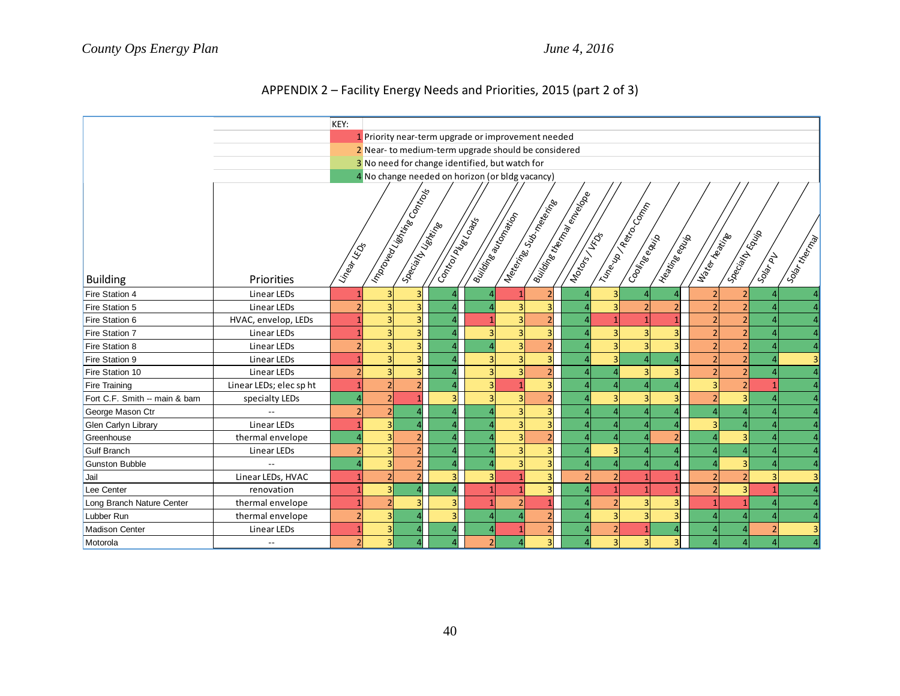## APPENDIX 2 – Facility Energy Needs and Priorities, 2015 (part 2 of 3)

KEY:

- 1 Priority near-term upgrade or improvement needed
- 2 Near- to medium-term upgrade should be considered
- 3 No need for change identified, but watch for
- 4 No change needed on horizon (or bldg vacancy)

| Building | Priorities | Linear LEDs | Improved Lighting Controls | Specialty Lighting | Control Plug Loads | Building automation | Metering, Sub-metering | Building thermal envelope | Motors / VFDs | Tune-up / Retro-Comm | Cooling equip | Heating equip | Water heating | Specialty Equip | Solar PV | Solar thermal |
|---|---|---|---|---|---|---|---|---|---|---|---|---|---|---|---|---|
| Fire Station 4 | Linear LEDs | 1 | 3 | 3 | 4 | 4 | 1 | 2 | 4 | 3 | 4 | 4 | 2 | 2 | 4 | 4 |
| Fire Station 5 | Linear LEDs | 2 | 3 | 3 | 4 | 4 | 3 | 3 | 4 | 3 | 2 | 2 | 2 | 2 | 4 | 4 |
| Fire Station 6 | HVAC, envelop, LEDs | 1 | 3 | 3 | 4 | 1 | 3 | 2 | 4 | 1 | 1 | 1 | 2 | 2 | 4 | 4 |
| Fire Station 7 | Linear LEDs | 1 | 3 | 3 | 4 | 3 | 3 | 3 | 4 | 3 | 3 | 3 | 2 | 2 | 4 | 4 |
| Fire Station 8 | Linear LEDs | 2 | 3 | 3 | 4 | 4 | 3 | 2 | 4 | 3 | 3 | 3 | 2 | 2 | 4 | 4 |
| Fire Station 9 | Linear LEDs | 1 | 3 | 3 | 4 | 3 | 3 | 3 | 4 | 3 | 4 | 4 | 2 | 2 | 4 | 3 |
| Fire Station 10 | Linear LEDs | 2 | 3 | 3 | 4 | 3 | 3 | 2 | 4 | 4 | 3 | 3 | 2 | 2 | 4 | 4 |
| Fire Training | Linear LEDs; elec sp ht | 1 | 2 | 2 | 4 | 3 | 1 | 3 | 4 | 4 | 4 | 4 | 3 | 2 | 1 | 4 |
| Fort C.F. Smith -- main & barn | specialty LEDs | 4 | 2 | 1 | 3 | 3 | 3 | 2 | 4 | 3 | 3 | 3 | 2 | 3 | 4 | 4 |
| George Mason Ctr | -- | 2 | 2 | 4 | 4 | 4 | 3 | 3 | 4 | 4 | 4 | 4 | 4 | 4 | 4 | 4 |
| Glen Carlyn Library | Linear LEDs | 1 | 3 | 4 | 4 | 4 | 3 | 3 | 4 | 4 | 4 | 4 | 3 | 4 | 4 | 4 |
| Greenhouse | thermal envelope | 4 | 3 | 2 | 4 | 4 | 3 | 2 | 4 | 4 | 4 | 2 | 4 | 3 | 4 | 4 |
| Gulf Branch | Linear LEDs | 2 | 3 | 2 | 4 | 4 | 3 | 3 | 4 | 3 | 4 | 4 | 4 | 4 | 4 | 4 |
| Gunston Bubble | -- | 4 | 3 | 2 | 4 | 4 | 3 | 3 | 4 | 4 | 4 | 4 | 4 | 3 | 4 | 4 |
| Jail | Linear LEDs, HVAC | 1 | 2 | 2 | 3 | 3 | 1 | 3 | 2 | 2 | 1 | 1 | 2 | 2 | 3 | 3 |
| Lee Center | renovation | 1 | 3 | 4 | 4 | 1 | 1 | 3 | 4 | 1 | 1 | 1 | 2 | 3 | 1 | 4 |
| Long Branch Nature Center | thermal envelope | 1 | 2 | 3 | 3 | 1 | 2 | 1 | 4 | 2 | 3 | 3 | 1 | 1 | 4 | 4 |
| Lubber Run | thermal envelope | 2 | 3 | 4 | 3 | 4 | 4 | 2 | 4 | 3 | 3 | 3 | 4 | 4 | 4 | 4 |
| Madison Center | Linear LEDs | 1 | 3 | 4 | 4 | 4 | 1 | 2 | 4 | 2 | 1 | 4 | 4 | 4 | 2 | 3 |
| Motorola | -- | 2 | 3 | 4 | 4 | 2 | 4 | 3 | 4 | 3 | 3 | 3 | 4 | 4 | 4 | 4 |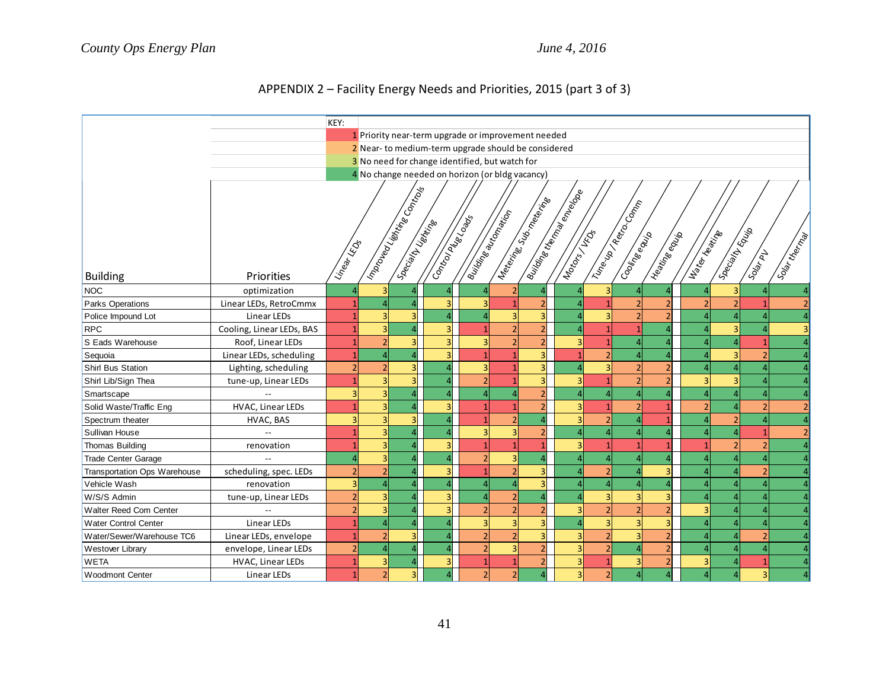## APPENDIX 2 – Facility Energy Needs and Priorities, 2015 (part 3 of 3)

KEY:

| Code | Meaning |
|---|---|
| 1 | Priority near-term upgrade or improvement needed |
| 2 | Near- to medium-term upgrade should be considered |
| 3 | No need for change identified, but watch for |
| 4 | No change needed on horizon (or bldg vacancy) |

| Building | Priorities | Linear LEDs | Improved Lighting Controls | Specialty Lighting | Control Plug Loads | Building automation | Metering, Sub-metering | Building thermal envelope | Motors / VFDs | Tune-up / Retro-Comm | Cooling equip | Heating equip | Water heating | Specialty Equip | Solar PV | Solar thermal |
|---|---|---|---|---|---|---|---|---|---|---|---|---|---|---|---|---|
| NOC | optimization | 4 | 3 | 4 | 4 | 4 | 2 | 4 | 4 | 3 | 4 | 4 | 4 | 3 | 4 | 4 |
| Parks Operations | Linear LEDs, RetroCmmx | 1 | 4 | 4 | 3 | 3 | 1 | 2 | 4 | 1 | 2 | 2 | 2 | 2 | 1 | 2 |
| Police Impound Lot | Linear LEDs | 1 | 3 | 3 | 4 | 4 | 3 | 3 | 4 | 3 | 2 | 2 | 4 | 4 | 4 | 4 |
| RPC | Cooling, Linear LEDs, BAS | 1 | 3 | 4 | 3 | 1 | 2 | 2 | 4 | 1 | 1 | 4 | 4 | 3 | 4 | 3 |
| S Eads Warehouse | Roof, Linear LEDs | 1 | 2 | 3 | 3 | 3 | 2 | 2 | 3 | 1 | 4 | 4 | 4 | 4 | 1 | 4 |
| Sequoia | Linear LEDs, scheduling | 1 | 4 | 4 | 3 | 1 | 1 | 3 | 1 | 2 | 4 | 4 | 4 | 3 | 2 | 4 |
| Shirl Bus Station | Lighting, scheduling | 2 | 2 | 3 | 4 | 3 | 1 | 3 | 4 | 3 | 2 | 2 | 4 | 4 | 4 | 4 |
| Shirl Lib/Sign Thea | tune-up, Linear LEDs | 1 | 3 | 3 | 4 | 2 | 1 | 3 | 3 | 1 | 2 | 2 | 3 | 3 | 4 | 4 |
| Smartscape | -- | 3 | 3 | 4 | 4 | 4 | 4 | 2 | 4 | 4 | 4 | 4 | 4 | 4 | 4 | 4 |
| Solid Waste/Traffic Eng | HVAC, Linear LEDs | 1 | 3 | 4 | 3 | 1 | 1 | 2 | 3 | 1 | 2 | 1 | 2 | 4 | 2 | 2 |
| Spectrum theater | HVAC, BAS | 3 | 3 | 3 | 4 | 1 | 2 | 4 | 3 | 2 | 4 | 1 | 4 | 2 | 4 | 4 |
| Sullivan House | -- | 1 | 3 | 4 | 4 | 3 | 3 | 2 | 4 | 4 | 4 | 4 | 4 | 4 | 1 | 2 |
| Thomas Building | renovation | 1 | 3 | 4 | 3 | 1 | 1 | 1 | 3 | 1 | 1 | 1 | 1 | 2 | 2 | 4 |
| Trade Center Garage | -- | 4 | 3 | 4 | 4 | 2 | 3 | 4 | 4 | 4 | 4 | 4 | 4 | 4 | 4 | 4 |
| Transportation Ops Warehouse | scheduling, spec. LEDs | 2 | 2 | 4 | 3 | 1 | 2 | 3 | 4 | 2 | 4 | 3 | 4 | 4 | 2 | 4 |
| Vehicle Wash | renovation | 3 | 4 | 4 | 4 | 4 | 4 | 3 | 4 | 4 | 4 | 4 | 4 | 4 | 4 | 4 |
| W/S/S Admin | tune-up, Linear LEDs | 2 | 3 | 4 | 3 | 4 | 2 | 4 | 4 | 3 | 3 | 3 | 4 | 4 | 4 | 4 |
| Walter Reed Com Center | -- | 2 | 3 | 4 | 3 | 2 | 2 | 2 | 3 | 2 | 2 | 2 | 3 | 4 | 4 | 4 |
| Water Control Center | Linear LEDs | 1 | 4 | 4 | 4 | 3 | 3 | 3 | 4 | 3 | 3 | 3 | 4 | 4 | 4 | 4 |
| Water/Sewer/Warehouse TC6 | Linear LEDs, envelope | 1 | 2 | 3 | 4 | 2 | 2 | 3 | 3 | 2 | 3 | 2 | 4 | 4 | 2 | 4 |
| Westover Library | envelope, Linear LEDs | 2 | 4 | 4 | 4 | 2 | 3 | 2 | 3 | 2 | 4 | 2 | 4 | 4 | 4 | 4 |
| WETA | HVAC, Linear LEDs | 1 | 3 | 4 | 3 | 1 | 1 | 2 | 3 | 1 | 3 | 2 | 3 | 4 | 1 | 4 |
| Woodmont Center | Linear LEDs | 1 | 2 | 3 | 4 | 2 | 2 | 4 | 3 | 2 | 4 | 4 | 4 | 4 | 3 | 4 |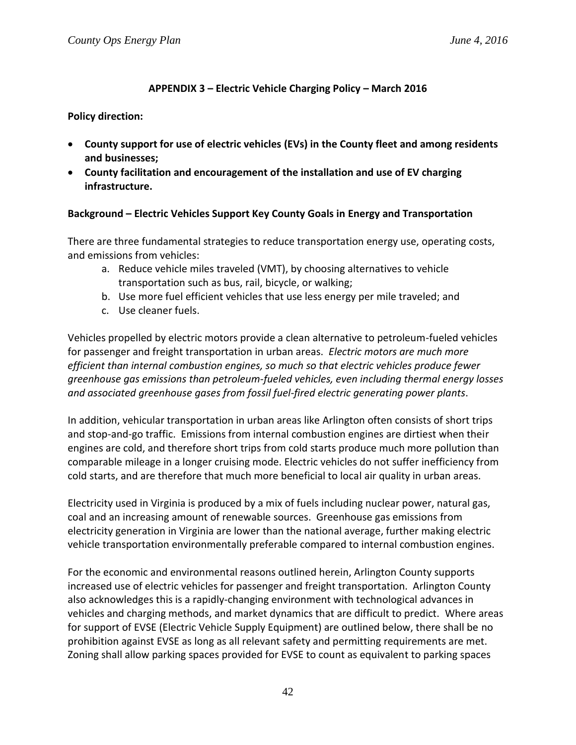## APPENDIX 3 – Electric Vehicle Charging Policy – March 2016

**Policy direction:**

- **County support for use of electric vehicles (EVs) in the County fleet and among residents and businesses;**
- **County facilitation and encouragement of the installation and use of EV charging infrastructure.**

**Background – Electric Vehicles Support Key County Goals in Energy and Transportation**

There are three fundamental strategies to reduce transportation energy use, operating costs, and emissions from vehicles:

a. Reduce vehicle miles traveled (VMT), by choosing alternatives to vehicle transportation such as bus, rail, bicycle, or walking;
b. Use more fuel efficient vehicles that use less energy per mile traveled; and
c. Use cleaner fuels.

Vehicles propelled by electric motors provide a clean alternative to petroleum-fueled vehicles for passenger and freight transportation in urban areas. *Electric motors are much more efficient than internal combustion engines, so much so that electric vehicles produce fewer greenhouse gas emissions than petroleum-fueled vehicles, even including thermal energy losses and associated greenhouse gases from fossil fuel-fired electric generating power plants*.

In addition, vehicular transportation in urban areas like Arlington often consists of short trips and stop-and-go traffic. Emissions from internal combustion engines are dirtiest when their engines are cold, and therefore short trips from cold starts produce much more pollution than comparable mileage in a longer cruising mode. Electric vehicles do not suffer inefficiency from cold starts, and are therefore that much more beneficial to local air quality in urban areas.

Electricity used in Virginia is produced by a mix of fuels including nuclear power, natural gas, coal and an increasing amount of renewable sources. Greenhouse gas emissions from electricity generation in Virginia are lower than the national average, further making electric vehicle transportation environmentally preferable compared to internal combustion engines.

For the economic and environmental reasons outlined herein, Arlington County supports increased use of electric vehicles for passenger and freight transportation. Arlington County also acknowledges this is a rapidly-changing environment with technological advances in vehicles and charging methods, and market dynamics that are difficult to predict. Where areas for support of EVSE (Electric Vehicle Supply Equipment) are outlined below, there shall be no prohibition against EVSE as long as all relevant safety and permitting requirements are met. Zoning shall allow parking spaces provided for EVSE to count as equivalent to parking spaces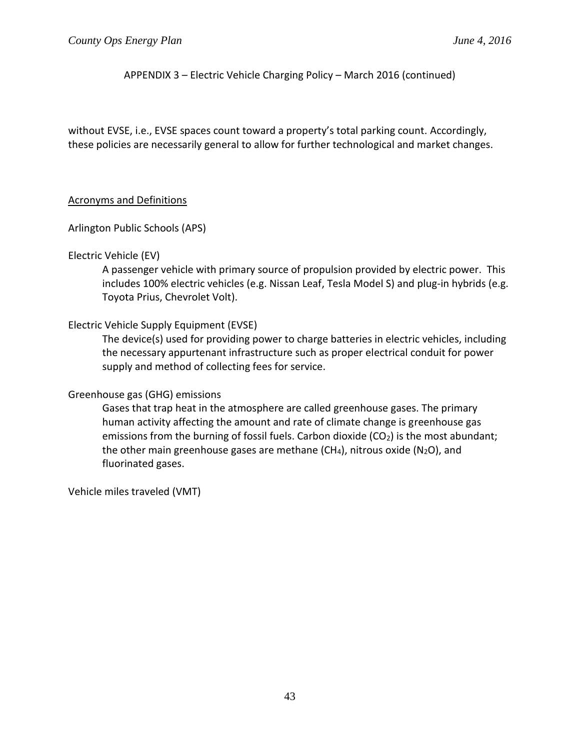APPENDIX 3 – Electric Vehicle Charging Policy – March 2016 (continued)

without EVSE, i.e., EVSE spaces count toward a property's total parking count. Accordingly, these policies are necessarily general to allow for further technological and market changes.

## Acronyms and Definitions

Arlington Public Schools (APS)

Electric Vehicle (EV)

> A passenger vehicle with primary source of propulsion provided by electric power. This includes 100% electric vehicles (e.g. Nissan Leaf, Tesla Model S) and plug-in hybrids (e.g. Toyota Prius, Chevrolet Volt).

Electric Vehicle Supply Equipment (EVSE)

> The device(s) used for providing power to charge batteries in electric vehicles, including the necessary appurtenant infrastructure such as proper electrical conduit for power supply and method of collecting fees for service.

Greenhouse gas (GHG) emissions

> Gases that trap heat in the atmosphere are called greenhouse gases. The primary human activity affecting the amount and rate of climate change is greenhouse gas emissions from the burning of fossil fuels. Carbon dioxide ($CO_2$) is the most abundant; the other main greenhouse gases are methane ($CH_4$), nitrous oxide ($N_2O$), and fluorinated gases.

Vehicle miles traveled (VMT)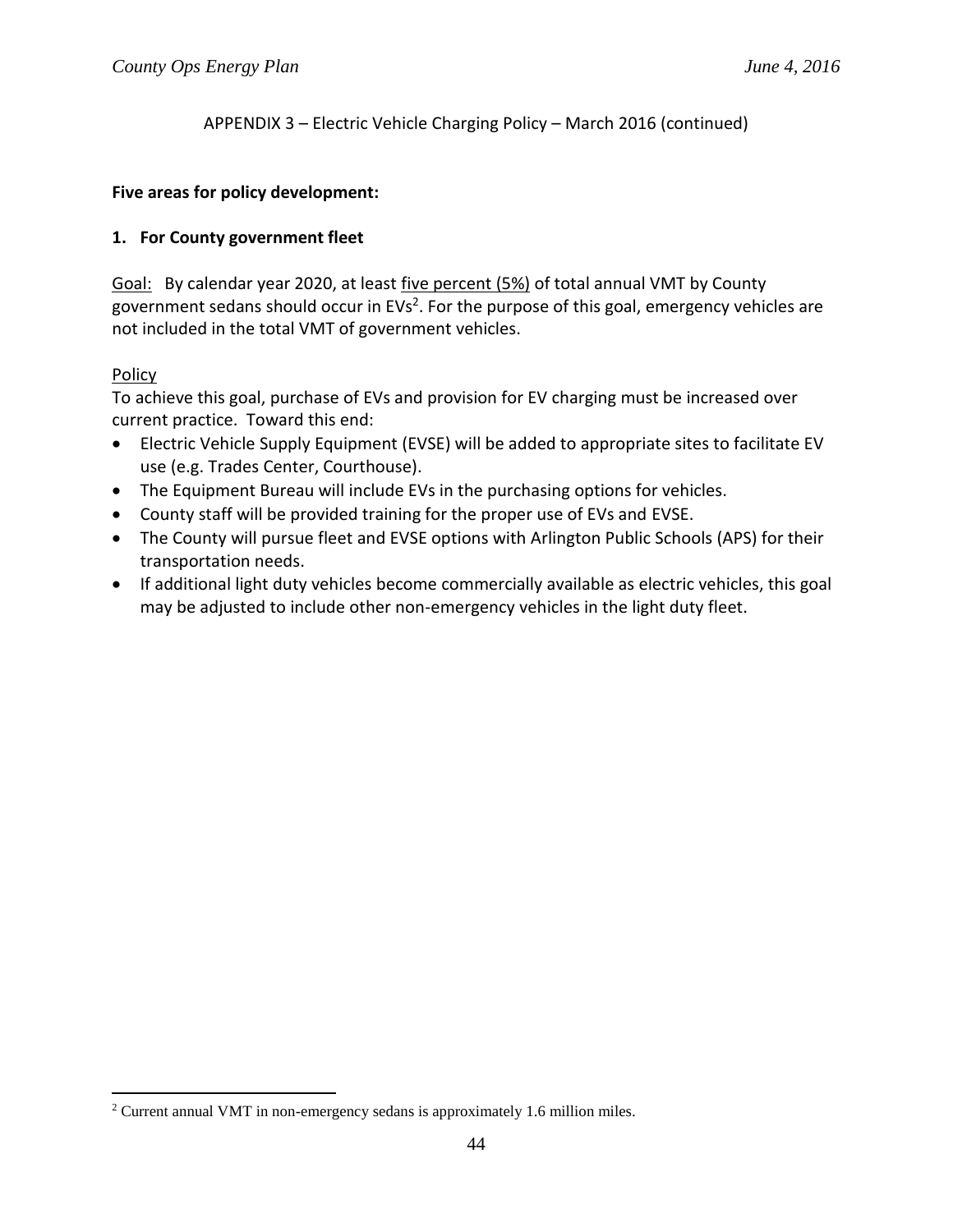APPENDIX 3 – Electric Vehicle Charging Policy – March 2016 (continued)

**Five areas for policy development:**

**1. For County government fleet**

Goal: By calendar year 2020, at least five percent (5%) of total annual VMT by County government sedans should occur in EVs[2]. For the purpose of this goal, emergency vehicles are not included in the total VMT of government vehicles.

Policy

To achieve this goal, purchase of EVs and provision for EV charging must be increased over current practice. Toward this end:

- Electric Vehicle Supply Equipment (EVSE) will be added to appropriate sites to facilitate EV use (e.g. Trades Center, Courthouse).
- The Equipment Bureau will include EVs in the purchasing options for vehicles.
- County staff will be provided training for the proper use of EVs and EVSE.
- The County will pursue fleet and EVSE options with Arlington Public Schools (APS) for their transportation needs.
- If additional light duty vehicles become commercially available as electric vehicles, this goal may be adjusted to include other non-emergency vehicles in the light duty fleet.

[2] Current annual VMT in non-emergency sedans is approximately 1.6 million miles.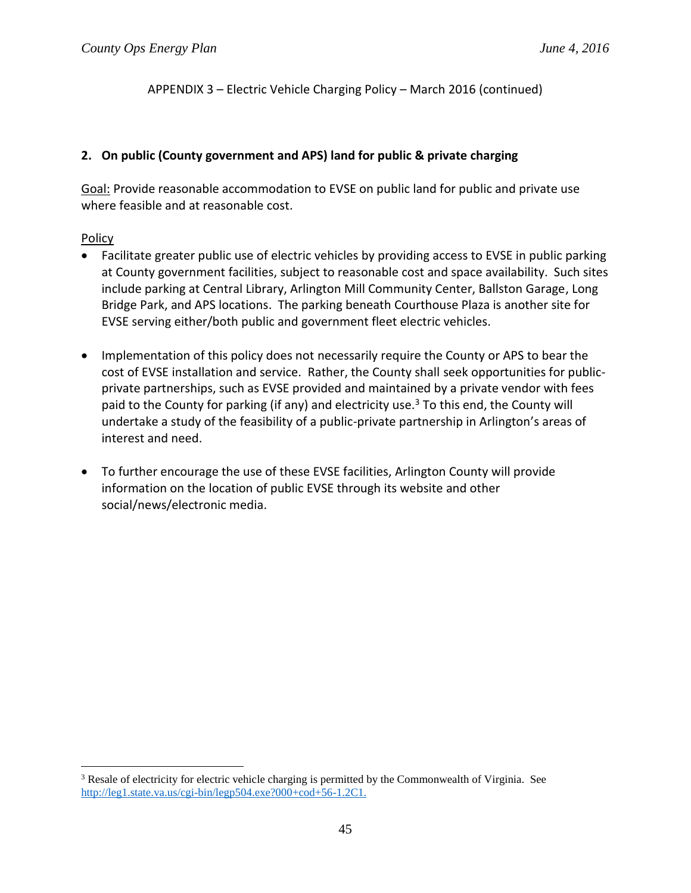APPENDIX 3 – Electric Vehicle Charging Policy – March 2016 (continued)

**2. On public (County government and APS) land for public & private charging**

Goal: Provide reasonable accommodation to EVSE on public land for public and private use where feasible and at reasonable cost.

Policy

- Facilitate greater public use of electric vehicles by providing access to EVSE in public parking at County government facilities, subject to reasonable cost and space availability. Such sites include parking at Central Library, Arlington Mill Community Center, Ballston Garage, Long Bridge Park, and APS locations. The parking beneath Courthouse Plaza is another site for EVSE serving either/both public and government fleet electric vehicles.

- Implementation of this policy does not necessarily require the County or APS to bear the cost of EVSE installation and service. Rather, the County shall seek opportunities for public-private partnerships, such as EVSE provided and maintained by a private vendor with fees paid to the County for parking (if any) and electricity use.[3] To this end, the County will undertake a study of the feasibility of a public-private partnership in Arlington's areas of interest and need.

- To further encourage the use of these EVSE facilities, Arlington County will provide information on the location of public EVSE through its website and other social/news/electronic media.

---

[3] Resale of electricity for electric vehicle charging is permitted by the Commonwealth of Virginia. See http://leg1.state.va.us/cgi-bin/legp504.exe?000+cod+56-1.2C1.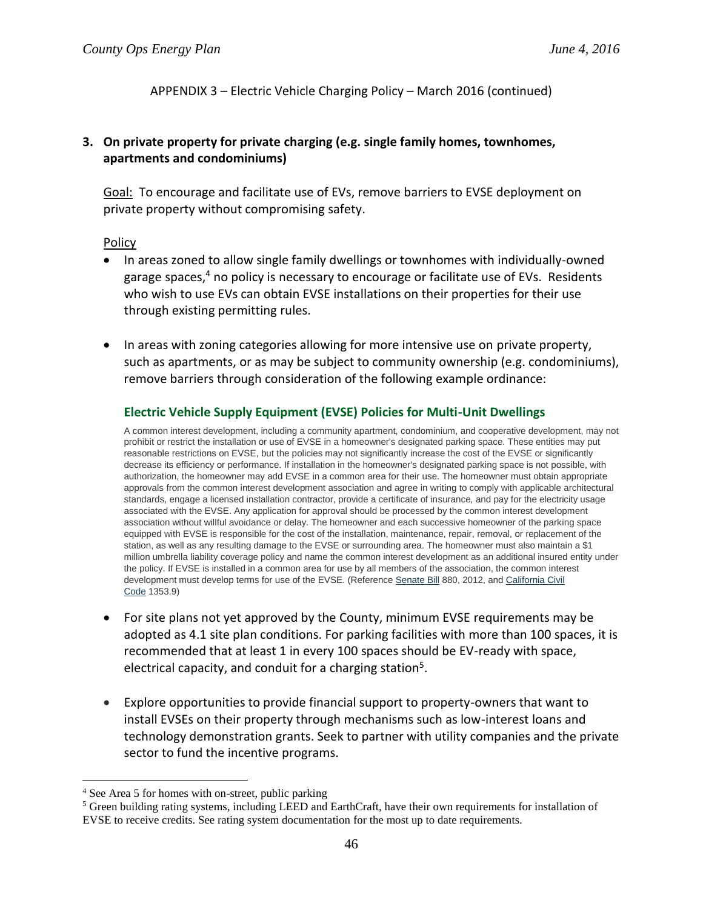APPENDIX 3 – Electric Vehicle Charging Policy – March 2016 (continued)

**3. On private property for private charging (e.g. single family homes, townhomes, apartments and condominiums)**

Goal: To encourage and facilitate use of EVs, remove barriers to EVSE deployment on private property without compromising safety.

Policy

- In areas zoned to allow single family dwellings or townhomes with individually-owned garage spaces,[4] no policy is necessary to encourage or facilitate use of EVs. Residents who wish to use EVs can obtain EVSE installations on their properties for their use through existing permitting rules.
- In areas with zoning categories allowing for more intensive use on private property, such as apartments, or as may be subject to community ownership (e.g. condominiums), remove barriers through consideration of the following example ordinance:

### Electric Vehicle Supply Equipment (EVSE) Policies for Multi-Unit Dwellings

A common interest development, including a community apartment, condominium, and cooperative development, may not prohibit or restrict the installation or use of EVSE in a homeowner's designated parking space. These entities may put reasonable restrictions on EVSE, but the policies may not significantly increase the cost of the EVSE or significantly decrease its efficiency or performance. If installation in the homeowner's designated parking space is not possible, with authorization, the homeowner may add EVSE in a common area for their use. The homeowner must obtain appropriate approvals from the common interest development association and agree in writing to comply with applicable architectural standards, engage a licensed installation contractor, provide a certificate of insurance, and pay for the electricity usage associated with the EVSE. Any application for approval should be processed by the common interest development association without willful avoidance or delay. The homeowner and each successive homeowner of the parking space equipped with EVSE is responsible for the cost of the installation, maintenance, repair, removal, or replacement of the station, as well as any resulting damage to the EVSE or surrounding area. The homeowner must also maintain a $1 million umbrella liability coverage policy and name the common interest development as an additional insured entity under the policy. If EVSE is installed in a common area for use by all members of the association, the common interest development must develop terms for use of the EVSE. (Reference Senate Bill 880, 2012, and California Civil Code 1353.9)

- For site plans not yet approved by the County, minimum EVSE requirements may be adopted as 4.1 site plan conditions. For parking facilities with more than 100 spaces, it is recommended that at least 1 in every 100 spaces should be EV-ready with space, electrical capacity, and conduit for a charging station[5].
- Explore opportunities to provide financial support to property-owners that want to install EVSEs on their property through mechanisms such as low-interest loans and technology demonstration grants. Seek to partner with utility companies and the private sector to fund the incentive programs.

---

[4] See Area 5 for homes with on-street, public parking

[5] Green building rating systems, including LEED and EarthCraft, have their own requirements for installation of EVSE to receive credits. See rating system documentation for the most up to date requirements.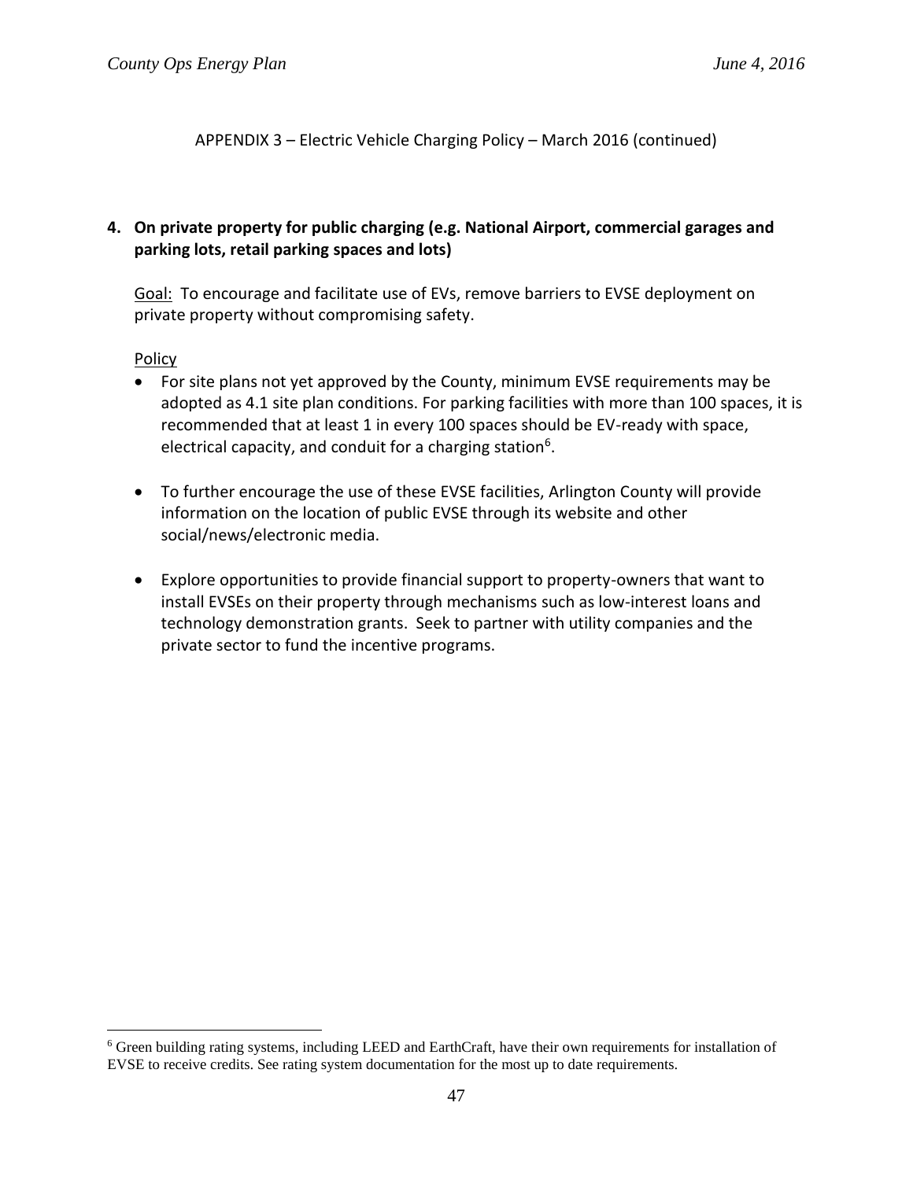APPENDIX 3 – Electric Vehicle Charging Policy – March 2016 (continued)

**4. On private property for public charging (e.g. National Airport, commercial garages and parking lots, retail parking spaces and lots)**

Goal: To encourage and facilitate use of EVs, remove barriers to EVSE deployment on private property without compromising safety.

Policy

- For site plans not yet approved by the County, minimum EVSE requirements may be adopted as 4.1 site plan conditions. For parking facilities with more than 100 spaces, it is recommended that at least 1 in every 100 spaces should be EV-ready with space, electrical capacity, and conduit for a charging station[6].

- To further encourage the use of these EVSE facilities, Arlington County will provide information on the location of public EVSE through its website and other social/news/electronic media.

- Explore opportunities to provide financial support to property-owners that want to install EVSEs on their property through mechanisms such as low-interest loans and technology demonstration grants. Seek to partner with utility companies and the private sector to fund the incentive programs.

---

[6] Green building rating systems, including LEED and EarthCraft, have their own requirements for installation of EVSE to receive credits. See rating system documentation for the most up to date requirements.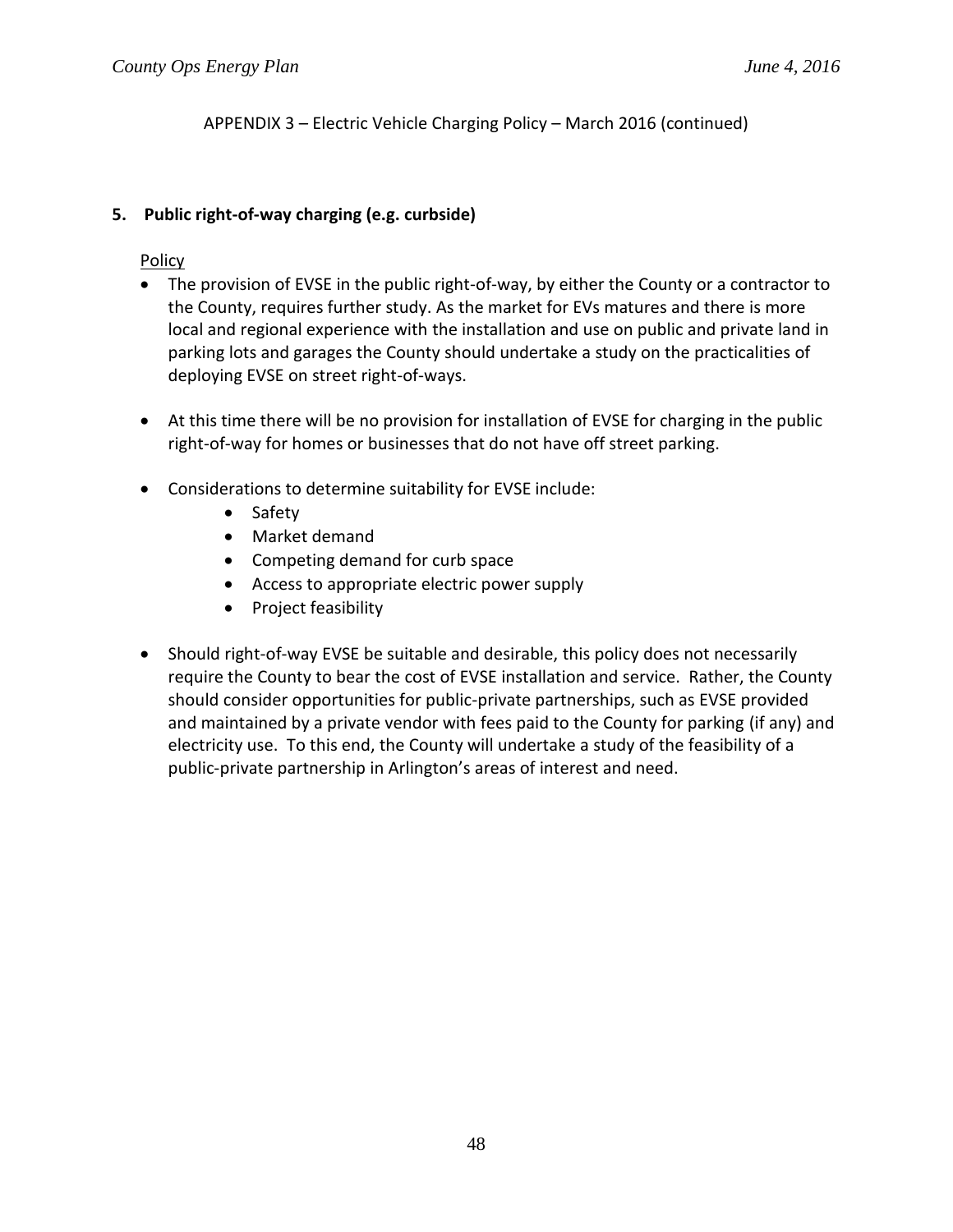APPENDIX 3 – Electric Vehicle Charging Policy – March 2016 (continued)

**5. Public right-of-way charging (e.g. curbside)**

Policy

- The provision of EVSE in the public right-of-way, by either the County or a contractor to the County, requires further study. As the market for EVs matures and there is more local and regional experience with the installation and use on public and private land in parking lots and garages the County should undertake a study on the practicalities of deploying EVSE on street right-of-ways.

- At this time there will be no provision for installation of EVSE for charging in the public right-of-way for homes or businesses that do not have off street parking.

- Considerations to determine suitability for EVSE include:
  - Safety
  - Market demand
  - Competing demand for curb space
  - Access to appropriate electric power supply
  - Project feasibility

- Should right-of-way EVSE be suitable and desirable, this policy does not necessarily require the County to bear the cost of EVSE installation and service. Rather, the County should consider opportunities for public-private partnerships, such as EVSE provided and maintained by a private vendor with fees paid to the County for parking (if any) and electricity use. To this end, the County will undertake a study of the feasibility of a public-private partnership in Arlington's areas of interest and need.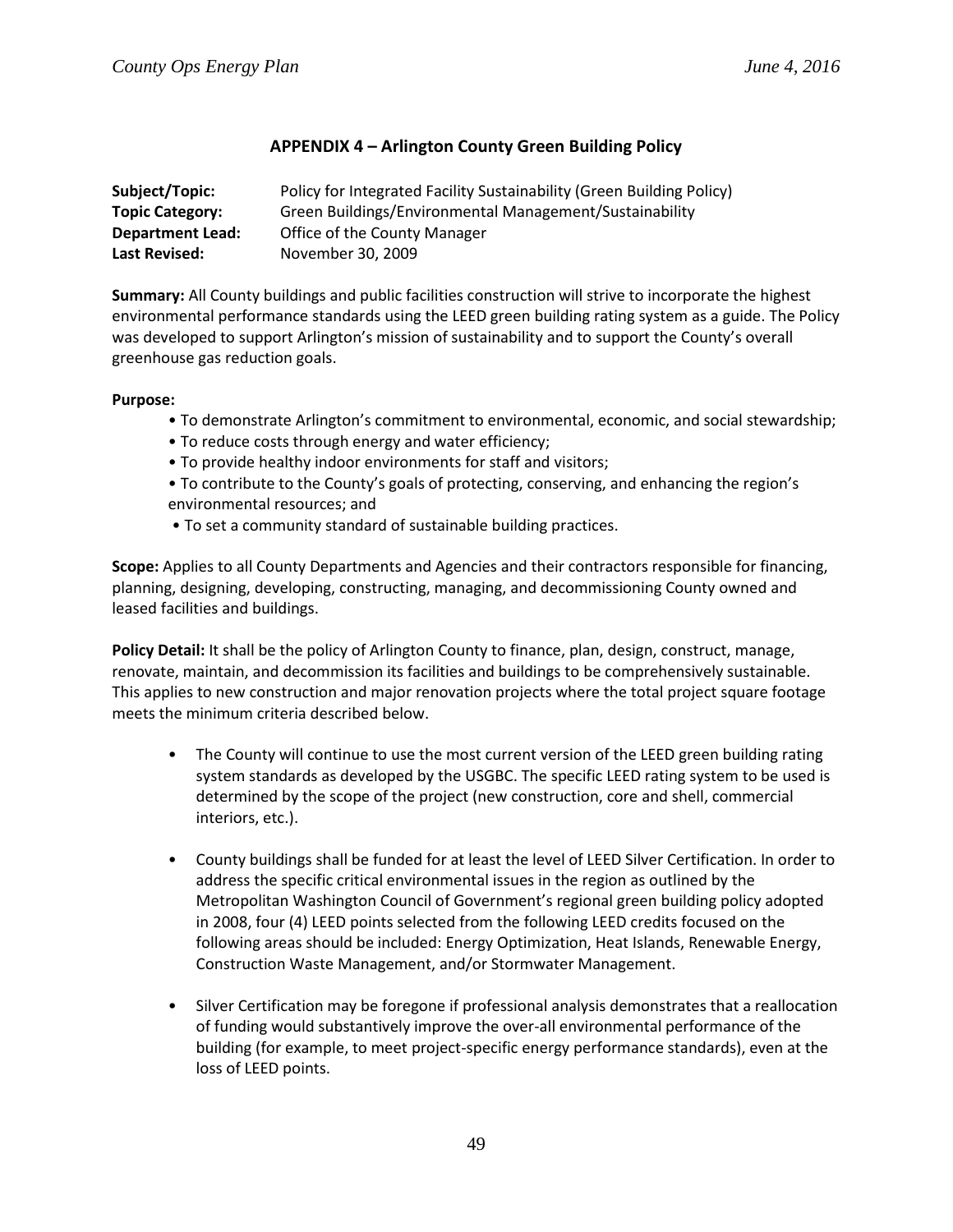## APPENDIX 4 – Arlington County Green Building Policy

**Subject/Topic:** Policy for Integrated Facility Sustainability (Green Building Policy)
**Topic Category:** Green Buildings/Environmental Management/Sustainability
**Department Lead:** Office of the County Manager
**Last Revised:** November 30, 2009

**Summary:** All County buildings and public facilities construction will strive to incorporate the highest environmental performance standards using the LEED green building rating system as a guide. The Policy was developed to support Arlington's mission of sustainability and to support the County's overall greenhouse gas reduction goals.

**Purpose:**

- To demonstrate Arlington's commitment to environmental, economic, and social stewardship;
- To reduce costs through energy and water efficiency;
- To provide healthy indoor environments for staff and visitors;
- To contribute to the County's goals of protecting, conserving, and enhancing the region's environmental resources; and
- To set a community standard of sustainable building practices.

**Scope:** Applies to all County Departments and Agencies and their contractors responsible for financing, planning, designing, developing, constructing, managing, and decommissioning County owned and leased facilities and buildings.

**Policy Detail:** It shall be the policy of Arlington County to finance, plan, design, construct, manage, renovate, maintain, and decommission its facilities and buildings to be comprehensively sustainable. This applies to new construction and major renovation projects where the total project square footage meets the minimum criteria described below.

- The County will continue to use the most current version of the LEED green building rating system standards as developed by the USGBC. The specific LEED rating system to be used is determined by the scope of the project (new construction, core and shell, commercial interiors, etc.).

- County buildings shall be funded for at least the level of LEED Silver Certification. In order to address the specific critical environmental issues in the region as outlined by the Metropolitan Washington Council of Government's regional green building policy adopted in 2008, four (4) LEED points selected from the following LEED credits focused on the following areas should be included: Energy Optimization, Heat Islands, Renewable Energy, Construction Waste Management, and/or Stormwater Management.

- Silver Certification may be foregone if professional analysis demonstrates that a reallocation of funding would substantively improve the over-all environmental performance of the building (for example, to meet project-specific energy performance standards), even at the loss of LEED points.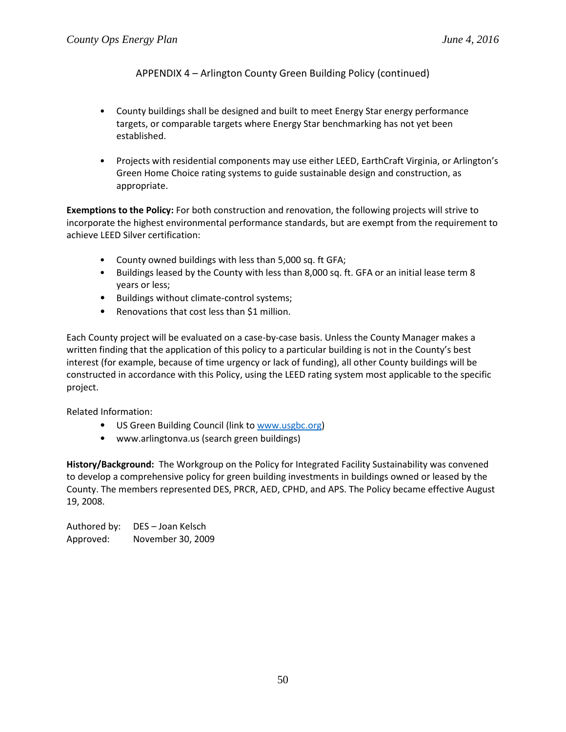APPENDIX 4 – Arlington County Green Building Policy (continued)

- County buildings shall be designed and built to meet Energy Star energy performance targets, or comparable targets where Energy Star benchmarking has not yet been established.

- Projects with residential components may use either LEED, EarthCraft Virginia, or Arlington's Green Home Choice rating systems to guide sustainable design and construction, as appropriate.

**Exemptions to the Policy:** For both construction and renovation, the following projects will strive to incorporate the highest environmental performance standards, but are exempt from the requirement to achieve LEED Silver certification:

- County owned buildings with less than 5,000 sq. ft GFA;
- Buildings leased by the County with less than 8,000 sq. ft. GFA or an initial lease term 8 years or less;
- Buildings without climate-control systems;
- Renovations that cost less than $1 million.

Each County project will be evaluated on a case-by-case basis. Unless the County Manager makes a written finding that the application of this policy to a particular building is not in the County's best interest (for example, because of time urgency or lack of funding), all other County buildings will be constructed in accordance with this Policy, using the LEED rating system most applicable to the specific project.

Related Information:

- US Green Building Council (link to www.usgbc.org)
- www.arlingtonva.us (search green buildings)

**History/Background:** The Workgroup on the Policy for Integrated Facility Sustainability was convened to develop a comprehensive policy for green building investments in buildings owned or leased by the County. The members represented DES, PRCR, AED, CPHD, and APS. The Policy became effective August 19, 2008.

Authored by: DES – Joan Kelsch
Approved: November 30, 2009